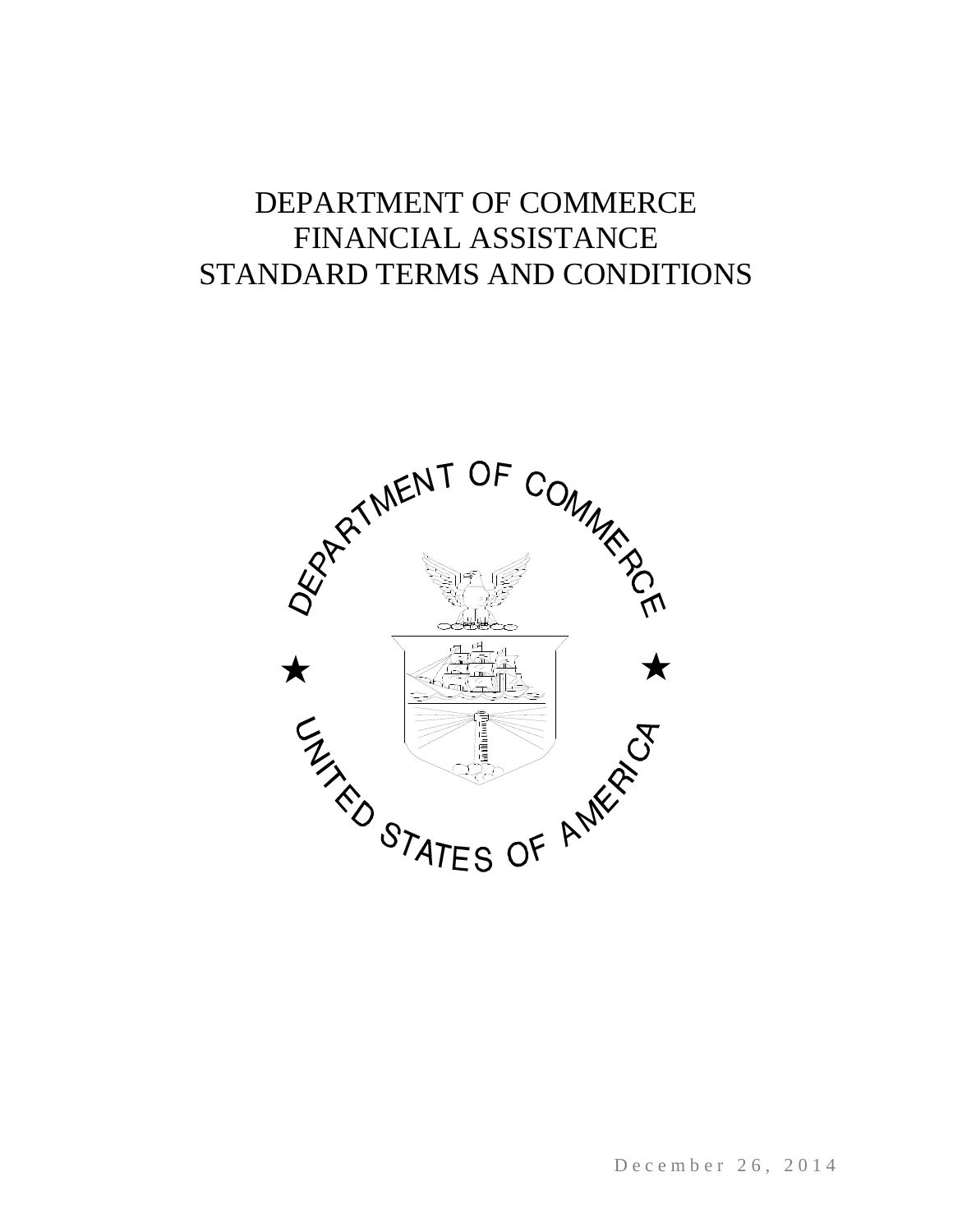# DEPARTMENT OF COMMERCE
# FINANCIAL ASSISTANCE
# STANDARD TERMS AND CONDITIONS

December 26, 2014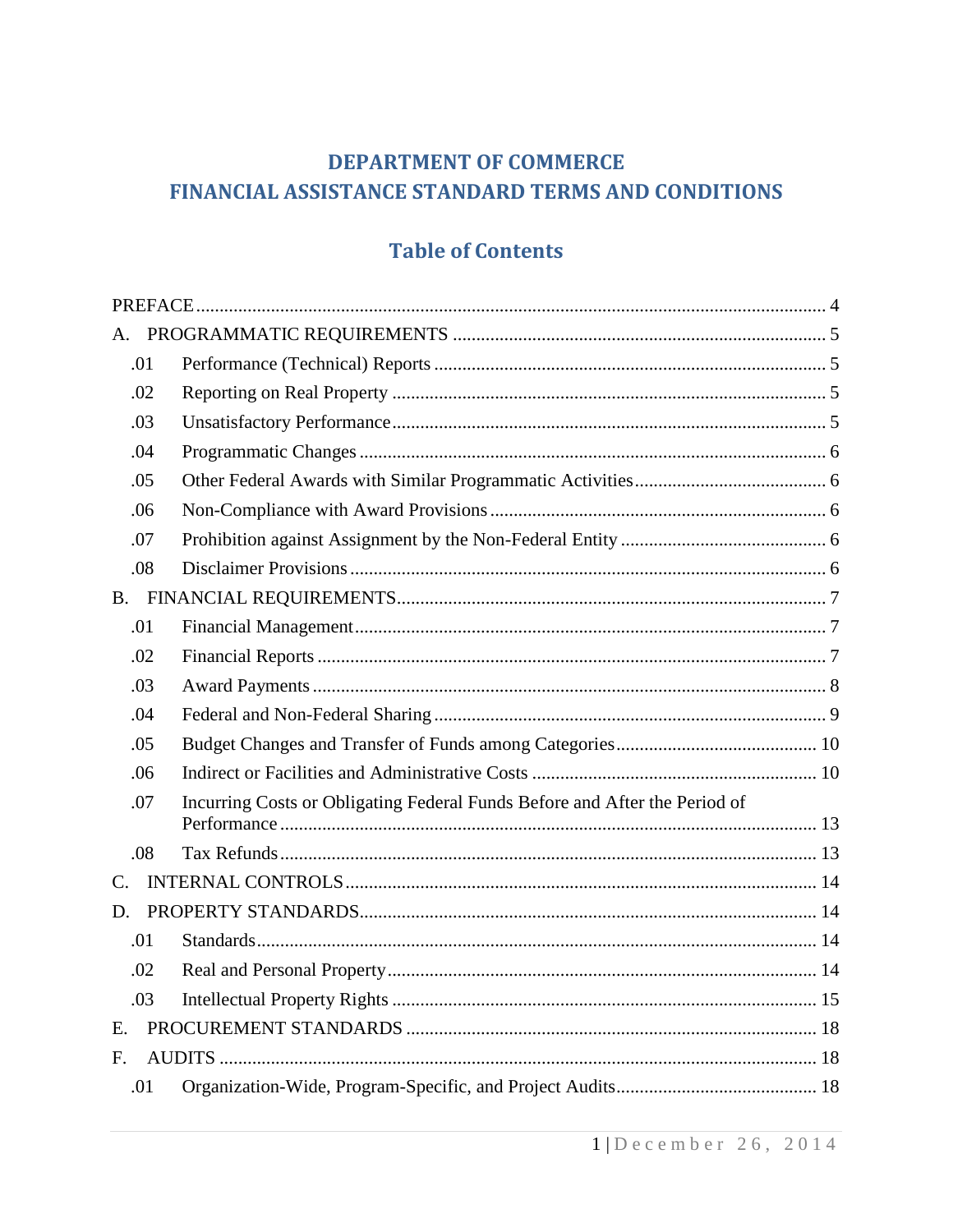# DEPARTMENT OF COMMERCE
# FINANCIAL ASSISTANCE STANDARD TERMS AND CONDITIONS

## Table of Contents

PREFACE ..... 4

A. PROGRAMMATIC REQUIREMENTS ..... 5

- .01 Performance (Technical) Reports ..... 5
- .02 Reporting on Real Property ..... 5
- .03 Unsatisfactory Performance ..... 5
- .04 Programmatic Changes ..... 6
- .05 Other Federal Awards with Similar Programmatic Activities ..... 6
- .06 Non-Compliance with Award Provisions ..... 6
- .07 Prohibition against Assignment by the Non-Federal Entity ..... 6
- .08 Disclaimer Provisions ..... 6

B. FINANCIAL REQUIREMENTS ..... 7

- .01 Financial Management ..... 7
- .02 Financial Reports ..... 7
- .03 Award Payments ..... 8
- .04 Federal and Non-Federal Sharing ..... 9
- .05 Budget Changes and Transfer of Funds among Categories ..... 10
- .06 Indirect or Facilities and Administrative Costs ..... 10
- .07 Incurring Costs or Obligating Federal Funds Before and After the Period of Performance ..... 13
- .08 Tax Refunds ..... 13

C. INTERNAL CONTROLS ..... 14

D. PROPERTY STANDARDS ..... 14

- .01 Standards ..... 14
- .02 Real and Personal Property ..... 14
- .03 Intellectual Property Rights ..... 15

E. PROCUREMENT STANDARDS ..... 18

F. AUDITS ..... 18

- .01 Organization-Wide, Program-Specific, and Project Audits ..... 18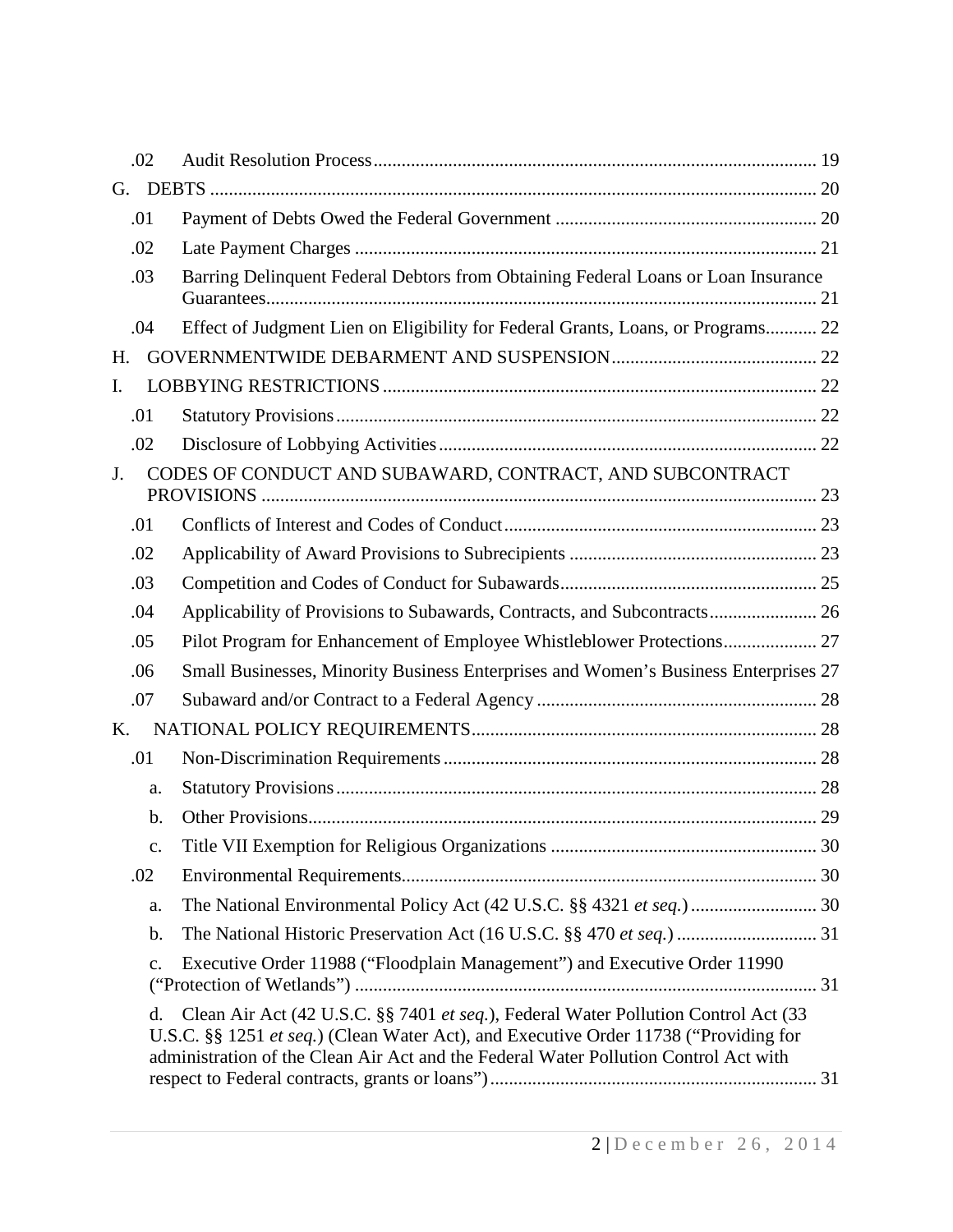.02 Audit Resolution Process .............................................................................................. 19

G. DEBTS ................................................................................................................................ 20

.01 Payment of Debts Owed the Federal Government ........................................................ 20

.02 Late Payment Charges ................................................................................................... 21

.03 Barring Delinquent Federal Debtors from Obtaining Federal Loans or Loan Insurance Guarantees..................................................................................................................... 21

.04 Effect of Judgment Lien on Eligibility for Federal Grants, Loans, or Programs........... 22

H. GOVERNMENTWIDE DEBARMENT AND SUSPENSION............................................ 22

I. LOBBYING RESTRICTIONS ............................................................................................ 22

.01 Statutory Provisions....................................................................................................... 22

.02 Disclosure of Lobbying Activities................................................................................. 22

J. CODES OF CONDUCT AND SUBAWARD, CONTRACT, AND SUBCONTRACT PROVISIONS ...................................................................................................................... 23

.01 Conflicts of Interest and Codes of Conduct................................................................... 23

.02 Applicability of Award Provisions to Subrecipients ..................................................... 23

.03 Competition and Codes of Conduct for Subawards....................................................... 25

.04 Applicability of Provisions to Subawards, Contracts, and Subcontracts....................... 26

.05 Pilot Program for Enhancement of Employee Whistleblower Protections.................... 27

.06 Small Businesses, Minority Business Enterprises and Women's Business Enterprises 27

.07 Subaward and/or Contract to a Federal Agency ............................................................ 28

K. NATIONAL POLICY REQUIREMENTS.......................................................................... 28

.01 Non-Discrimination Requirements ................................................................................ 28

a. Statutory Provisions....................................................................................................... 28

b. Other Provisions............................................................................................................ 29

c. Title VII Exemption for Religious Organizations ......................................................... 30

.02 Environmental Requirements......................................................................................... 30

a. The National Environmental Policy Act (42 U.S.C. §§ 4321 *et seq.*) ........................... 30

b. The National Historic Preservation Act (16 U.S.C. §§ 470 *et seq.*) .............................. 31

c. Executive Order 11988 ("Floodplain Management") and Executive Order 11990 ("Protection of Wetlands") ................................................................................................... 31

d. Clean Air Act (42 U.S.C. §§ 7401 *et seq.*), Federal Water Pollution Control Act (33 U.S.C. §§ 1251 *et seq.*) (Clean Water Act), and Executive Order 11738 ("Providing for administration of the Clean Air Act and the Federal Water Pollution Control Act with respect to Federal contracts, grants or loans") ...................................................................... 31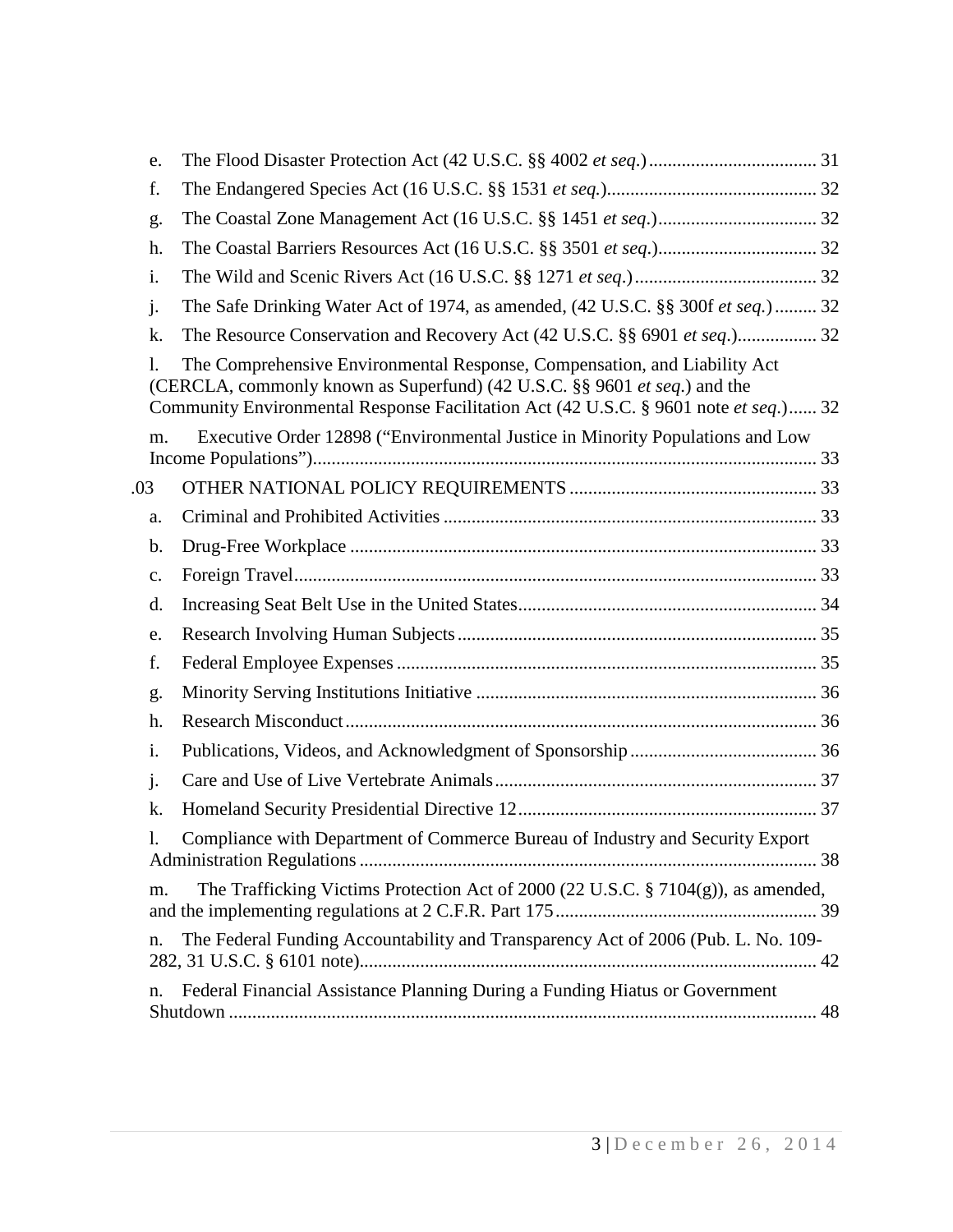e. The Flood Disaster Protection Act (42 U.S.C. §§ 4002 *et seq.*) .................................... 31

f. The Endangered Species Act (16 U.S.C. §§ 1531 *et seq.*)............................................ 32

g. The Coastal Zone Management Act (16 U.S.C. §§ 1451 *et seq*.)................................. 32

h. The Coastal Barriers Resources Act (16 U.S.C. §§ 3501 *et seq*.)................................. 32

i. The Wild and Scenic Rivers Act (16 U.S.C. §§ 1271 *et seq*.)....................................... 32

j. The Safe Drinking Water Act of 1974, as amended, (42 U.S.C. §§ 300f *et seq.*) ......... 32

k. The Resource Conservation and Recovery Act (42 U.S.C. §§ 6901 *et seq*.)................. 32

l. The Comprehensive Environmental Response, Compensation, and Liability Act (CERCLA, commonly known as Superfund) (42 U.S.C. §§ 9601 *et seq*.) and the Community Environmental Response Facilitation Act (42 U.S.C. § 9601 note *et seq*.)...... 32

m. Executive Order 12898 ("Environmental Justice in Minority Populations and Low Income Populations").......................................................................................................... 33

.03 OTHER NATIONAL POLICY REQUIREMENTS ..................................................... 33

a. Criminal and Prohibited Activities ............................................................................... 33

b. Drug-Free Workplace ................................................................................................... 33

c. Foreign Travel............................................................................................................... 33

d. Increasing Seat Belt Use in the United States................................................................ 34

e. Research Involving Human Subjects ............................................................................ 35

f. Federal Employee Expenses ......................................................................................... 35

g. Minority Serving Institutions Initiative ........................................................................ 36

h. Research Misconduct .................................................................................................... 36

i. Publications, Videos, and Acknowledgment of Sponsorship ........................................ 36

j. Care and Use of Live Vertebrate Animals..................................................................... 37

k. Homeland Security Presidential Directive 12................................................................ 37

l. Compliance with Department of Commerce Bureau of Industry and Security Export Administration Regulations ................................................................................................. 38

m. The Trafficking Victims Protection Act of 2000 (22 U.S.C. § 7104(g)), as amended, and the implementing regulations at 2 C.F.R. Part 175........................................................ 39

n. The Federal Funding Accountability and Transparency Act of 2006 (Pub. L. No. 109-282, 31 U.S.C. § 6101 note)................................................................................................. 42

n. Federal Financial Assistance Planning During a Funding Hiatus or Government Shutdown ............................................................................................................................. 48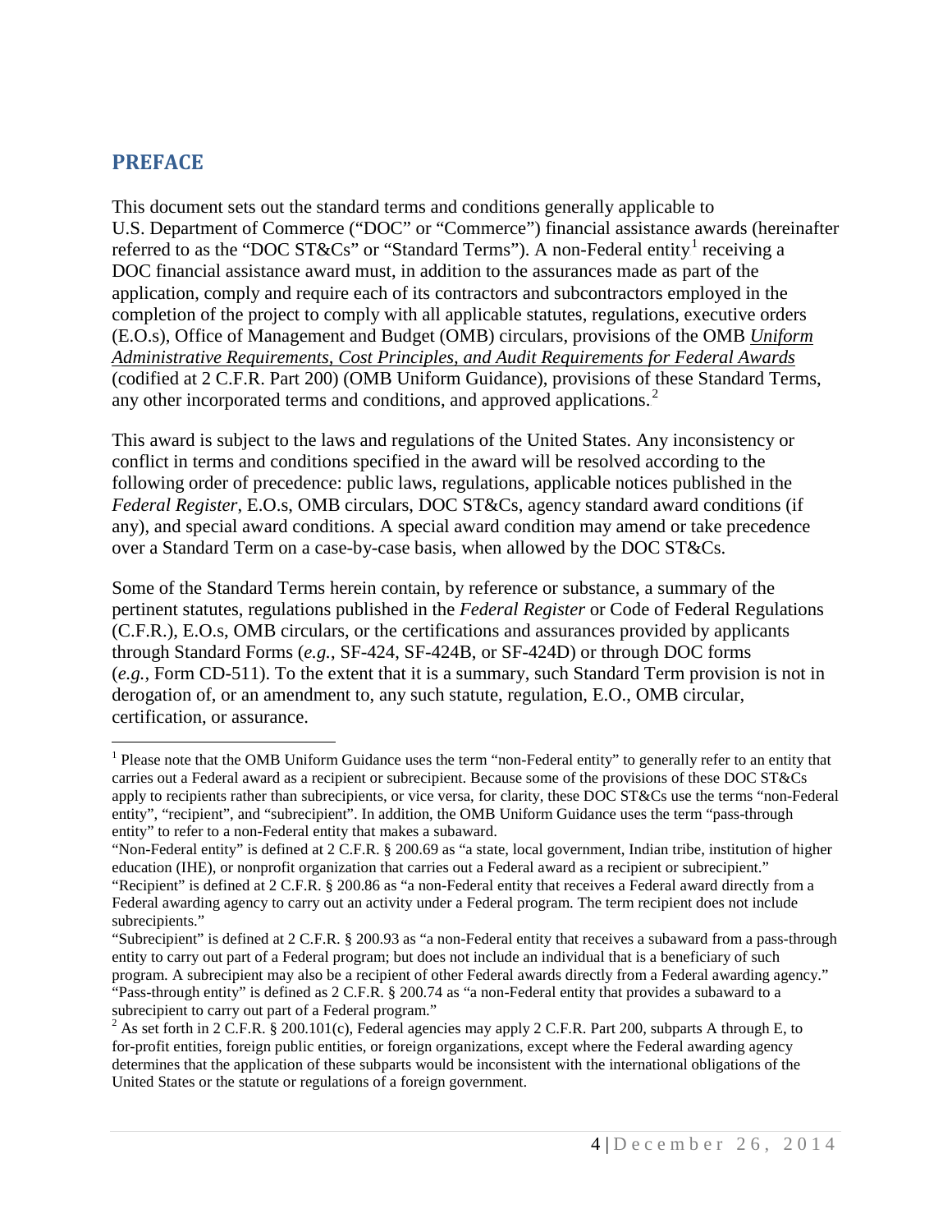## PREFACE

This document sets out the standard terms and conditions generally applicable to U.S. Department of Commerce ("DOC" or "Commerce") financial assistance awards (hereinafter referred to as the "DOC ST&Cs" or "Standard Terms"). A non-Federal entity[1] receiving a DOC financial assistance award must, in addition to the assurances made as part of the application, comply and require each of its contractors and subcontractors employed in the completion of the project to comply with all applicable statutes, regulations, executive orders (E.O.s), Office of Management and Budget (OMB) circulars, provisions of the OMB *Uniform Administrative Requirements, Cost Principles, and Audit Requirements for Federal Awards* (codified at 2 C.F.R. Part 200) (OMB Uniform Guidance), provisions of these Standard Terms, any other incorporated terms and conditions, and approved applications.[2]

This award is subject to the laws and regulations of the United States. Any inconsistency or conflict in terms and conditions specified in the award will be resolved according to the following order of precedence: public laws, regulations, applicable notices published in the *Federal Register*, E.O.s, OMB circulars, DOC ST&Cs, agency standard award conditions (if any), and special award conditions. A special award condition may amend or take precedence over a Standard Term on a case-by-case basis, when allowed by the DOC ST&Cs.

Some of the Standard Terms herein contain, by reference or substance, a summary of the pertinent statutes, regulations published in the *Federal Register* or Code of Federal Regulations (C.F.R.), E.O.s, OMB circulars, or the certifications and assurances provided by applicants through Standard Forms (*e.g.*, SF-424, SF-424B, or SF-424D) or through DOC forms (*e.g.*, Form CD-511). To the extent that it is a summary, such Standard Term provision is not in derogation of, or an amendment to, any such statute, regulation, E.O., OMB circular, certification, or assurance.

---

[1] Please note that the OMB Uniform Guidance uses the term "non-Federal entity" to generally refer to an entity that carries out a Federal award as a recipient or subrecipient. Because some of the provisions of these DOC ST&Cs apply to recipients rather than subrecipients, or vice versa, for clarity, these DOC ST&Cs use the terms "non-Federal entity", "recipient", and "subrecipient". In addition, the OMB Uniform Guidance uses the term "pass-through entity" to refer to a non-Federal entity that makes a subaward.

"Non-Federal entity" is defined at 2 C.F.R. § 200.69 as "a state, local government, Indian tribe, institution of higher education (IHE), or nonprofit organization that carries out a Federal award as a recipient or subrecipient."

"Recipient" is defined at 2 C.F.R. § 200.86 as "a non-Federal entity that receives a Federal award directly from a Federal awarding agency to carry out an activity under a Federal program. The term recipient does not include subrecipients."

"Subrecipient" is defined at 2 C.F.R. § 200.93 as "a non-Federal entity that receives a subaward from a pass-through entity to carry out part of a Federal program; but does not include an individual that is a beneficiary of such program. A subrecipient may also be a recipient of other Federal awards directly from a Federal awarding agency."

"Pass-through entity" is defined as 2 C.F.R. § 200.74 as "a non-Federal entity that provides a subaward to a subrecipient to carry out part of a Federal program."

[2] As set forth in 2 C.F.R. § 200.101(c), Federal agencies may apply 2 C.F.R. Part 200, subparts A through E, to for-profit entities, foreign public entities, or foreign organizations, except where the Federal awarding agency determines that the application of these subparts would be inconsistent with the international obligations of the United States or the statute or regulations of a foreign government.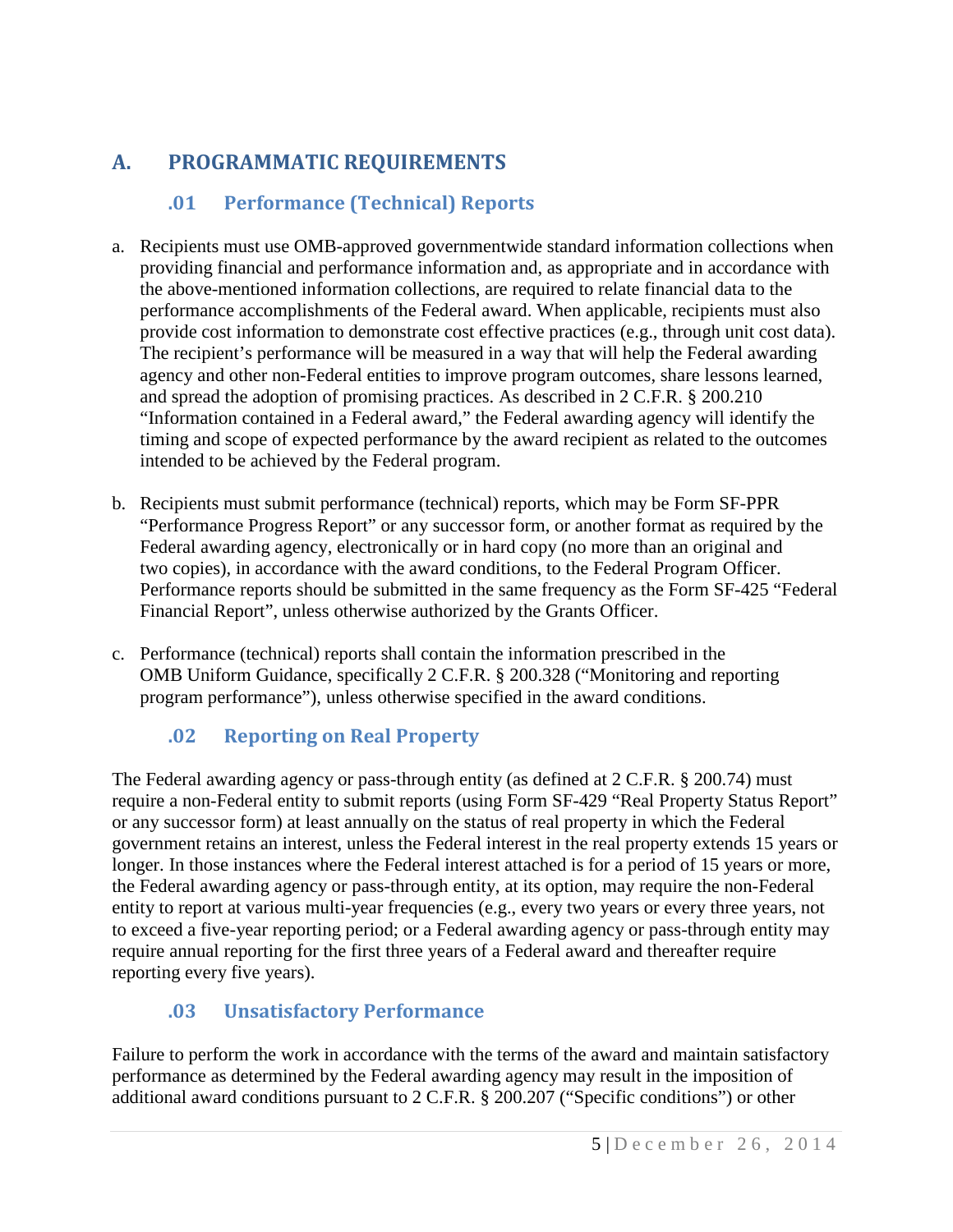## A. PROGRAMMATIC REQUIREMENTS

### .01 Performance (Technical) Reports

a. Recipients must use OMB-approved governmentwide standard information collections when providing financial and performance information and, as appropriate and in accordance with the above-mentioned information collections, are required to relate financial data to the performance accomplishments of the Federal award. When applicable, recipients must also provide cost information to demonstrate cost effective practices (e.g., through unit cost data). The recipient's performance will be measured in a way that will help the Federal awarding agency and other non-Federal entities to improve program outcomes, share lessons learned, and spread the adoption of promising practices. As described in 2 C.F.R. § 200.210 "Information contained in a Federal award," the Federal awarding agency will identify the timing and scope of expected performance by the award recipient as related to the outcomes intended to be achieved by the Federal program.

b. Recipients must submit performance (technical) reports, which may be Form SF-PPR "Performance Progress Report" or any successor form, or another format as required by the Federal awarding agency, electronically or in hard copy (no more than an original and two copies), in accordance with the award conditions, to the Federal Program Officer. Performance reports should be submitted in the same frequency as the Form SF-425 "Federal Financial Report", unless otherwise authorized by the Grants Officer.

c. Performance (technical) reports shall contain the information prescribed in the OMB Uniform Guidance, specifically 2 C.F.R. § 200.328 ("Monitoring and reporting program performance"), unless otherwise specified in the award conditions.

### .02 Reporting on Real Property

The Federal awarding agency or pass-through entity (as defined at 2 C.F.R. § 200.74) must require a non-Federal entity to submit reports (using Form SF-429 "Real Property Status Report" or any successor form) at least annually on the status of real property in which the Federal government retains an interest, unless the Federal interest in the real property extends 15 years or longer. In those instances where the Federal interest attached is for a period of 15 years or more, the Federal awarding agency or pass-through entity, at its option, may require the non-Federal entity to report at various multi-year frequencies (e.g., every two years or every three years, not to exceed a five-year reporting period; or a Federal awarding agency or pass-through entity may require annual reporting for the first three years of a Federal award and thereafter require reporting every five years).

### .03 Unsatisfactory Performance

Failure to perform the work in accordance with the terms of the award and maintain satisfactory performance as determined by the Federal awarding agency may result in the imposition of additional award conditions pursuant to 2 C.F.R. § 200.207 ("Specific conditions") or other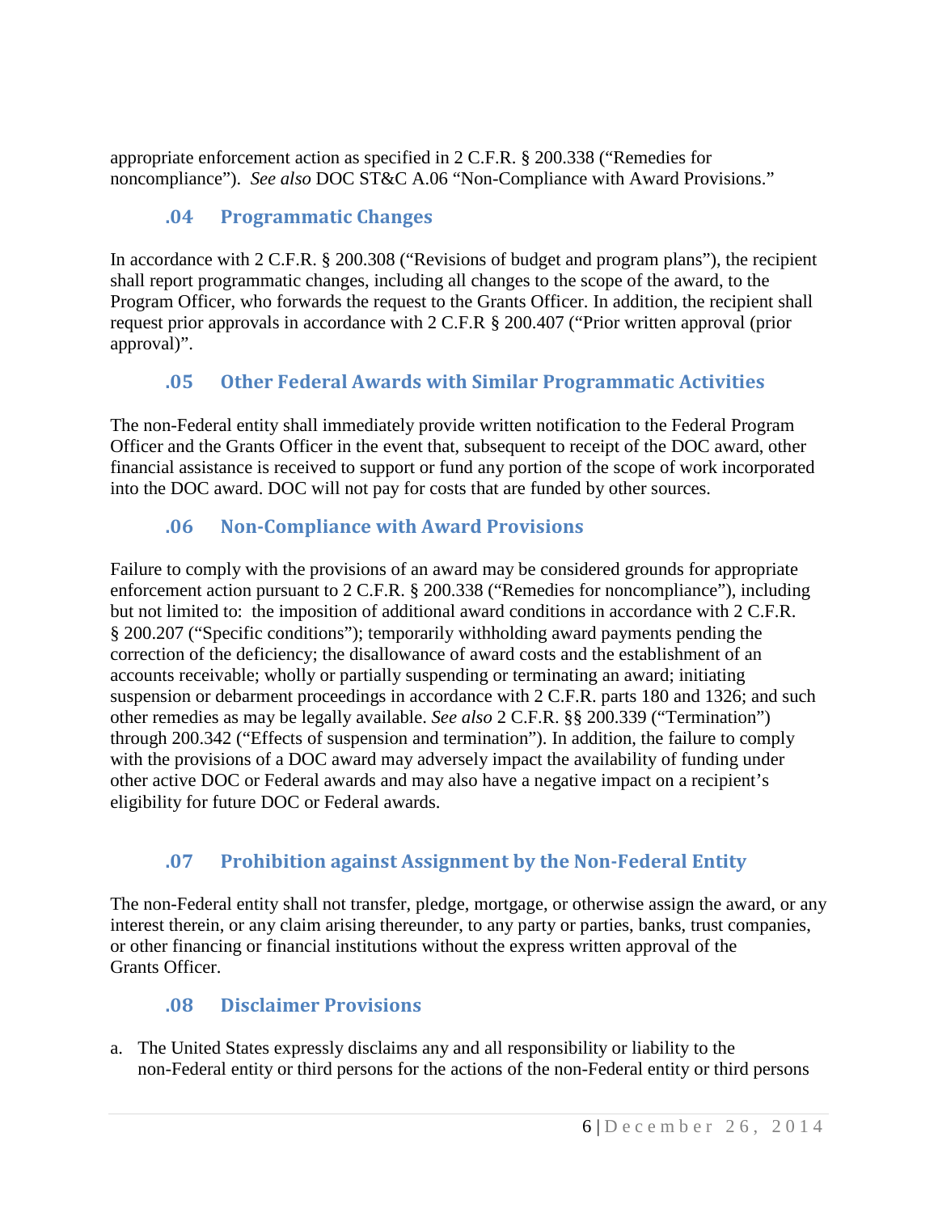appropriate enforcement action as specified in 2 C.F.R. § 200.338 ("Remedies for noncompliance"). *See also* DOC ST&C A.06 "Non-Compliance with Award Provisions."

### .04 Programmatic Changes

In accordance with 2 C.F.R. § 200.308 ("Revisions of budget and program plans"), the recipient shall report programmatic changes, including all changes to the scope of the award, to the Program Officer, who forwards the request to the Grants Officer. In addition, the recipient shall request prior approvals in accordance with 2 C.F.R § 200.407 ("Prior written approval (prior approval)".

### .05 Other Federal Awards with Similar Programmatic Activities

The non-Federal entity shall immediately provide written notification to the Federal Program Officer and the Grants Officer in the event that, subsequent to receipt of the DOC award, other financial assistance is received to support or fund any portion of the scope of work incorporated into the DOC award. DOC will not pay for costs that are funded by other sources.

### .06 Non-Compliance with Award Provisions

Failure to comply with the provisions of an award may be considered grounds for appropriate enforcement action pursuant to 2 C.F.R. § 200.338 ("Remedies for noncompliance"), including but not limited to: the imposition of additional award conditions in accordance with 2 C.F.R. § 200.207 ("Specific conditions"); temporarily withholding award payments pending the correction of the deficiency; the disallowance of award costs and the establishment of an accounts receivable; wholly or partially suspending or terminating an award; initiating suspension or debarment proceedings in accordance with 2 C.F.R. parts 180 and 1326; and such other remedies as may be legally available. *See also* 2 C.F.R. §§ 200.339 ("Termination") through 200.342 ("Effects of suspension and termination"). In addition, the failure to comply with the provisions of a DOC award may adversely impact the availability of funding under other active DOC or Federal awards and may also have a negative impact on a recipient's eligibility for future DOC or Federal awards.

### .07 Prohibition against Assignment by the Non-Federal Entity

The non-Federal entity shall not transfer, pledge, mortgage, or otherwise assign the award, or any interest therein, or any claim arising thereunder, to any party or parties, banks, trust companies, or other financing or financial institutions without the express written approval of the Grants Officer.

### .08 Disclaimer Provisions

a. The United States expressly disclaims any and all responsibility or liability to the non-Federal entity or third persons for the actions of the non-Federal entity or third persons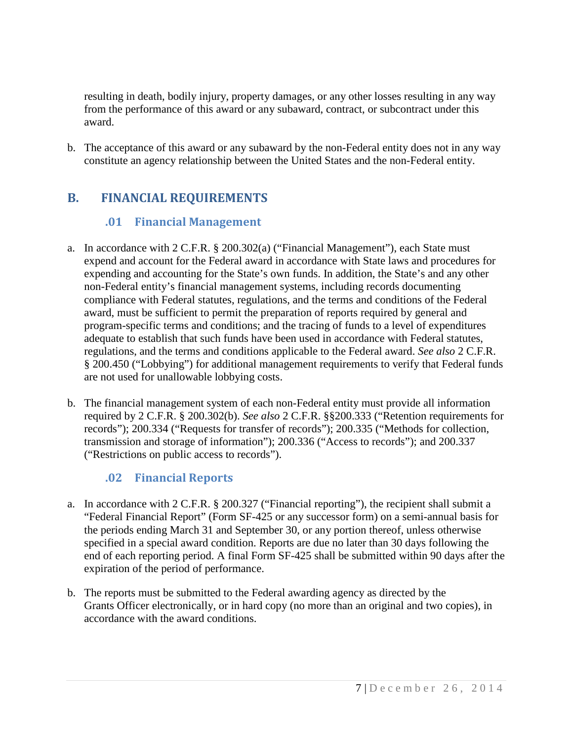resulting in death, bodily injury, property damages, or any other losses resulting in any way from the performance of this award or any subaward, contract, or subcontract under this award.

b. The acceptance of this award or any subaward by the non-Federal entity does not in any way constitute an agency relationship between the United States and the non-Federal entity.

## B. FINANCIAL REQUIREMENTS

### .01 Financial Management

a. In accordance with 2 C.F.R. § 200.302(a) ("Financial Management"), each State must expend and account for the Federal award in accordance with State laws and procedures for expending and accounting for the State's own funds. In addition, the State's and any other non-Federal entity's financial management systems, including records documenting compliance with Federal statutes, regulations, and the terms and conditions of the Federal award, must be sufficient to permit the preparation of reports required by general and program-specific terms and conditions; and the tracing of funds to a level of expenditures adequate to establish that such funds have been used in accordance with Federal statutes, regulations, and the terms and conditions applicable to the Federal award. *See also* 2 C.F.R. § 200.450 ("Lobbying") for additional management requirements to verify that Federal funds are not used for unallowable lobbying costs.

b. The financial management system of each non-Federal entity must provide all information required by 2 C.F.R. § 200.302(b). *See also* 2 C.F.R. §§200.333 ("Retention requirements for records"); 200.334 ("Requests for transfer of records"); 200.335 ("Methods for collection, transmission and storage of information"); 200.336 ("Access to records"); and 200.337 ("Restrictions on public access to records").

### .02 Financial Reports

a. In accordance with 2 C.F.R. § 200.327 ("Financial reporting"), the recipient shall submit a "Federal Financial Report" (Form SF-425 or any successor form) on a semi-annual basis for the periods ending March 31 and September 30, or any portion thereof, unless otherwise specified in a special award condition. Reports are due no later than 30 days following the end of each reporting period. A final Form SF-425 shall be submitted within 90 days after the expiration of the period of performance.

b. The reports must be submitted to the Federal awarding agency as directed by the Grants Officer electronically, or in hard copy (no more than an original and two copies), in accordance with the award conditions.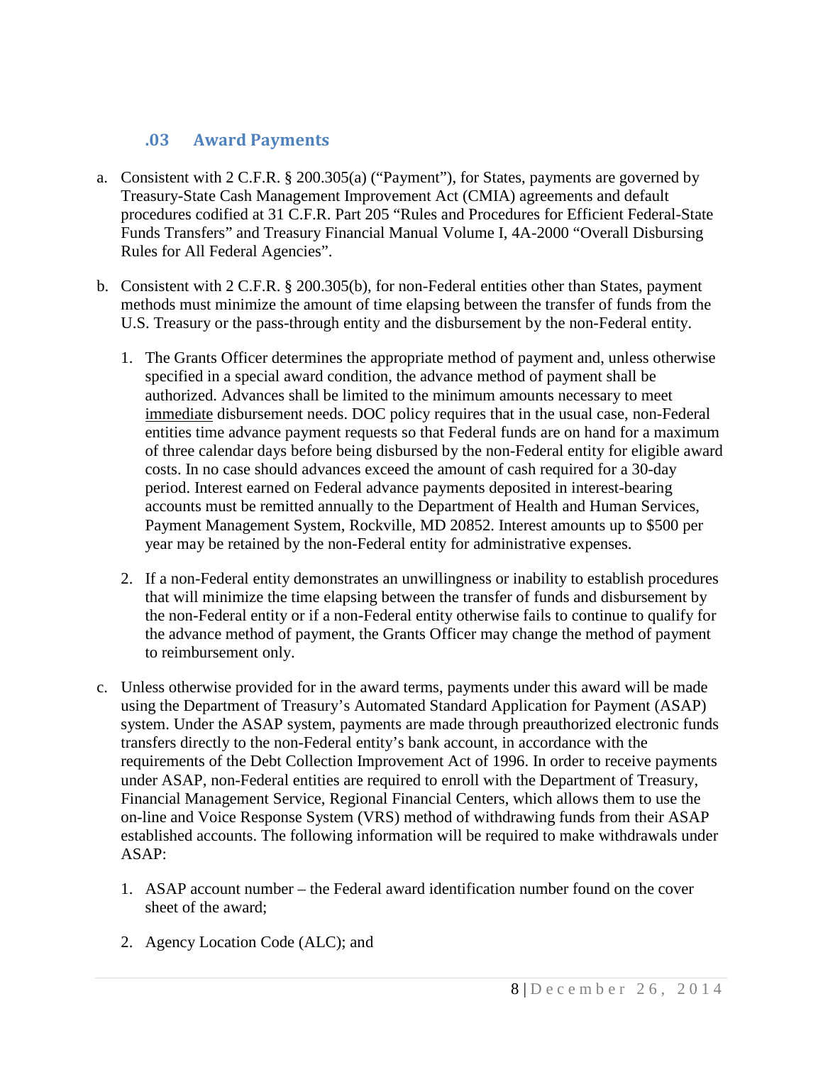### .03 Award Payments

a. Consistent with 2 C.F.R. § 200.305(a) ("Payment"), for States, payments are governed by Treasury-State Cash Management Improvement Act (CMIA) agreements and default procedures codified at 31 C.F.R. Part 205 "Rules and Procedures for Efficient Federal-State Funds Transfers" and Treasury Financial Manual Volume I, 4A-2000 "Overall Disbursing Rules for All Federal Agencies".

b. Consistent with 2 C.F.R. § 200.305(b), for non-Federal entities other than States, payment methods must minimize the amount of time elapsing between the transfer of funds from the U.S. Treasury or the pass-through entity and the disbursement by the non-Federal entity.

   1. The Grants Officer determines the appropriate method of payment and, unless otherwise specified in a special award condition, the advance method of payment shall be authorized. Advances shall be limited to the minimum amounts necessary to meet <u>immediate</u> disbursement needs. DOC policy requires that in the usual case, non-Federal entities time advance payment requests so that Federal funds are on hand for a maximum of three calendar days before being disbursed by the non-Federal entity for eligible award costs. In no case should advances exceed the amount of cash required for a 30-day period. Interest earned on Federal advance payments deposited in interest-bearing accounts must be remitted annually to the Department of Health and Human Services, Payment Management System, Rockville, MD 20852. Interest amounts up to $500 per year may be retained by the non-Federal entity for administrative expenses.

   2. If a non-Federal entity demonstrates an unwillingness or inability to establish procedures that will minimize the time elapsing between the transfer of funds and disbursement by the non-Federal entity or if a non-Federal entity otherwise fails to continue to qualify for the advance method of payment, the Grants Officer may change the method of payment to reimbursement only.

c. Unless otherwise provided for in the award terms, payments under this award will be made using the Department of Treasury's Automated Standard Application for Payment (ASAP) system. Under the ASAP system, payments are made through preauthorized electronic funds transfers directly to the non-Federal entity's bank account, in accordance with the requirements of the Debt Collection Improvement Act of 1996. In order to receive payments under ASAP, non-Federal entities are required to enroll with the Department of Treasury, Financial Management Service, Regional Financial Centers, which allows them to use the on-line and Voice Response System (VRS) method of withdrawing funds from their ASAP established accounts. The following information will be required to make withdrawals under ASAP:

   1. ASAP account number – the Federal award identification number found on the cover sheet of the award;

   2. Agency Location Code (ALC); and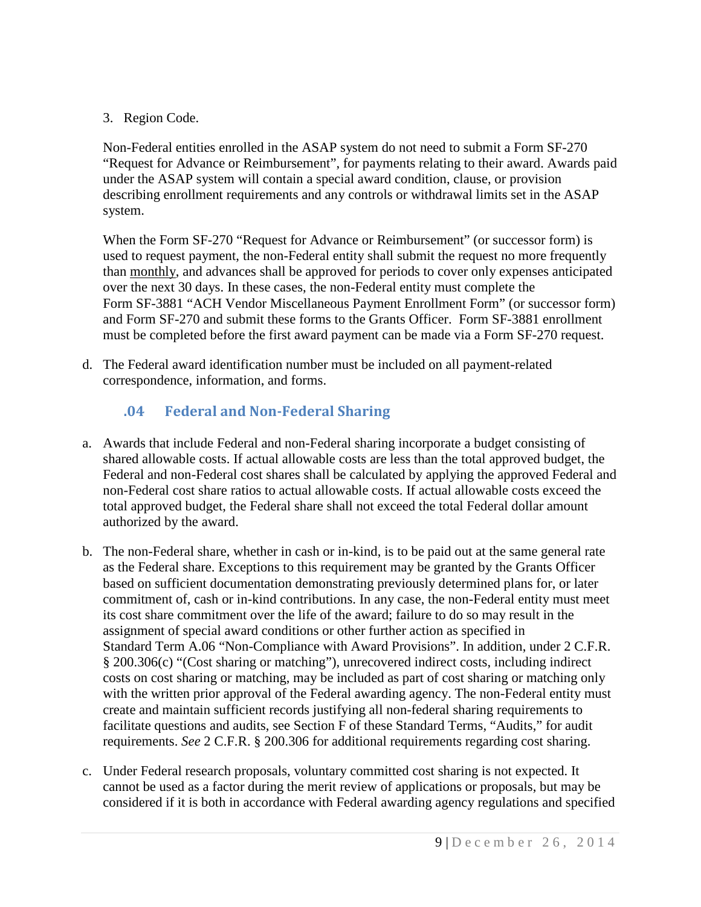3. Region Code.

Non-Federal entities enrolled in the ASAP system do not need to submit a Form SF-270 "Request for Advance or Reimbursement", for payments relating to their award. Awards paid under the ASAP system will contain a special award condition, clause, or provision describing enrollment requirements and any controls or withdrawal limits set in the ASAP system.

When the Form SF-270 "Request for Advance or Reimbursement" (or successor form) is used to request payment, the non-Federal entity shall submit the request no more frequently than monthly, and advances shall be approved for periods to cover only expenses anticipated over the next 30 days. In these cases, the non-Federal entity must complete the Form SF-3881 "ACH Vendor Miscellaneous Payment Enrollment Form" (or successor form) and Form SF-270 and submit these forms to the Grants Officer. Form SF-3881 enrollment must be completed before the first award payment can be made via a Form SF-270 request.

d. The Federal award identification number must be included on all payment-related correspondence, information, and forms.

## .04 Federal and Non-Federal Sharing

a. Awards that include Federal and non-Federal sharing incorporate a budget consisting of shared allowable costs. If actual allowable costs are less than the total approved budget, the Federal and non-Federal cost shares shall be calculated by applying the approved Federal and non-Federal cost share ratios to actual allowable costs. If actual allowable costs exceed the total approved budget, the Federal share shall not exceed the total Federal dollar amount authorized by the award.

b. The non-Federal share, whether in cash or in-kind, is to be paid out at the same general rate as the Federal share. Exceptions to this requirement may be granted by the Grants Officer based on sufficient documentation demonstrating previously determined plans for, or later commitment of, cash or in-kind contributions. In any case, the non-Federal entity must meet its cost share commitment over the life of the award; failure to do so may result in the assignment of special award conditions or other further action as specified in Standard Term A.06 "Non-Compliance with Award Provisions". In addition, under 2 C.F.R. § 200.306(c) "(Cost sharing or matching"), unrecovered indirect costs, including indirect costs on cost sharing or matching, may be included as part of cost sharing or matching only with the written prior approval of the Federal awarding agency. The non-Federal entity must create and maintain sufficient records justifying all non-federal sharing requirements to facilitate questions and audits, see Section F of these Standard Terms, "Audits," for audit requirements. *See* 2 C.F.R. § 200.306 for additional requirements regarding cost sharing.

c. Under Federal research proposals, voluntary committed cost sharing is not expected. It cannot be used as a factor during the merit review of applications or proposals, but may be considered if it is both in accordance with Federal awarding agency regulations and specified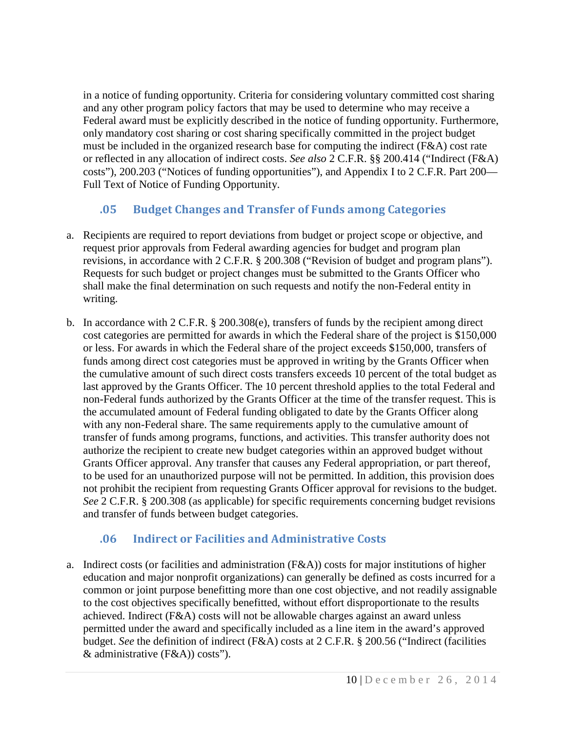in a notice of funding opportunity. Criteria for considering voluntary committed cost sharing and any other program policy factors that may be used to determine who may receive a Federal award must be explicitly described in the notice of funding opportunity. Furthermore, only mandatory cost sharing or cost sharing specifically committed in the project budget must be included in the organized research base for computing the indirect (F&A) cost rate or reflected in any allocation of indirect costs. *See also* 2 C.F.R. §§ 200.414 ("Indirect (F&A) costs"), 200.203 ("Notices of funding opportunities"), and Appendix I to 2 C.F.R. Part 200—Full Text of Notice of Funding Opportunity.

### .05 Budget Changes and Transfer of Funds among Categories

a. Recipients are required to report deviations from budget or project scope or objective, and request prior approvals from Federal awarding agencies for budget and program plan revisions, in accordance with 2 C.F.R. § 200.308 ("Revision of budget and program plans"). Requests for such budget or project changes must be submitted to the Grants Officer who shall make the final determination on such requests and notify the non-Federal entity in writing.

b. In accordance with 2 C.F.R. § 200.308(e), transfers of funds by the recipient among direct cost categories are permitted for awards in which the Federal share of the project is $150,000 or less. For awards in which the Federal share of the project exceeds $150,000, transfers of funds among direct cost categories must be approved in writing by the Grants Officer when the cumulative amount of such direct costs transfers exceeds 10 percent of the total budget as last approved by the Grants Officer. The 10 percent threshold applies to the total Federal and non-Federal funds authorized by the Grants Officer at the time of the transfer request. This is the accumulated amount of Federal funding obligated to date by the Grants Officer along with any non-Federal share. The same requirements apply to the cumulative amount of transfer of funds among programs, functions, and activities. This transfer authority does not authorize the recipient to create new budget categories within an approved budget without Grants Officer approval. Any transfer that causes any Federal appropriation, or part thereof, to be used for an unauthorized purpose will not be permitted. In addition, this provision does not prohibit the recipient from requesting Grants Officer approval for revisions to the budget. *See* 2 C.F.R. § 200.308 (as applicable) for specific requirements concerning budget revisions and transfer of funds between budget categories.

### .06 Indirect or Facilities and Administrative Costs

a. Indirect costs (or facilities and administration (F&A)) costs for major institutions of higher education and major nonprofit organizations) can generally be defined as costs incurred for a common or joint purpose benefitting more than one cost objective, and not readily assignable to the cost objectives specifically benefitted, without effort disproportionate to the results achieved. Indirect (F&A) costs will not be allowable charges against an award unless permitted under the award and specifically included as a line item in the award's approved budget. *See* the definition of indirect (F&A) costs at 2 C.F.R. § 200.56 ("Indirect (facilities & administrative (F&A)) costs").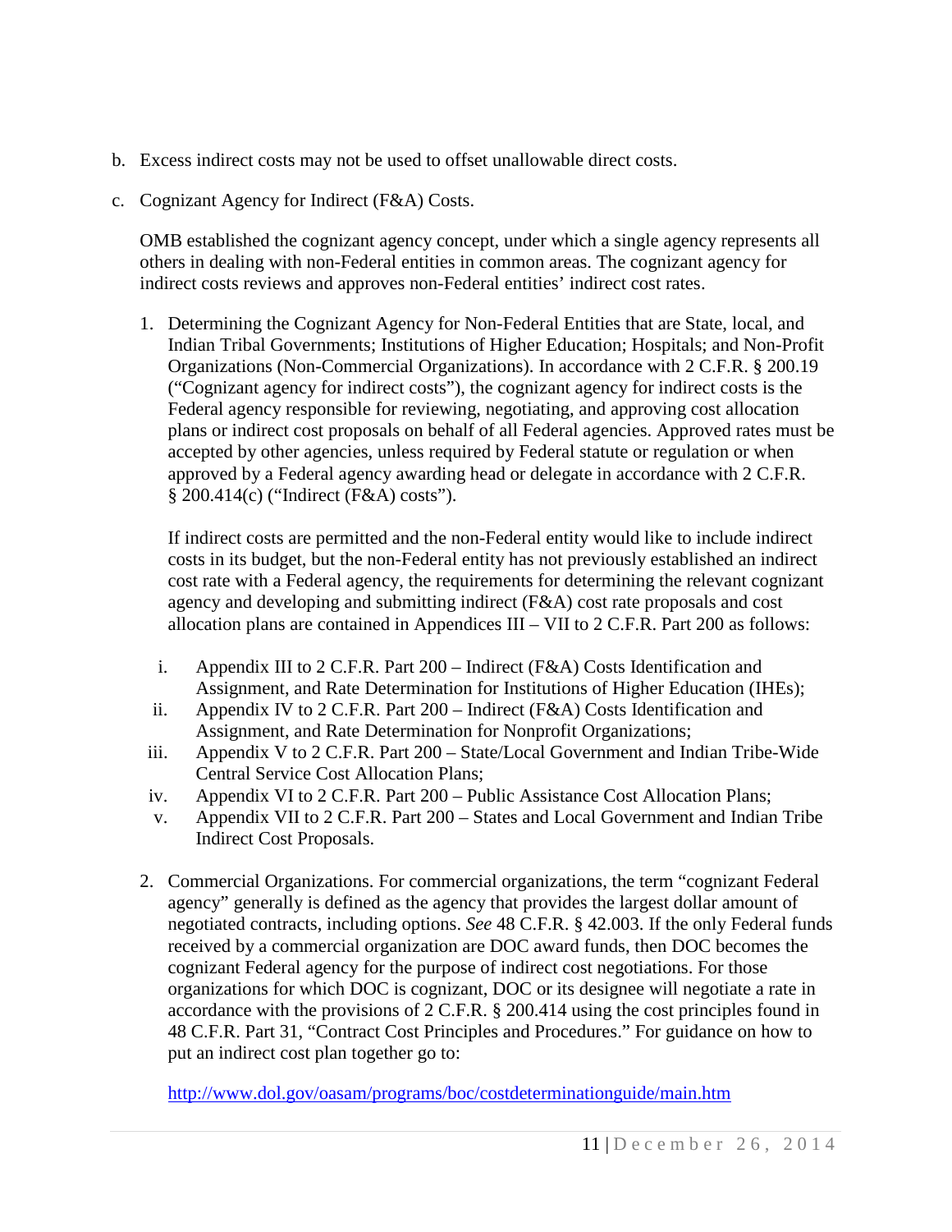b. Excess indirect costs may not be used to offset unallowable direct costs.

c. Cognizant Agency for Indirect (F&A) Costs.

   OMB established the cognizant agency concept, under which a single agency represents all others in dealing with non-Federal entities in common areas. The cognizant agency for indirect costs reviews and approves non-Federal entities' indirect cost rates.

   1. Determining the Cognizant Agency for Non-Federal Entities that are State, local, and Indian Tribal Governments; Institutions of Higher Education; Hospitals; and Non-Profit Organizations (Non-Commercial Organizations). In accordance with 2 C.F.R. § 200.19 ("Cognizant agency for indirect costs"), the cognizant agency for indirect costs is the Federal agency responsible for reviewing, negotiating, and approving cost allocation plans or indirect cost proposals on behalf of all Federal agencies. Approved rates must be accepted by other agencies, unless required by Federal statute or regulation or when approved by a Federal agency awarding head or delegate in accordance with 2 C.F.R. § 200.414(c) ("Indirect (F&A) costs").

      If indirect costs are permitted and the non-Federal entity would like to include indirect costs in its budget, but the non-Federal entity has not previously established an indirect cost rate with a Federal agency, the requirements for determining the relevant cognizant agency and developing and submitting indirect (F&A) cost rate proposals and cost allocation plans are contained in Appendices III – VII to 2 C.F.R. Part 200 as follows:

      i. Appendix III to 2 C.F.R. Part 200 – Indirect (F&A) Costs Identification and Assignment, and Rate Determination for Institutions of Higher Education (IHEs);
      ii. Appendix IV to 2 C.F.R. Part 200 – Indirect (F&A) Costs Identification and Assignment, and Rate Determination for Nonprofit Organizations;
      iii. Appendix V to 2 C.F.R. Part 200 – State/Local Government and Indian Tribe-Wide Central Service Cost Allocation Plans;
      iv. Appendix VI to 2 C.F.R. Part 200 – Public Assistance Cost Allocation Plans;
      v. Appendix VII to 2 C.F.R. Part 200 – States and Local Government and Indian Tribe Indirect Cost Proposals.

   2. Commercial Organizations. For commercial organizations, the term "cognizant Federal agency" generally is defined as the agency that provides the largest dollar amount of negotiated contracts, including options. *See* 48 C.F.R. § 42.003. If the only Federal funds received by a commercial organization are DOC award funds, then DOC becomes the cognizant Federal agency for the purpose of indirect cost negotiations. For those organizations for which DOC is cognizant, DOC or its designee will negotiate a rate in accordance with the provisions of 2 C.F.R. § 200.414 using the cost principles found in 48 C.F.R. Part 31, "Contract Cost Principles and Procedures." For guidance on how to put an indirect cost plan together go to:

      http://www.dol.gov/oasam/programs/boc/costdeterminationguide/main.htm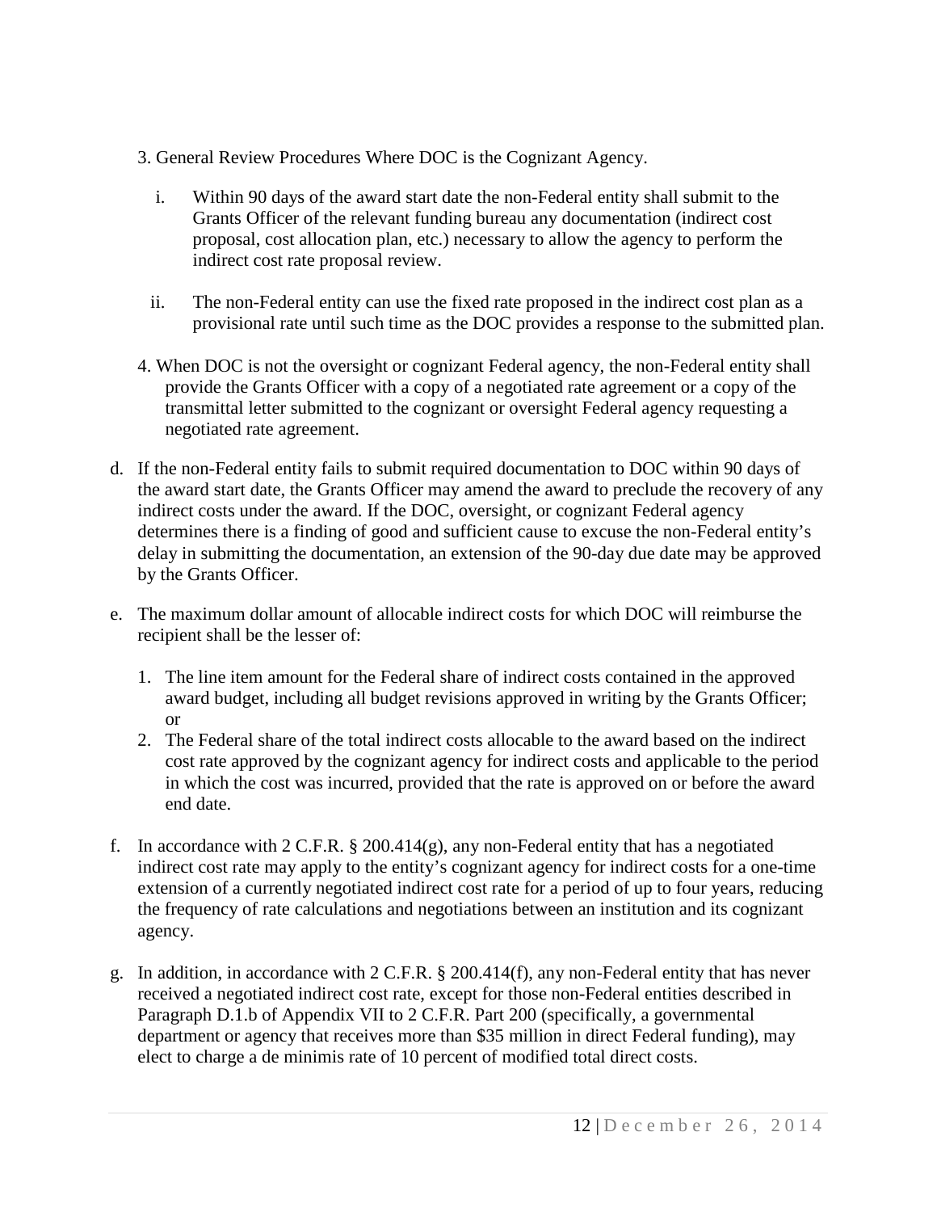3. General Review Procedures Where DOC is the Cognizant Agency.

   i. Within 90 days of the award start date the non-Federal entity shall submit to the Grants Officer of the relevant funding bureau any documentation (indirect cost proposal, cost allocation plan, etc.) necessary to allow the agency to perform the indirect cost rate proposal review.

   ii. The non-Federal entity can use the fixed rate proposed in the indirect cost plan as a provisional rate until such time as the DOC provides a response to the submitted plan.

4. When DOC is not the oversight or cognizant Federal agency, the non-Federal entity shall provide the Grants Officer with a copy of a negotiated rate agreement or a copy of the transmittal letter submitted to the cognizant or oversight Federal agency requesting a negotiated rate agreement.

d. If the non-Federal entity fails to submit required documentation to DOC within 90 days of the award start date, the Grants Officer may amend the award to preclude the recovery of any indirect costs under the award. If the DOC, oversight, or cognizant Federal agency determines there is a finding of good and sufficient cause to excuse the non-Federal entity's delay in submitting the documentation, an extension of the 90-day due date may be approved by the Grants Officer.

e. The maximum dollar amount of allocable indirect costs for which DOC will reimburse the recipient shall be the lesser of:

   1. The line item amount for the Federal share of indirect costs contained in the approved award budget, including all budget revisions approved in writing by the Grants Officer; or
   2. The Federal share of the total indirect costs allocable to the award based on the indirect cost rate approved by the cognizant agency for indirect costs and applicable to the period in which the cost was incurred, provided that the rate is approved on or before the award end date.

f. In accordance with 2 C.F.R. § 200.414(g), any non-Federal entity that has a negotiated indirect cost rate may apply to the entity's cognizant agency for indirect costs for a one-time extension of a currently negotiated indirect cost rate for a period of up to four years, reducing the frequency of rate calculations and negotiations between an institution and its cognizant agency.

g. In addition, in accordance with 2 C.F.R. § 200.414(f), any non-Federal entity that has never received a negotiated indirect cost rate, except for those non-Federal entities described in Paragraph D.1.b of Appendix VII to 2 C.F.R. Part 200 (specifically, a governmental department or agency that receives more than $35 million in direct Federal funding), may elect to charge a de minimis rate of 10 percent of modified total direct costs.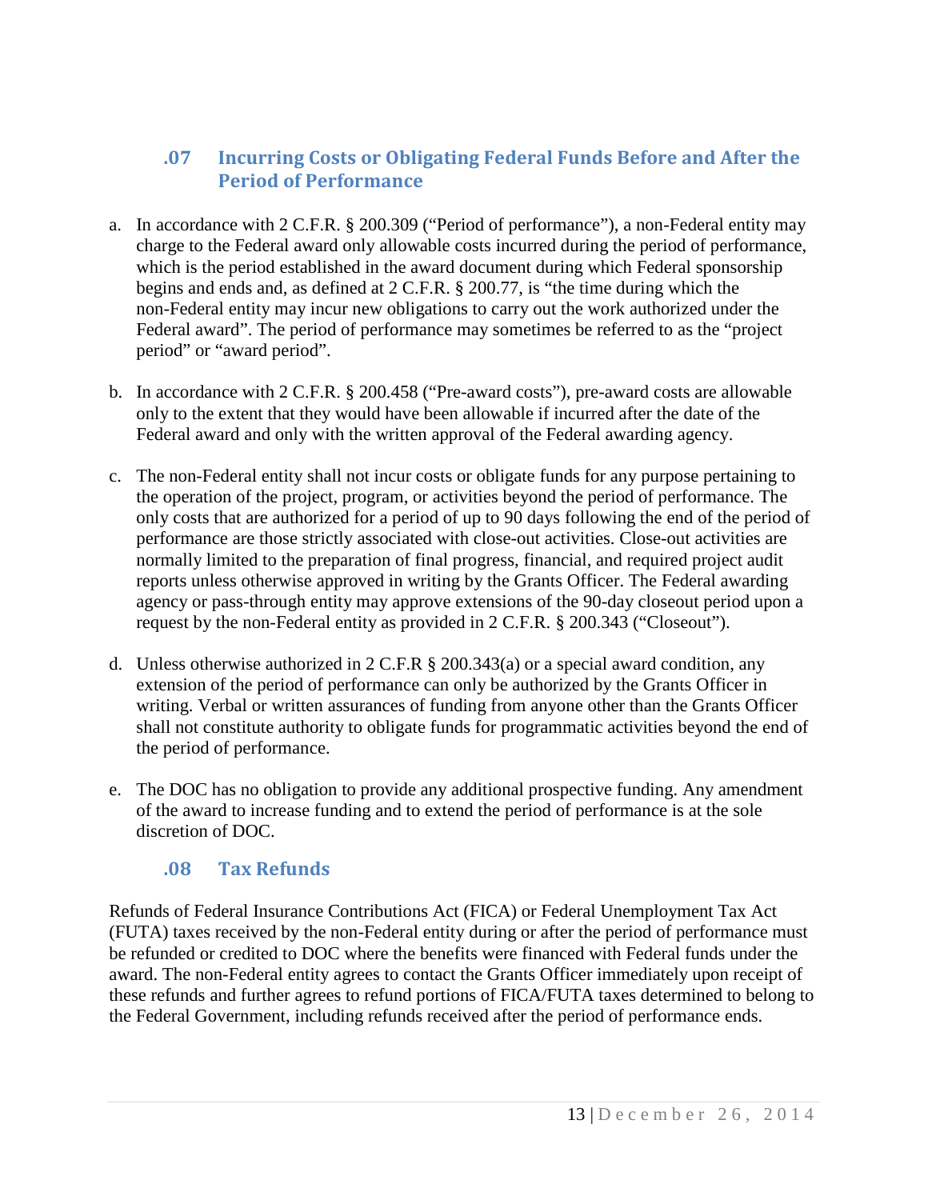### .07 Incurring Costs or Obligating Federal Funds Before and After the Period of Performance

a. In accordance with 2 C.F.R. § 200.309 ("Period of performance"), a non-Federal entity may charge to the Federal award only allowable costs incurred during the period of performance, which is the period established in the award document during which Federal sponsorship begins and ends and, as defined at 2 C.F.R. § 200.77, is "the time during which the non-Federal entity may incur new obligations to carry out the work authorized under the Federal award". The period of performance may sometimes be referred to as the "project period" or "award period".

b. In accordance with 2 C.F.R. § 200.458 ("Pre-award costs"), pre-award costs are allowable only to the extent that they would have been allowable if incurred after the date of the Federal award and only with the written approval of the Federal awarding agency.

c. The non-Federal entity shall not incur costs or obligate funds for any purpose pertaining to the operation of the project, program, or activities beyond the period of performance. The only costs that are authorized for a period of up to 90 days following the end of the period of performance are those strictly associated with close-out activities. Close-out activities are normally limited to the preparation of final progress, financial, and required project audit reports unless otherwise approved in writing by the Grants Officer. The Federal awarding agency or pass-through entity may approve extensions of the 90-day closeout period upon a request by the non-Federal entity as provided in 2 C.F.R. § 200.343 ("Closeout").

d. Unless otherwise authorized in 2 C.F.R § 200.343(a) or a special award condition, any extension of the period of performance can only be authorized by the Grants Officer in writing. Verbal or written assurances of funding from anyone other than the Grants Officer shall not constitute authority to obligate funds for programmatic activities beyond the end of the period of performance.

e. The DOC has no obligation to provide any additional prospective funding. Any amendment of the award to increase funding and to extend the period of performance is at the sole discretion of DOC.

### .08 Tax Refunds

Refunds of Federal Insurance Contributions Act (FICA) or Federal Unemployment Tax Act (FUTA) taxes received by the non-Federal entity during or after the period of performance must be refunded or credited to DOC where the benefits were financed with Federal funds under the award. The non-Federal entity agrees to contact the Grants Officer immediately upon receipt of these refunds and further agrees to refund portions of FICA/FUTA taxes determined to belong to the Federal Government, including refunds received after the period of performance ends.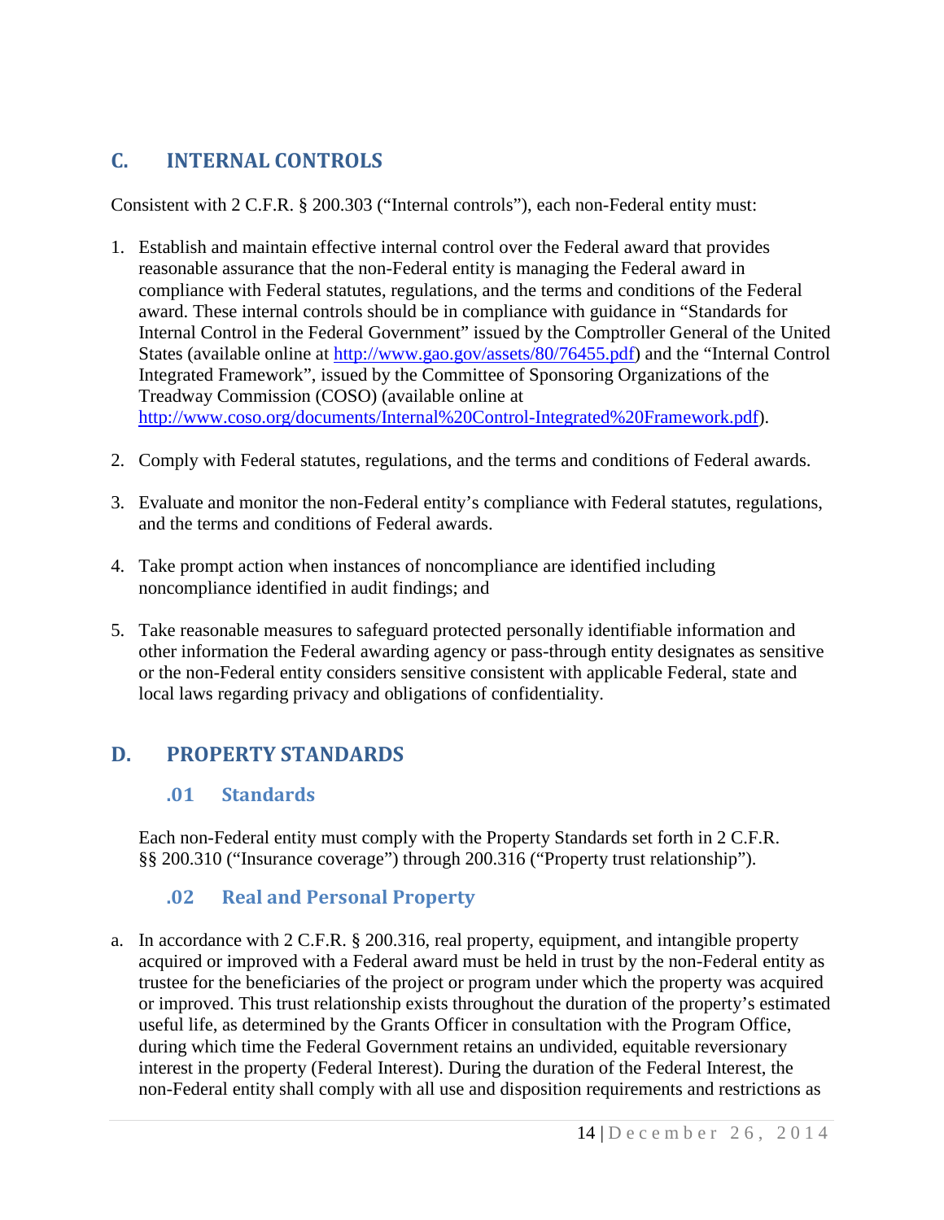## C. INTERNAL CONTROLS

Consistent with 2 C.F.R. § 200.303 ("Internal controls"), each non-Federal entity must:

1. Establish and maintain effective internal control over the Federal award that provides reasonable assurance that the non-Federal entity is managing the Federal award in compliance with Federal statutes, regulations, and the terms and conditions of the Federal award. These internal controls should be in compliance with guidance in "Standards for Internal Control in the Federal Government" issued by the Comptroller General of the United States (available online at [http://www.gao.gov/assets/80/76455.pdf](http://www.gao.gov/assets/80/76455.pdf)) and the "Internal Control Integrated Framework", issued by the Committee of Sponsoring Organizations of the Treadway Commission (COSO) (available online at [http://www.coso.org/documents/Internal%20Control-Integrated%20Framework.pdf](http://www.coso.org/documents/Internal%20Control-Integrated%20Framework.pdf)).

2. Comply with Federal statutes, regulations, and the terms and conditions of Federal awards.

3. Evaluate and monitor the non-Federal entity's compliance with Federal statutes, regulations, and the terms and conditions of Federal awards.

4. Take prompt action when instances of noncompliance are identified including noncompliance identified in audit findings; and

5. Take reasonable measures to safeguard protected personally identifiable information and other information the Federal awarding agency or pass-through entity designates as sensitive or the non-Federal entity considers sensitive consistent with applicable Federal, state and local laws regarding privacy and obligations of confidentiality.

## D. PROPERTY STANDARDS

### .01 Standards

Each non-Federal entity must comply with the Property Standards set forth in 2 C.F.R. §§ 200.310 ("Insurance coverage") through 200.316 ("Property trust relationship").

### .02 Real and Personal Property

a. In accordance with 2 C.F.R. § 200.316, real property, equipment, and intangible property acquired or improved with a Federal award must be held in trust by the non-Federal entity as trustee for the beneficiaries of the project or program under which the property was acquired or improved. This trust relationship exists throughout the duration of the property's estimated useful life, as determined by the Grants Officer in consultation with the Program Office, during which time the Federal Government retains an undivided, equitable reversionary interest in the property (Federal Interest). During the duration of the Federal Interest, the non-Federal entity shall comply with all use and disposition requirements and restrictions as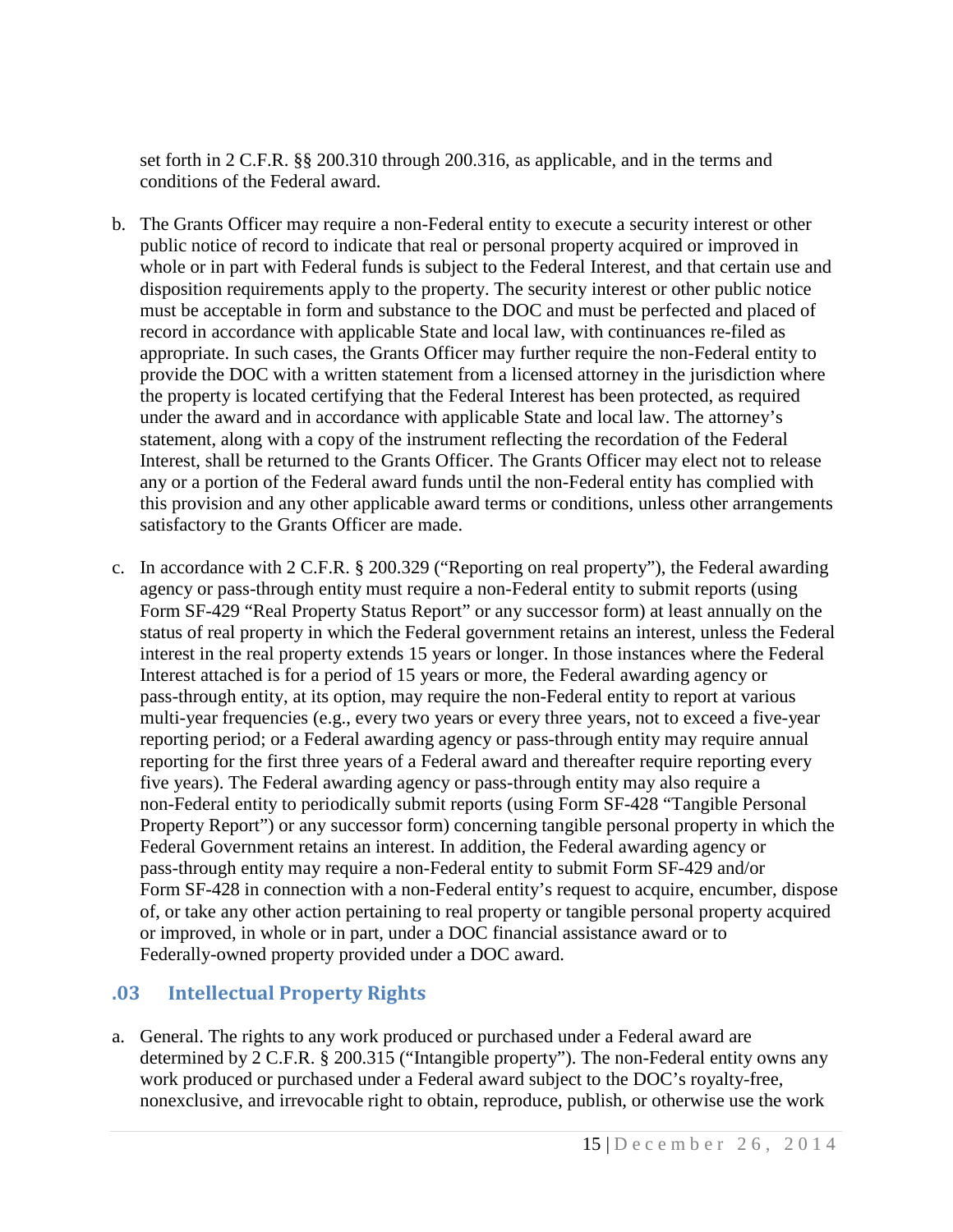set forth in 2 C.F.R. §§ 200.310 through 200.316, as applicable, and in the terms and conditions of the Federal award.

b. The Grants Officer may require a non-Federal entity to execute a security interest or other public notice of record to indicate that real or personal property acquired or improved in whole or in part with Federal funds is subject to the Federal Interest, and that certain use and disposition requirements apply to the property. The security interest or other public notice must be acceptable in form and substance to the DOC and must be perfected and placed of record in accordance with applicable State and local law, with continuances re-filed as appropriate. In such cases, the Grants Officer may further require the non-Federal entity to provide the DOC with a written statement from a licensed attorney in the jurisdiction where the property is located certifying that the Federal Interest has been protected, as required under the award and in accordance with applicable State and local law. The attorney's statement, along with a copy of the instrument reflecting the recordation of the Federal Interest, shall be returned to the Grants Officer. The Grants Officer may elect not to release any or a portion of the Federal award funds until the non-Federal entity has complied with this provision and any other applicable award terms or conditions, unless other arrangements satisfactory to the Grants Officer are made.

c. In accordance with 2 C.F.R. § 200.329 ("Reporting on real property"), the Federal awarding agency or pass-through entity must require a non-Federal entity to submit reports (using Form SF-429 "Real Property Status Report" or any successor form) at least annually on the status of real property in which the Federal government retains an interest, unless the Federal interest in the real property extends 15 years or longer. In those instances where the Federal Interest attached is for a period of 15 years or more, the Federal awarding agency or pass-through entity, at its option, may require the non-Federal entity to report at various multi-year frequencies (e.g., every two years or every three years, not to exceed a five-year reporting period; or a Federal awarding agency or pass-through entity may require annual reporting for the first three years of a Federal award and thereafter require reporting every five years). The Federal awarding agency or pass-through entity may also require a non-Federal entity to periodically submit reports (using Form SF-428 "Tangible Personal Property Report") or any successor form) concerning tangible personal property in which the Federal Government retains an interest. In addition, the Federal awarding agency or pass-through entity may require a non-Federal entity to submit Form SF-429 and/or Form SF-428 in connection with a non-Federal entity's request to acquire, encumber, dispose of, or take any other action pertaining to real property or tangible personal property acquired or improved, in whole or in part, under a DOC financial assistance award or to Federally-owned property provided under a DOC award.

## .03 Intellectual Property Rights

a. General. The rights to any work produced or purchased under a Federal award are determined by 2 C.F.R. § 200.315 ("Intangible property"). The non-Federal entity owns any work produced or purchased under a Federal award subject to the DOC's royalty-free, nonexclusive, and irrevocable right to obtain, reproduce, publish, or otherwise use the work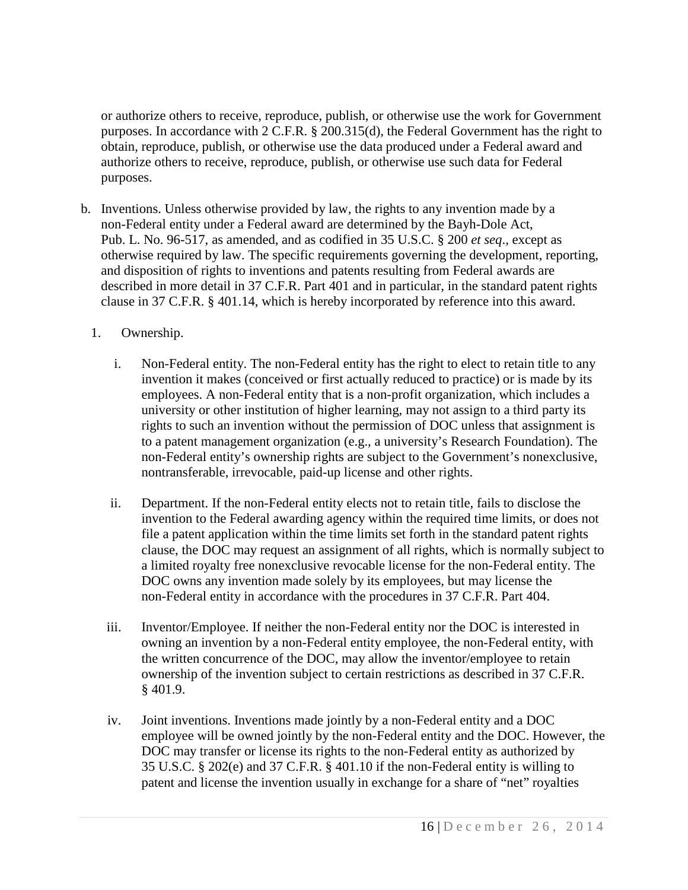or authorize others to receive, reproduce, publish, or otherwise use the work for Government purposes. In accordance with 2 C.F.R. § 200.315(d), the Federal Government has the right to obtain, reproduce, publish, or otherwise use the data produced under a Federal award and authorize others to receive, reproduce, publish, or otherwise use such data for Federal purposes.

b. Inventions. Unless otherwise provided by law, the rights to any invention made by a non-Federal entity under a Federal award are determined by the Bayh-Dole Act, Pub. L. No. 96-517, as amended, and as codified in 35 U.S.C. § 200 *et seq*., except as otherwise required by law. The specific requirements governing the development, reporting, and disposition of rights to inventions and patents resulting from Federal awards are described in more detail in 37 C.F.R. Part 401 and in particular, in the standard patent rights clause in 37 C.F.R. § 401.14, which is hereby incorporated by reference into this award.

   1. Ownership.

      i. Non-Federal entity. The non-Federal entity has the right to elect to retain title to any invention it makes (conceived or first actually reduced to practice) or is made by its employees. A non-Federal entity that is a non-profit organization, which includes a university or other institution of higher learning, may not assign to a third party its rights to such an invention without the permission of DOC unless that assignment is to a patent management organization (e.g., a university's Research Foundation). The non-Federal entity's ownership rights are subject to the Government's nonexclusive, nontransferable, irrevocable, paid-up license and other rights.

      ii. Department. If the non-Federal entity elects not to retain title, fails to disclose the invention to the Federal awarding agency within the required time limits, or does not file a patent application within the time limits set forth in the standard patent rights clause, the DOC may request an assignment of all rights, which is normally subject to a limited royalty free nonexclusive revocable license for the non-Federal entity. The DOC owns any invention made solely by its employees, but may license the non-Federal entity in accordance with the procedures in 37 C.F.R. Part 404.

      iii. Inventor/Employee. If neither the non-Federal entity nor the DOC is interested in owning an invention by a non-Federal entity employee, the non-Federal entity, with the written concurrence of the DOC, may allow the inventor/employee to retain ownership of the invention subject to certain restrictions as described in 37 C.F.R. § 401.9.

      iv. Joint inventions. Inventions made jointly by a non-Federal entity and a DOC employee will be owned jointly by the non-Federal entity and the DOC. However, the DOC may transfer or license its rights to the non-Federal entity as authorized by 35 U.S.C. § 202(e) and 37 C.F.R. § 401.10 if the non-Federal entity is willing to patent and license the invention usually in exchange for a share of "net" royalties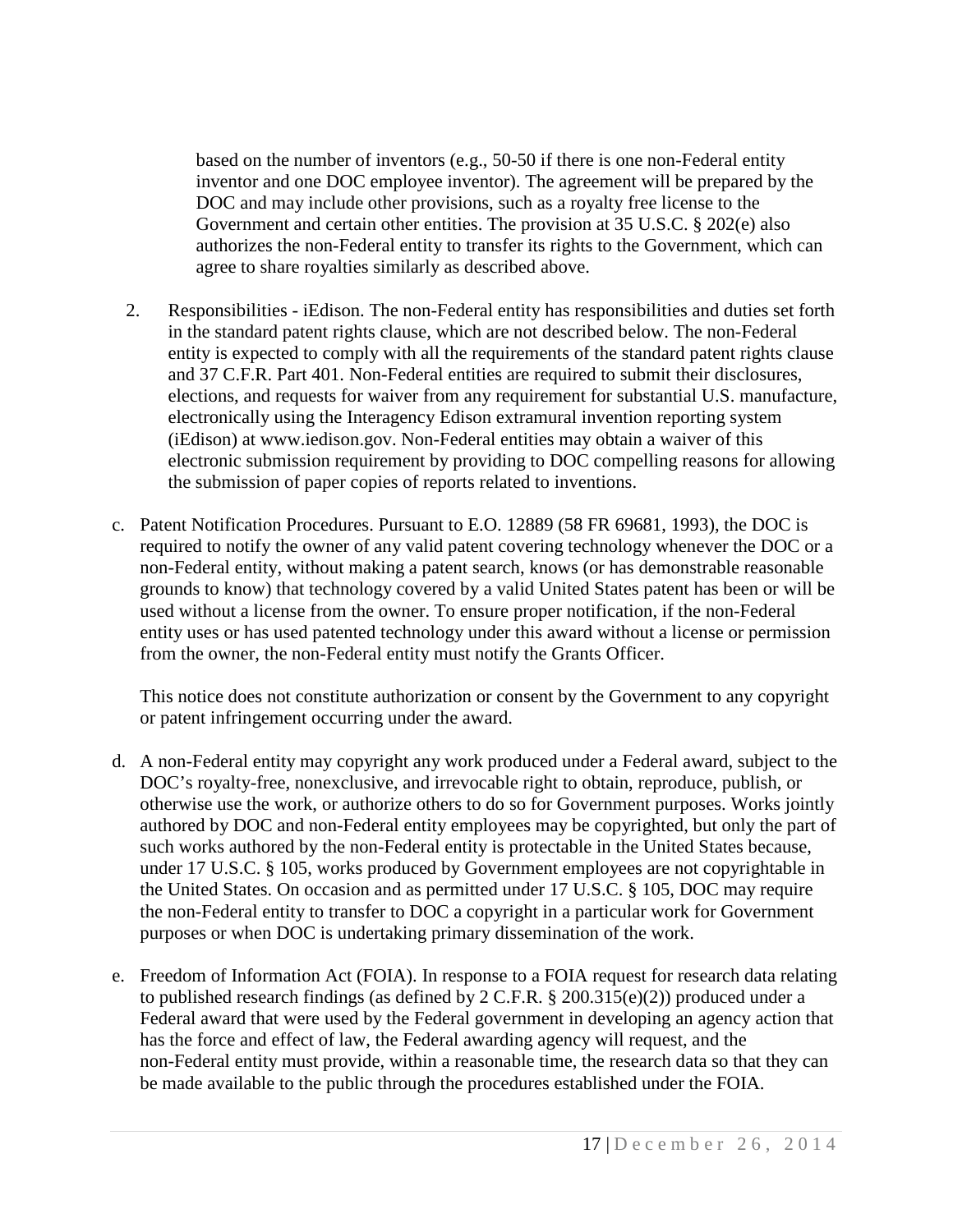based on the number of inventors (e.g., 50-50 if there is one non-Federal entity inventor and one DOC employee inventor). The agreement will be prepared by the DOC and may include other provisions, such as a royalty free license to the Government and certain other entities. The provision at 35 U.S.C. § 202(e) also authorizes the non-Federal entity to transfer its rights to the Government, which can agree to share royalties similarly as described above.

2. Responsibilities - iEdison. The non-Federal entity has responsibilities and duties set forth in the standard patent rights clause, which are not described below. The non-Federal entity is expected to comply with all the requirements of the standard patent rights clause and 37 C.F.R. Part 401. Non-Federal entities are required to submit their disclosures, elections, and requests for waiver from any requirement for substantial U.S. manufacture, electronically using the Interagency Edison extramural invention reporting system (iEdison) at www.iedison.gov. Non-Federal entities may obtain a waiver of this electronic submission requirement by providing to DOC compelling reasons for allowing the submission of paper copies of reports related to inventions.

c. Patent Notification Procedures. Pursuant to E.O. 12889 (58 FR 69681, 1993), the DOC is required to notify the owner of any valid patent covering technology whenever the DOC or a non-Federal entity, without making a patent search, knows (or has demonstrable reasonable grounds to know) that technology covered by a valid United States patent has been or will be used without a license from the owner. To ensure proper notification, if the non-Federal entity uses or has used patented technology under this award without a license or permission from the owner, the non-Federal entity must notify the Grants Officer.

   This notice does not constitute authorization or consent by the Government to any copyright or patent infringement occurring under the award.

d. A non-Federal entity may copyright any work produced under a Federal award, subject to the DOC's royalty-free, nonexclusive, and irrevocable right to obtain, reproduce, publish, or otherwise use the work, or authorize others to do so for Government purposes. Works jointly authored by DOC and non-Federal entity employees may be copyrighted, but only the part of such works authored by the non-Federal entity is protectable in the United States because, under 17 U.S.C. § 105, works produced by Government employees are not copyrightable in the United States. On occasion and as permitted under 17 U.S.C. § 105, DOC may require the non-Federal entity to transfer to DOC a copyright in a particular work for Government purposes or when DOC is undertaking primary dissemination of the work.

e. Freedom of Information Act (FOIA). In response to a FOIA request for research data relating to published research findings (as defined by 2 C.F.R. § 200.315(e)(2)) produced under a Federal award that were used by the Federal government in developing an agency action that has the force and effect of law, the Federal awarding agency will request, and the non-Federal entity must provide, within a reasonable time, the research data so that they can be made available to the public through the procedures established under the FOIA.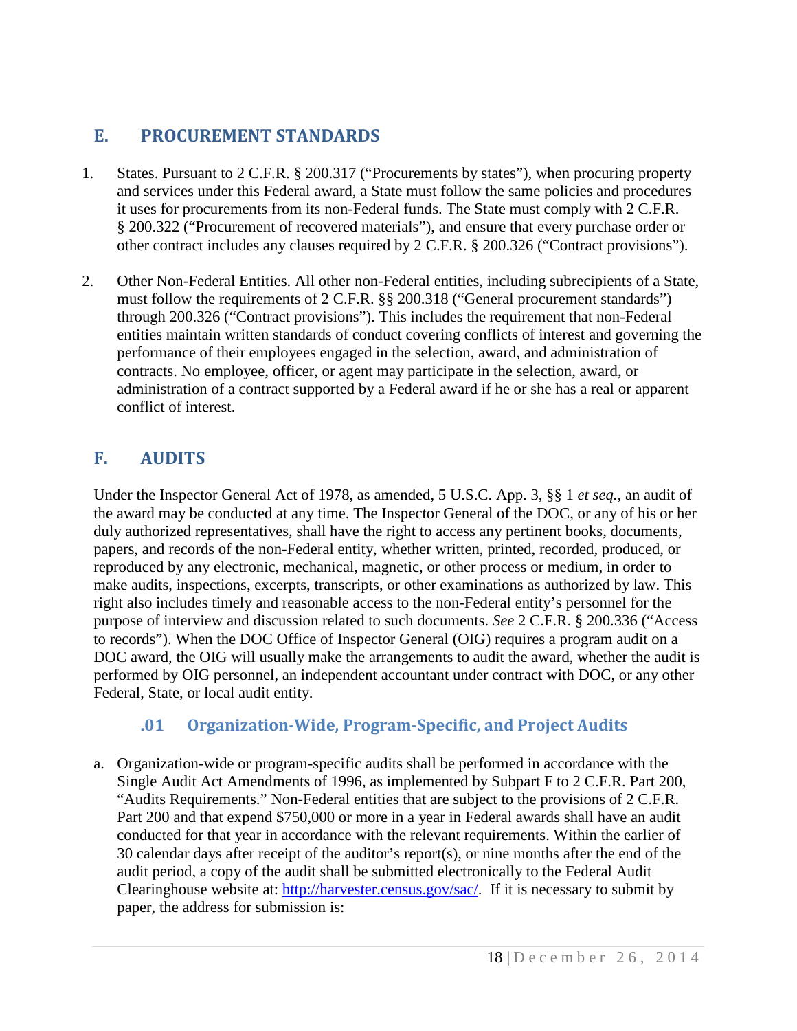## E. PROCUREMENT STANDARDS

1. States. Pursuant to 2 C.F.R. § 200.317 ("Procurements by states"), when procuring property and services under this Federal award, a State must follow the same policies and procedures it uses for procurements from its non-Federal funds. The State must comply with 2 C.F.R. § 200.322 ("Procurement of recovered materials"), and ensure that every purchase order or other contract includes any clauses required by 2 C.F.R. § 200.326 ("Contract provisions").

2. Other Non-Federal Entities. All other non-Federal entities, including subrecipients of a State, must follow the requirements of 2 C.F.R. §§ 200.318 ("General procurement standards") through 200.326 ("Contract provisions"). This includes the requirement that non-Federal entities maintain written standards of conduct covering conflicts of interest and governing the performance of their employees engaged in the selection, award, and administration of contracts. No employee, officer, or agent may participate in the selection, award, or administration of a contract supported by a Federal award if he or she has a real or apparent conflict of interest.

## F. AUDITS

Under the Inspector General Act of 1978, as amended, 5 U.S.C. App. 3, §§ 1 *et seq.*, an audit of the award may be conducted at any time. The Inspector General of the DOC, or any of his or her duly authorized representatives, shall have the right to access any pertinent books, documents, papers, and records of the non-Federal entity, whether written, printed, recorded, produced, or reproduced by any electronic, mechanical, magnetic, or other process or medium, in order to make audits, inspections, excerpts, transcripts, or other examinations as authorized by law. This right also includes timely and reasonable access to the non-Federal entity's personnel for the purpose of interview and discussion related to such documents. *See* 2 C.F.R. § 200.336 ("Access to records"). When the DOC Office of Inspector General (OIG) requires a program audit on a DOC award, the OIG will usually make the arrangements to audit the award, whether the audit is performed by OIG personnel, an independent accountant under contract with DOC, or any other Federal, State, or local audit entity.

### .01 Organization-Wide, Program-Specific, and Project Audits

a. Organization-wide or program-specific audits shall be performed in accordance with the Single Audit Act Amendments of 1996, as implemented by Subpart F to 2 C.F.R. Part 200, "Audits Requirements." Non-Federal entities that are subject to the provisions of 2 C.F.R. Part 200 and that expend $750,000 or more in a year in Federal awards shall have an audit conducted for that year in accordance with the relevant requirements. Within the earlier of 30 calendar days after receipt of the auditor's report(s), or nine months after the end of the audit period, a copy of the audit shall be submitted electronically to the Federal Audit Clearinghouse website at: http://harvester.census.gov/sac/. If it is necessary to submit by paper, the address for submission is: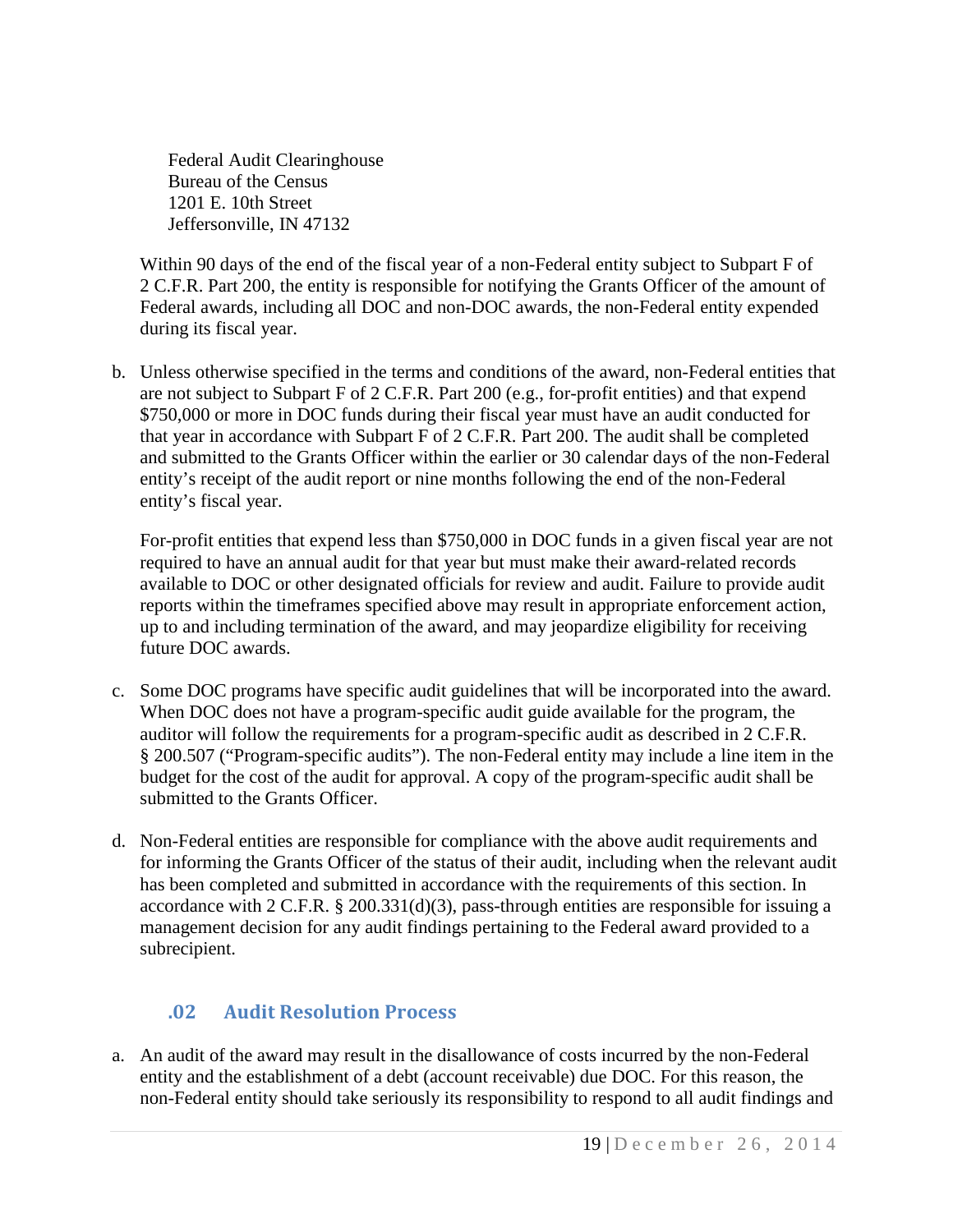Federal Audit Clearinghouse
Bureau of the Census
1201 E. 10th Street
Jeffersonville, IN 47132

Within 90 days of the end of the fiscal year of a non-Federal entity subject to Subpart F of 2 C.F.R. Part 200, the entity is responsible for notifying the Grants Officer of the amount of Federal awards, including all DOC and non-DOC awards, the non-Federal entity expended during its fiscal year.

b. Unless otherwise specified in the terms and conditions of the award, non-Federal entities that are not subject to Subpart F of 2 C.F.R. Part 200 (e.g., for-profit entities) and that expend $750,000 or more in DOC funds during their fiscal year must have an audit conducted for that year in accordance with Subpart F of 2 C.F.R. Part 200. The audit shall be completed and submitted to the Grants Officer within the earlier or 30 calendar days of the non-Federal entity's receipt of the audit report or nine months following the end of the non-Federal entity's fiscal year.

   For-profit entities that expend less than $750,000 in DOC funds in a given fiscal year are not required to have an annual audit for that year but must make their award-related records available to DOC or other designated officials for review and audit. Failure to provide audit reports within the timeframes specified above may result in appropriate enforcement action, up to and including termination of the award, and may jeopardize eligibility for receiving future DOC awards.

c. Some DOC programs have specific audit guidelines that will be incorporated into the award. When DOC does not have a program-specific audit guide available for the program, the auditor will follow the requirements for a program-specific audit as described in 2 C.F.R. § 200.507 ("Program-specific audits"). The non-Federal entity may include a line item in the budget for the cost of the audit for approval. A copy of the program-specific audit shall be submitted to the Grants Officer.

d. Non-Federal entities are responsible for compliance with the above audit requirements and for informing the Grants Officer of the status of their audit, including when the relevant audit has been completed and submitted in accordance with the requirements of this section. In accordance with 2 C.F.R. § 200.331(d)(3), pass-through entities are responsible for issuing a management decision for any audit findings pertaining to the Federal award provided to a subrecipient.

### .02 Audit Resolution Process

a. An audit of the award may result in the disallowance of costs incurred by the non-Federal entity and the establishment of a debt (account receivable) due DOC. For this reason, the non-Federal entity should take seriously its responsibility to respond to all audit findings and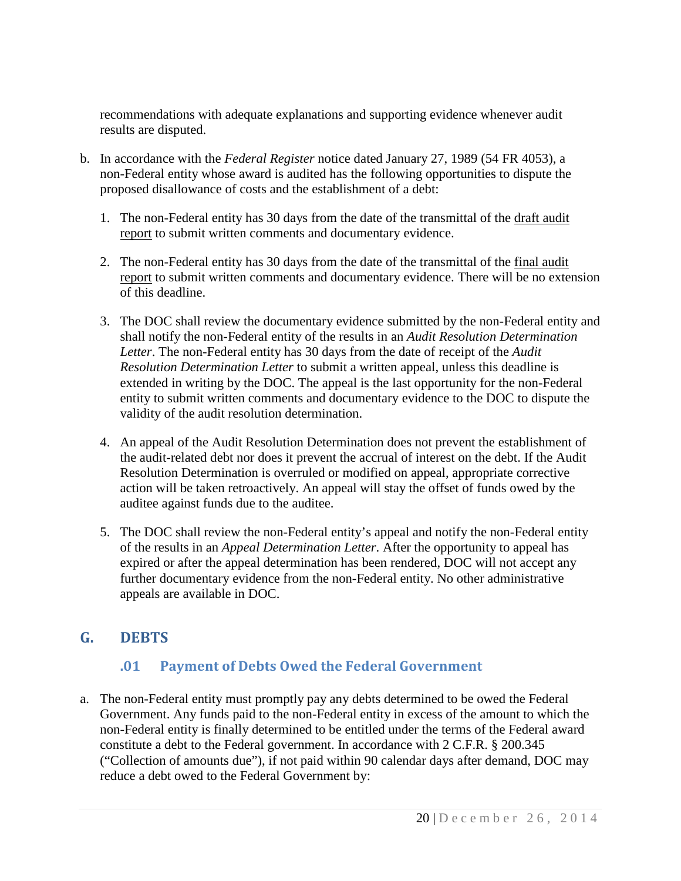recommendations with adequate explanations and supporting evidence whenever audit results are disputed.

b. In accordance with the *Federal Register* notice dated January 27, 1989 (54 FR 4053), a non-Federal entity whose award is audited has the following opportunities to dispute the proposed disallowance of costs and the establishment of a debt:

   1. The non-Federal entity has 30 days from the date of the transmittal of the draft audit report to submit written comments and documentary evidence.

   2. The non-Federal entity has 30 days from the date of the transmittal of the final audit report to submit written comments and documentary evidence. There will be no extension of this deadline.

   3. The DOC shall review the documentary evidence submitted by the non-Federal entity and shall notify the non-Federal entity of the results in an *Audit Resolution Determination Letter*. The non-Federal entity has 30 days from the date of receipt of the *Audit Resolution Determination Letter* to submit a written appeal, unless this deadline is extended in writing by the DOC. The appeal is the last opportunity for the non-Federal entity to submit written comments and documentary evidence to the DOC to dispute the validity of the audit resolution determination.

   4. An appeal of the Audit Resolution Determination does not prevent the establishment of the audit-related debt nor does it prevent the accrual of interest on the debt. If the Audit Resolution Determination is overruled or modified on appeal, appropriate corrective action will be taken retroactively. An appeal will stay the offset of funds owed by the auditee against funds due to the auditee.

   5. The DOC shall review the non-Federal entity's appeal and notify the non-Federal entity of the results in an *Appeal Determination Letter*. After the opportunity to appeal has expired or after the appeal determination has been rendered, DOC will not accept any further documentary evidence from the non-Federal entity. No other administrative appeals are available in DOC.

## G. DEBTS

### .01 Payment of Debts Owed the Federal Government

a. The non-Federal entity must promptly pay any debts determined to be owed the Federal Government. Any funds paid to the non-Federal entity in excess of the amount to which the non-Federal entity is finally determined to be entitled under the terms of the Federal award constitute a debt to the Federal government. In accordance with 2 C.F.R. § 200.345 ("Collection of amounts due"), if not paid within 90 calendar days after demand, DOC may reduce a debt owed to the Federal Government by: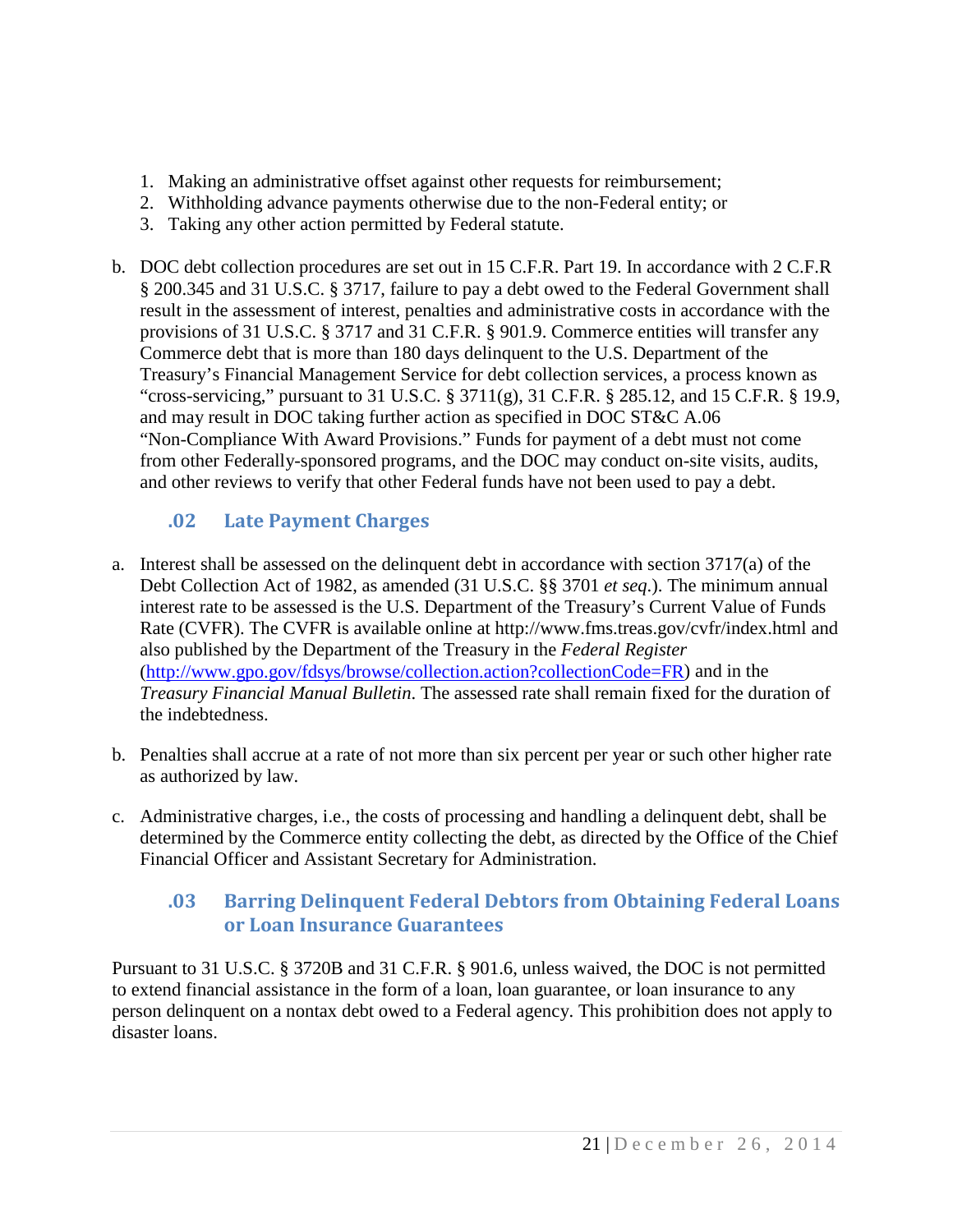1. Making an administrative offset against other requests for reimbursement;
2. Withholding advance payments otherwise due to the non-Federal entity; or
3. Taking any other action permitted by Federal statute.

b. DOC debt collection procedures are set out in 15 C.F.R. Part 19. In accordance with 2 C.F.R § 200.345 and 31 U.S.C. § 3717, failure to pay a debt owed to the Federal Government shall result in the assessment of interest, penalties and administrative costs in accordance with the provisions of 31 U.S.C. § 3717 and 31 C.F.R. § 901.9. Commerce entities will transfer any Commerce debt that is more than 180 days delinquent to the U.S. Department of the Treasury's Financial Management Service for debt collection services, a process known as "cross-servicing," pursuant to 31 U.S.C. § 3711(g), 31 C.F.R. § 285.12, and 15 C.F.R. § 19.9, and may result in DOC taking further action as specified in DOC ST&C A.06 "Non-Compliance With Award Provisions." Funds for payment of a debt must not come from other Federally-sponsored programs, and the DOC may conduct on-site visits, audits, and other reviews to verify that other Federal funds have not been used to pay a debt.

### .02 Late Payment Charges

a. Interest shall be assessed on the delinquent debt in accordance with section 3717(a) of the Debt Collection Act of 1982, as amended (31 U.S.C. §§ 3701 *et seq.*). The minimum annual interest rate to be assessed is the U.S. Department of the Treasury's Current Value of Funds Rate (CVFR). The CVFR is available online at http://www.fms.treas.gov/cvfr/index.html and also published by the Department of the Treasury in the *Federal Register* (http://www.gpo.gov/fdsys/browse/collection.action?collectionCode=FR) and in the *Treasury Financial Manual Bulletin*. The assessed rate shall remain fixed for the duration of the indebtedness.

b. Penalties shall accrue at a rate of not more than six percent per year or such other higher rate as authorized by law.

c. Administrative charges, i.e., the costs of processing and handling a delinquent debt, shall be determined by the Commerce entity collecting the debt, as directed by the Office of the Chief Financial Officer and Assistant Secretary for Administration.

### .03 Barring Delinquent Federal Debtors from Obtaining Federal Loans or Loan Insurance Guarantees

Pursuant to 31 U.S.C. § 3720B and 31 C.F.R. § 901.6, unless waived, the DOC is not permitted to extend financial assistance in the form of a loan, loan guarantee, or loan insurance to any person delinquent on a nontax debt owed to a Federal agency. This prohibition does not apply to disaster loans.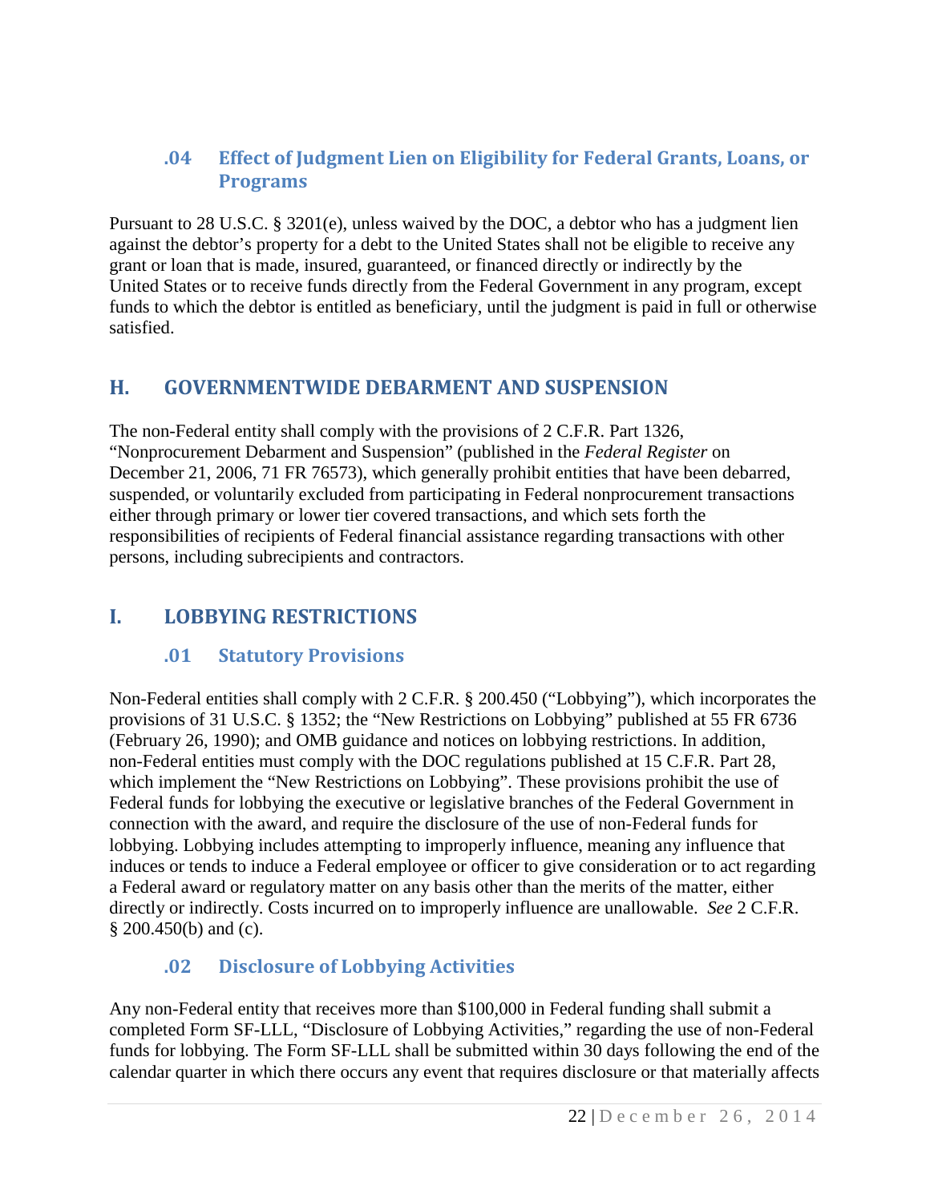### .04 Effect of Judgment Lien on Eligibility for Federal Grants, Loans, or Programs

Pursuant to 28 U.S.C. § 3201(e), unless waived by the DOC, a debtor who has a judgment lien against the debtor's property for a debt to the United States shall not be eligible to receive any grant or loan that is made, insured, guaranteed, or financed directly or indirectly by the United States or to receive funds directly from the Federal Government in any program, except funds to which the debtor is entitled as beneficiary, until the judgment is paid in full or otherwise satisfied.

## H. GOVERNMENTWIDE DEBARMENT AND SUSPENSION

The non-Federal entity shall comply with the provisions of 2 C.F.R. Part 1326, "Nonprocurement Debarment and Suspension" (published in the *Federal Register* on December 21, 2006, 71 FR 76573), which generally prohibit entities that have been debarred, suspended, or voluntarily excluded from participating in Federal nonprocurement transactions either through primary or lower tier covered transactions, and which sets forth the responsibilities of recipients of Federal financial assistance regarding transactions with other persons, including subrecipients and contractors.

## I. LOBBYING RESTRICTIONS

### .01 Statutory Provisions

Non-Federal entities shall comply with 2 C.F.R. § 200.450 ("Lobbying"), which incorporates the provisions of 31 U.S.C. § 1352; the "New Restrictions on Lobbying" published at 55 FR 6736 (February 26, 1990); and OMB guidance and notices on lobbying restrictions. In addition, non-Federal entities must comply with the DOC regulations published at 15 C.F.R. Part 28, which implement the "New Restrictions on Lobbying". These provisions prohibit the use of Federal funds for lobbying the executive or legislative branches of the Federal Government in connection with the award, and require the disclosure of the use of non-Federal funds for lobbying. Lobbying includes attempting to improperly influence, meaning any influence that induces or tends to induce a Federal employee or officer to give consideration or to act regarding a Federal award or regulatory matter on any basis other than the merits of the matter, either directly or indirectly. Costs incurred on to improperly influence are unallowable. *See* 2 C.F.R. § 200.450(b) and (c).

### .02 Disclosure of Lobbying Activities

Any non-Federal entity that receives more than $100,000 in Federal funding shall submit a completed Form SF-LLL, "Disclosure of Lobbying Activities," regarding the use of non-Federal funds for lobbying. The Form SF-LLL shall be submitted within 30 days following the end of the calendar quarter in which there occurs any event that requires disclosure or that materially affects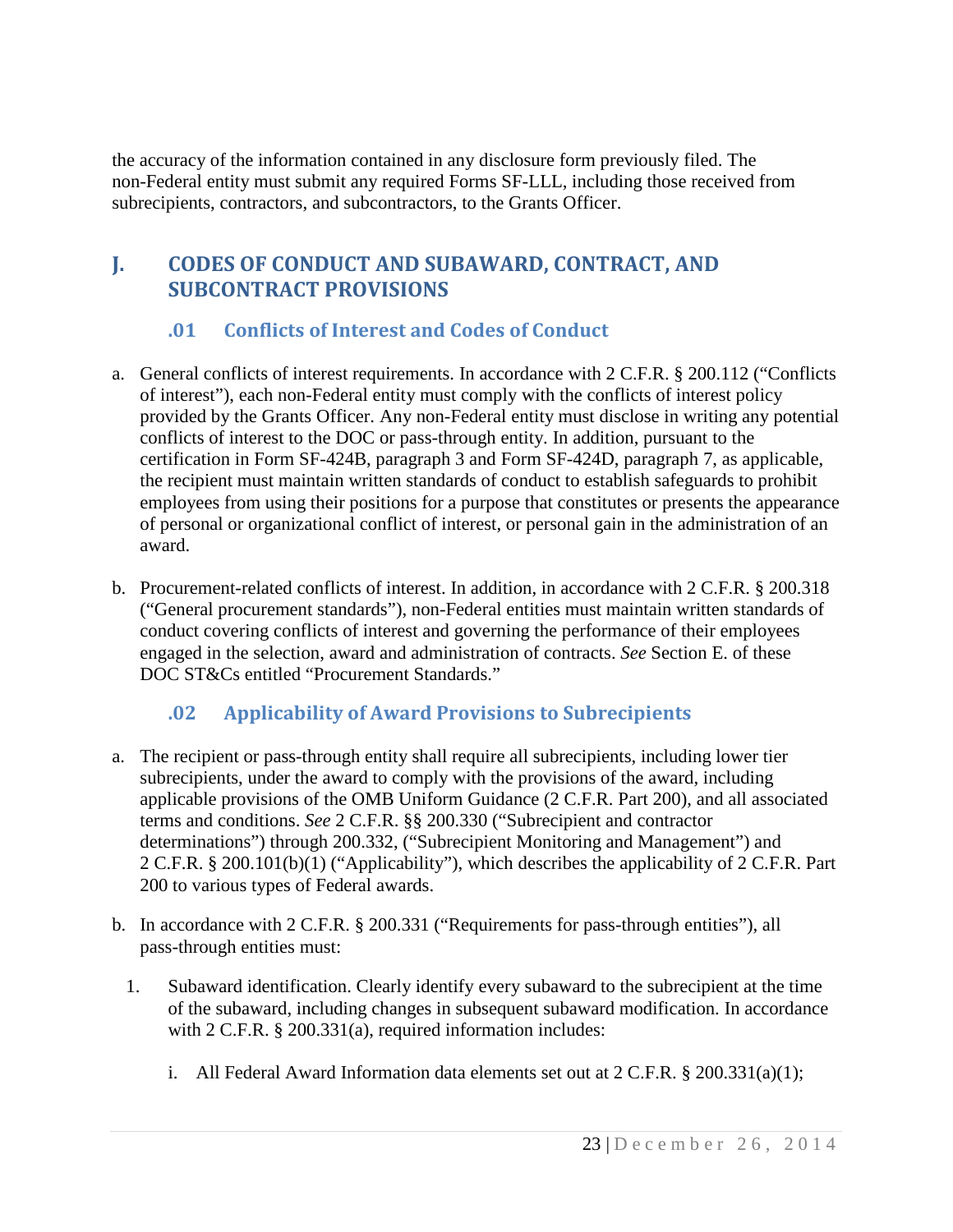the accuracy of the information contained in any disclosure form previously filed. The non-Federal entity must submit any required Forms SF-LLL, including those received from subrecipients, contractors, and subcontractors, to the Grants Officer.

## J. CODES OF CONDUCT AND SUBAWARD, CONTRACT, AND SUBCONTRACT PROVISIONS

### .01 Conflicts of Interest and Codes of Conduct

a. General conflicts of interest requirements. In accordance with 2 C.F.R. § 200.112 ("Conflicts of interest"), each non-Federal entity must comply with the conflicts of interest policy provided by the Grants Officer. Any non-Federal entity must disclose in writing any potential conflicts of interest to the DOC or pass-through entity. In addition, pursuant to the certification in Form SF-424B, paragraph 3 and Form SF-424D, paragraph 7, as applicable, the recipient must maintain written standards of conduct to establish safeguards to prohibit employees from using their positions for a purpose that constitutes or presents the appearance of personal or organizational conflict of interest, or personal gain in the administration of an award.

b. Procurement-related conflicts of interest. In addition, in accordance with 2 C.F.R. § 200.318 ("General procurement standards"), non-Federal entities must maintain written standards of conduct covering conflicts of interest and governing the performance of their employees engaged in the selection, award and administration of contracts. *See* Section E. of these DOC ST&Cs entitled "Procurement Standards."

### .02 Applicability of Award Provisions to Subrecipients

a. The recipient or pass-through entity shall require all subrecipients, including lower tier subrecipients, under the award to comply with the provisions of the award, including applicable provisions of the OMB Uniform Guidance (2 C.F.R. Part 200), and all associated terms and conditions. *See* 2 C.F.R. §§ 200.330 ("Subrecipient and contractor determinations") through 200.332, ("Subrecipient Monitoring and Management") and 2 C.F.R. § 200.101(b)(1) ("Applicability"), which describes the applicability of 2 C.F.R. Part 200 to various types of Federal awards.

b. In accordance with 2 C.F.R. § 200.331 ("Requirements for pass-through entities"), all pass-through entities must:

   1. Subaward identification. Clearly identify every subaward to the subrecipient at the time of the subaward, including changes in subsequent subaward modification. In accordance with 2 C.F.R. § 200.331(a), required information includes:

      i. All Federal Award Information data elements set out at 2 C.F.R. § 200.331(a)(1);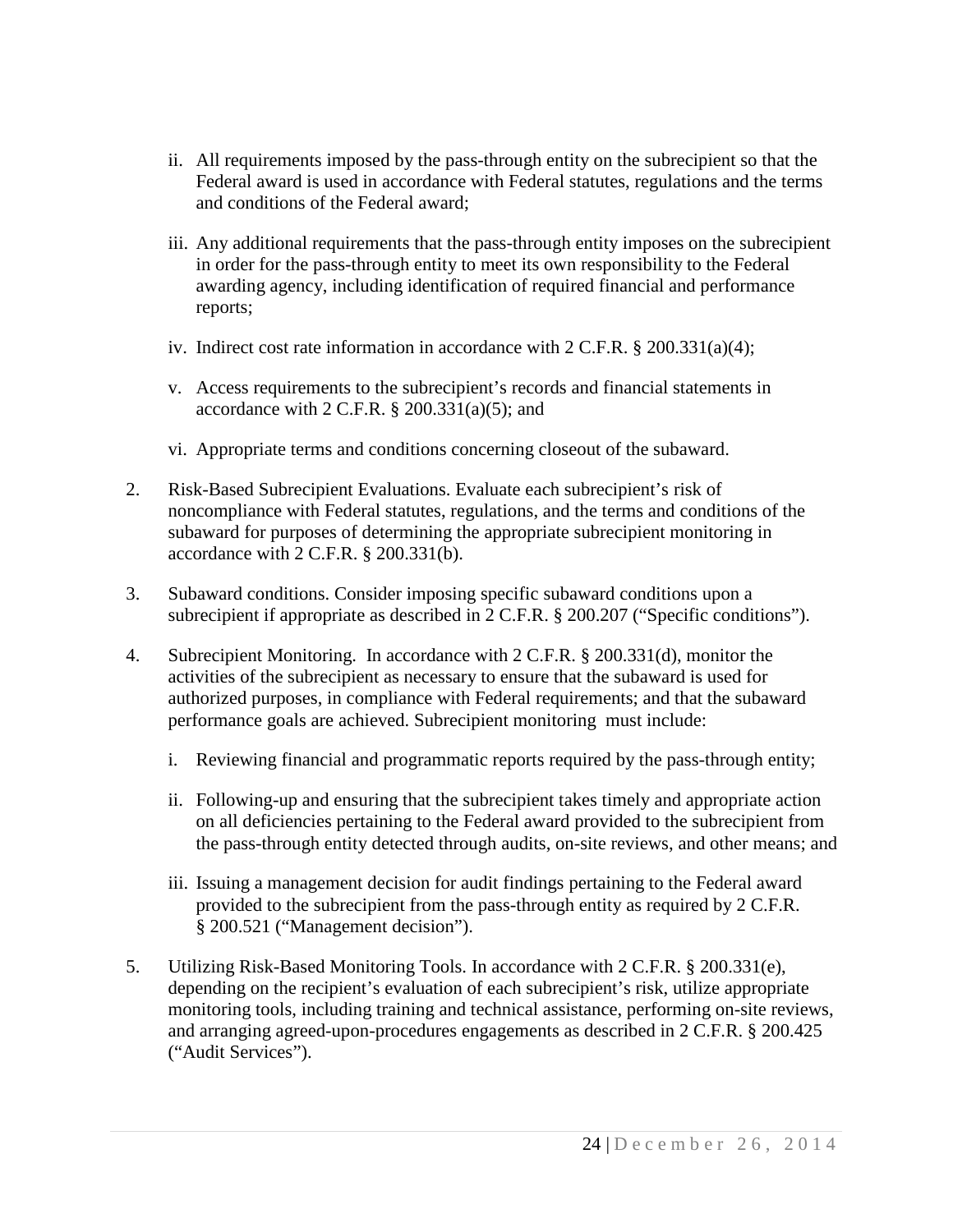ii. All requirements imposed by the pass-through entity on the subrecipient so that the Federal award is used in accordance with Federal statutes, regulations and the terms and conditions of the Federal award;

iii. Any additional requirements that the pass-through entity imposes on the subrecipient in order for the pass-through entity to meet its own responsibility to the Federal awarding agency, including identification of required financial and performance reports;

iv. Indirect cost rate information in accordance with 2 C.F.R. § 200.331(a)(4);

v. Access requirements to the subrecipient's records and financial statements in accordance with 2 C.F.R. § 200.331(a)(5); and

vi. Appropriate terms and conditions concerning closeout of the subaward.

2. Risk-Based Subrecipient Evaluations. Evaluate each subrecipient's risk of noncompliance with Federal statutes, regulations, and the terms and conditions of the subaward for purposes of determining the appropriate subrecipient monitoring in accordance with 2 C.F.R. § 200.331(b).

3. Subaward conditions. Consider imposing specific subaward conditions upon a subrecipient if appropriate as described in 2 C.F.R. § 200.207 ("Specific conditions").

4. Subrecipient Monitoring. In accordance with 2 C.F.R. § 200.331(d), monitor the activities of the subrecipient as necessary to ensure that the subaward is used for authorized purposes, in compliance with Federal requirements; and that the subaward performance goals are achieved. Subrecipient monitoring must include:

   i. Reviewing financial and programmatic reports required by the pass-through entity;

   ii. Following-up and ensuring that the subrecipient takes timely and appropriate action on all deficiencies pertaining to the Federal award provided to the subrecipient from the pass-through entity detected through audits, on-site reviews, and other means; and

   iii. Issuing a management decision for audit findings pertaining to the Federal award provided to the subrecipient from the pass-through entity as required by 2 C.F.R. § 200.521 ("Management decision").

5. Utilizing Risk-Based Monitoring Tools. In accordance with 2 C.F.R. § 200.331(e), depending on the recipient's evaluation of each subrecipient's risk, utilize appropriate monitoring tools, including training and technical assistance, performing on-site reviews, and arranging agreed-upon-procedures engagements as described in 2 C.F.R. § 200.425 ("Audit Services").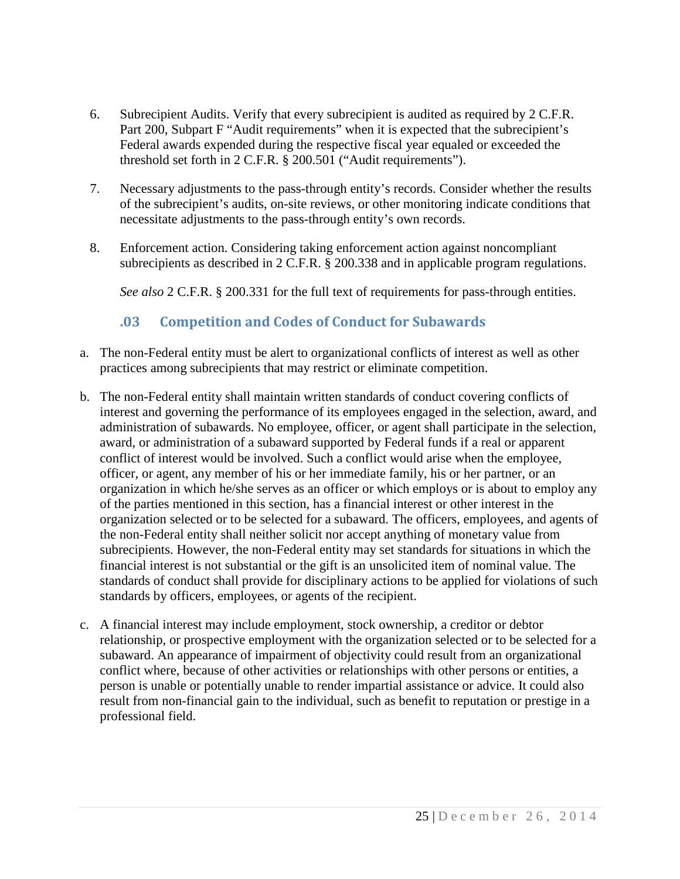6. Subrecipient Audits. Verify that every subrecipient is audited as required by 2 C.F.R. Part 200, Subpart F "Audit requirements" when it is expected that the subrecipient's Federal awards expended during the respective fiscal year equaled or exceeded the threshold set forth in 2 C.F.R. § 200.501 ("Audit requirements").

7. Necessary adjustments to the pass-through entity's records. Consider whether the results of the subrecipient's audits, on-site reviews, or other monitoring indicate conditions that necessitate adjustments to the pass-through entity's own records.

8. Enforcement action. Considering taking enforcement action against noncompliant subrecipients as described in 2 C.F.R. § 200.338 and in applicable program regulations.

   *See also* 2 C.F.R. § 200.331 for the full text of requirements for pass-through entities.

### .03 Competition and Codes of Conduct for Subawards

a. The non-Federal entity must be alert to organizational conflicts of interest as well as other practices among subrecipients that may restrict or eliminate competition.

b. The non-Federal entity shall maintain written standards of conduct covering conflicts of interest and governing the performance of its employees engaged in the selection, award, and administration of subawards. No employee, officer, or agent shall participate in the selection, award, or administration of a subaward supported by Federal funds if a real or apparent conflict of interest would be involved. Such a conflict would arise when the employee, officer, or agent, any member of his or her immediate family, his or her partner, or an organization in which he/she serves as an officer or which employs or is about to employ any of the parties mentioned in this section, has a financial interest or other interest in the organization selected or to be selected for a subaward. The officers, employees, and agents of the non-Federal entity shall neither solicit nor accept anything of monetary value from subrecipients. However, the non-Federal entity may set standards for situations in which the financial interest is not substantial or the gift is an unsolicited item of nominal value. The standards of conduct shall provide for disciplinary actions to be applied for violations of such standards by officers, employees, or agents of the recipient.

c. A financial interest may include employment, stock ownership, a creditor or debtor relationship, or prospective employment with the organization selected or to be selected for a subaward. An appearance of impairment of objectivity could result from an organizational conflict where, because of other activities or relationships with other persons or entities, a person is unable or potentially unable to render impartial assistance or advice. It could also result from non-financial gain to the individual, such as benefit to reputation or prestige in a professional field.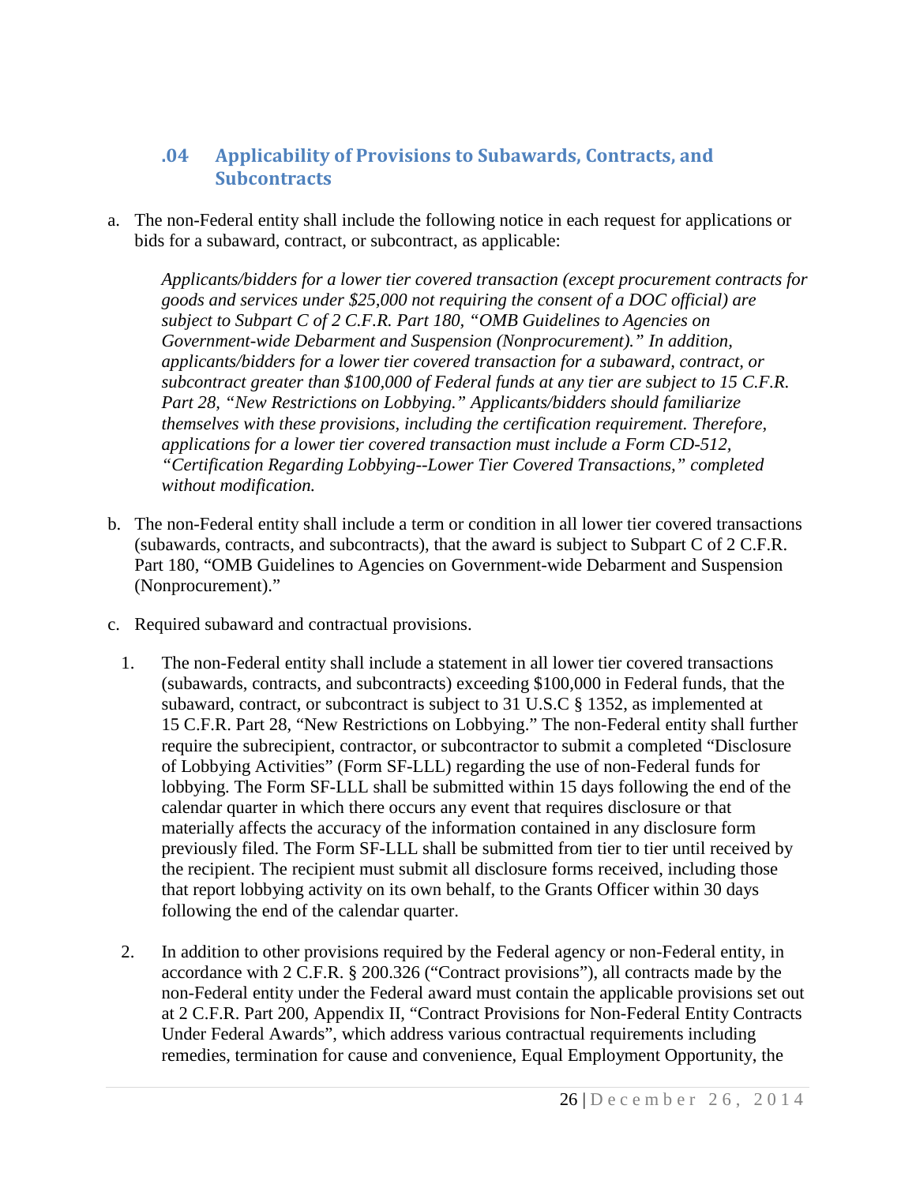### .04 Applicability of Provisions to Subawards, Contracts, and Subcontracts

a. The non-Federal entity shall include the following notice in each request for applications or bids for a subaward, contract, or subcontract, as applicable:

   *Applicants/bidders for a lower tier covered transaction (except procurement contracts for goods and services under $25,000 not requiring the consent of a DOC official) are subject to Subpart C of 2 C.F.R. Part 180, "OMB Guidelines to Agencies on Government-wide Debarment and Suspension (Nonprocurement)." In addition, applicants/bidders for a lower tier covered transaction for a subaward, contract, or subcontract greater than $100,000 of Federal funds at any tier are subject to 15 C.F.R. Part 28, "New Restrictions on Lobbying." Applicants/bidders should familiarize themselves with these provisions, including the certification requirement. Therefore, applications for a lower tier covered transaction must include a Form CD-512, "Certification Regarding Lobbying--Lower Tier Covered Transactions," completed without modification.*

b. The non-Federal entity shall include a term or condition in all lower tier covered transactions (subawards, contracts, and subcontracts), that the award is subject to Subpart C of 2 C.F.R. Part 180, "OMB Guidelines to Agencies on Government-wide Debarment and Suspension (Nonprocurement)."

c. Required subaward and contractual provisions.

   1. The non-Federal entity shall include a statement in all lower tier covered transactions (subawards, contracts, and subcontracts) exceeding $100,000 in Federal funds, that the subaward, contract, or subcontract is subject to 31 U.S.C § 1352, as implemented at 15 C.F.R. Part 28, "New Restrictions on Lobbying." The non-Federal entity shall further require the subrecipient, contractor, or subcontractor to submit a completed "Disclosure of Lobbying Activities" (Form SF-LLL) regarding the use of non-Federal funds for lobbying. The Form SF-LLL shall be submitted within 15 days following the end of the calendar quarter in which there occurs any event that requires disclosure or that materially affects the accuracy of the information contained in any disclosure form previously filed. The Form SF-LLL shall be submitted from tier to tier until received by the recipient. The recipient must submit all disclosure forms received, including those that report lobbying activity on its own behalf, to the Grants Officer within 30 days following the end of the calendar quarter.

   2. In addition to other provisions required by the Federal agency or non-Federal entity, in accordance with 2 C.F.R. § 200.326 ("Contract provisions"), all contracts made by the non-Federal entity under the Federal award must contain the applicable provisions set out at 2 C.F.R. Part 200, Appendix II, "Contract Provisions for Non-Federal Entity Contracts Under Federal Awards", which address various contractual requirements including remedies, termination for cause and convenience, Equal Employment Opportunity, the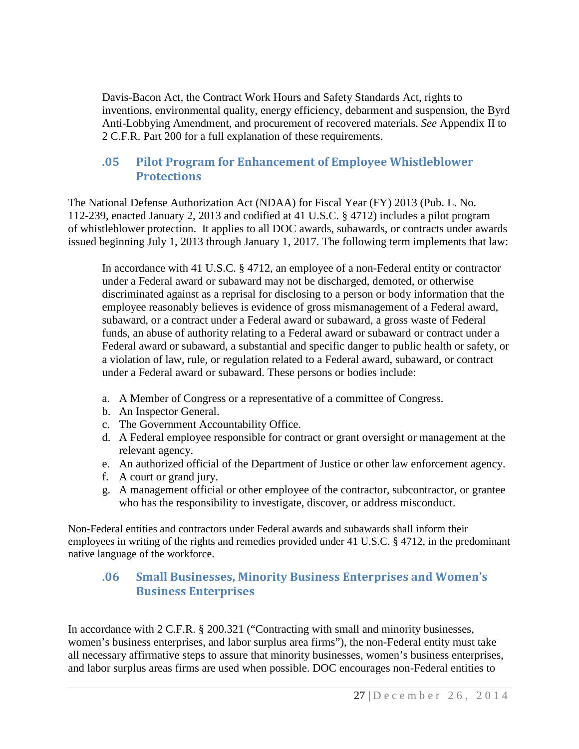Davis-Bacon Act, the Contract Work Hours and Safety Standards Act, rights to inventions, environmental quality, energy efficiency, debarment and suspension, the Byrd Anti-Lobbying Amendment, and procurement of recovered materials. *See* Appendix II to 2 C.F.R. Part 200 for a full explanation of these requirements.

### .05 Pilot Program for Enhancement of Employee Whistleblower Protections

The National Defense Authorization Act (NDAA) for Fiscal Year (FY) 2013 (Pub. L. No. 112-239, enacted January 2, 2013 and codified at 41 U.S.C. § 4712) includes a pilot program of whistleblower protection. It applies to all DOC awards, subawards, or contracts under awards issued beginning July 1, 2013 through January 1, 2017. The following term implements that law:

> In accordance with 41 U.S.C. § 4712, an employee of a non-Federal entity or contractor under a Federal award or subaward may not be discharged, demoted, or otherwise discriminated against as a reprisal for disclosing to a person or body information that the employee reasonably believes is evidence of gross mismanagement of a Federal award, subaward, or a contract under a Federal award or subaward, a gross waste of Federal funds, an abuse of authority relating to a Federal award or subaward or contract under a Federal award or subaward, a substantial and specific danger to public health or safety, or a violation of law, rule, or regulation related to a Federal award, subaward, or contract under a Federal award or subaward. These persons or bodies include:
>
> a. A Member of Congress or a representative of a committee of Congress.
> b. An Inspector General.
> c. The Government Accountability Office.
> d. A Federal employee responsible for contract or grant oversight or management at the relevant agency.
> e. An authorized official of the Department of Justice or other law enforcement agency.
> f. A court or grand jury.
> g. A management official or other employee of the contractor, subcontractor, or grantee who has the responsibility to investigate, discover, or address misconduct.

Non-Federal entities and contractors under Federal awards and subawards shall inform their employees in writing of the rights and remedies provided under 41 U.S.C. § 4712, in the predominant native language of the workforce.

### .06 Small Businesses, Minority Business Enterprises and Women's Business Enterprises

In accordance with 2 C.F.R. § 200.321 ("Contracting with small and minority businesses, women's business enterprises, and labor surplus area firms"), the non-Federal entity must take all necessary affirmative steps to assure that minority businesses, women's business enterprises, and labor surplus areas firms are used when possible. DOC encourages non-Federal entities to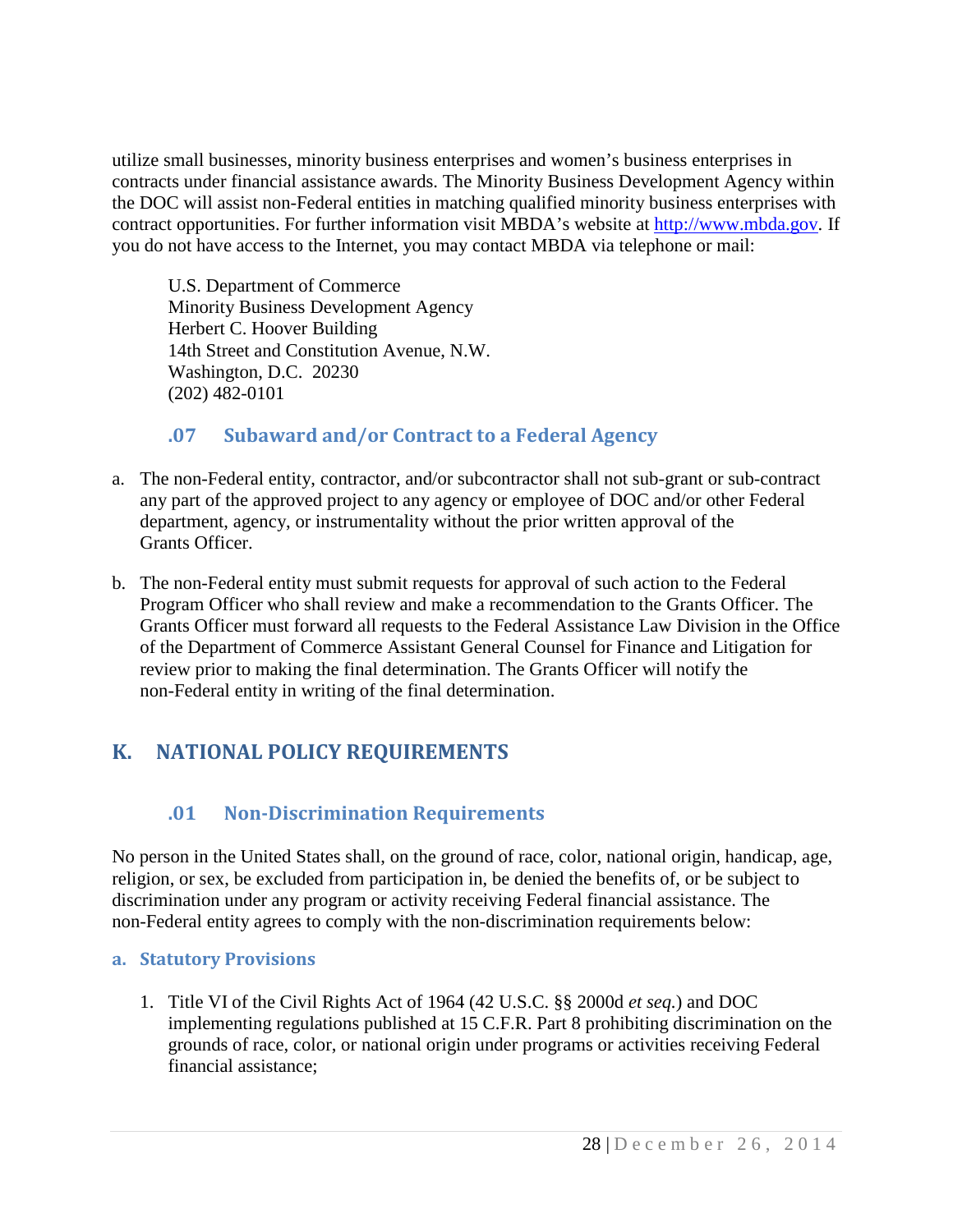utilize small businesses, minority business enterprises and women's business enterprises in contracts under financial assistance awards. The Minority Business Development Agency within the DOC will assist non-Federal entities in matching qualified minority business enterprises with contract opportunities. For further information visit MBDA's website at [http://www.mbda.gov](http://www.mbda.gov). If you do not have access to the Internet, you may contact MBDA via telephone or mail:

U.S. Department of Commerce
Minority Business Development Agency
Herbert C. Hoover Building
14th Street and Constitution Avenue, N.W.
Washington, D.C. 20230
(202) 482-0101

### .07 Subaward and/or Contract to a Federal Agency

a. The non-Federal entity, contractor, and/or subcontractor shall not sub-grant or sub-contract any part of the approved project to any agency or employee of DOC and/or other Federal department, agency, or instrumentality without the prior written approval of the Grants Officer.

b. The non-Federal entity must submit requests for approval of such action to the Federal Program Officer who shall review and make a recommendation to the Grants Officer. The Grants Officer must forward all requests to the Federal Assistance Law Division in the Office of the Department of Commerce Assistant General Counsel for Finance and Litigation for review prior to making the final determination. The Grants Officer will notify the non-Federal entity in writing of the final determination.

## K. NATIONAL POLICY REQUIREMENTS

### .01 Non-Discrimination Requirements

No person in the United States shall, on the ground of race, color, national origin, handicap, age, religion, or sex, be excluded from participation in, be denied the benefits of, or be subject to discrimination under any program or activity receiving Federal financial assistance. The non-Federal entity agrees to comply with the non-discrimination requirements below:

#### a. Statutory Provisions

1. Title VI of the Civil Rights Act of 1964 (42 U.S.C. §§ 2000d *et seq.*) and DOC implementing regulations published at 15 C.F.R. Part 8 prohibiting discrimination on the grounds of race, color, or national origin under programs or activities receiving Federal financial assistance;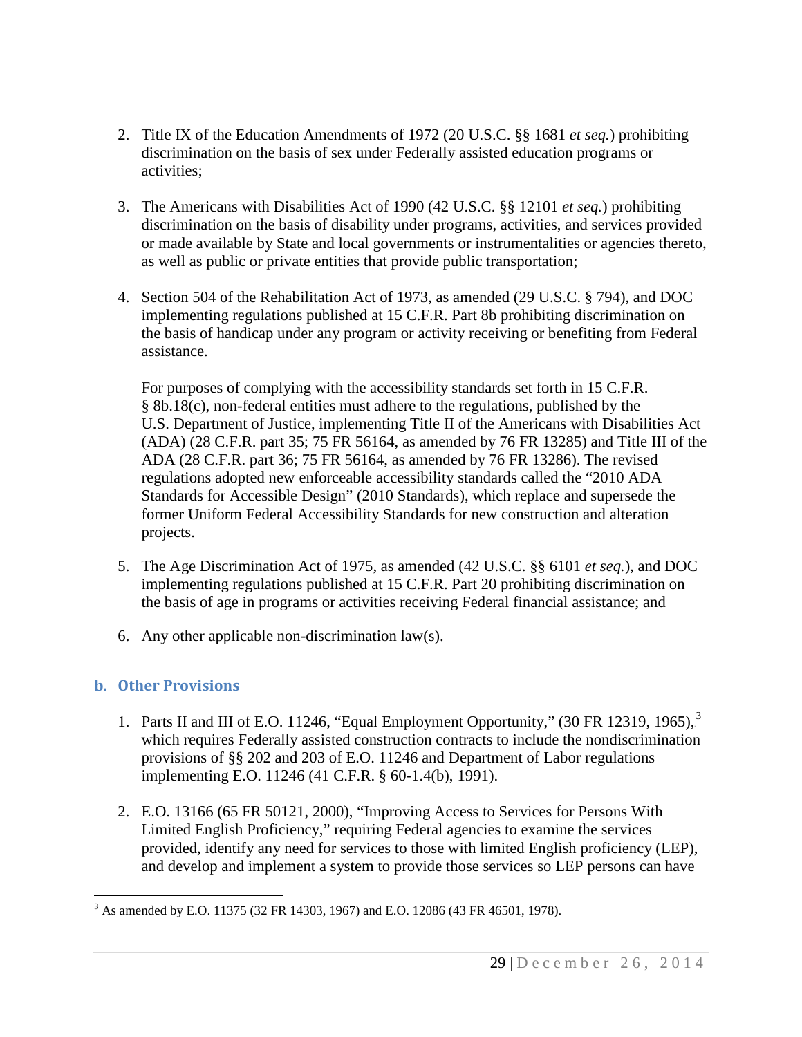2. Title IX of the Education Amendments of 1972 (20 U.S.C. §§ 1681 *et seq.*) prohibiting discrimination on the basis of sex under Federally assisted education programs or activities;

3. The Americans with Disabilities Act of 1990 (42 U.S.C. §§ 12101 *et seq.*) prohibiting discrimination on the basis of disability under programs, activities, and services provided or made available by State and local governments or instrumentalities or agencies thereto, as well as public or private entities that provide public transportation;

4. Section 504 of the Rehabilitation Act of 1973, as amended (29 U.S.C. § 794), and DOC implementing regulations published at 15 C.F.R. Part 8b prohibiting discrimination on the basis of handicap under any program or activity receiving or benefiting from Federal assistance.

   For purposes of complying with the accessibility standards set forth in 15 C.F.R. § 8b.18(c), non-federal entities must adhere to the regulations, published by the U.S. Department of Justice, implementing Title II of the Americans with Disabilities Act (ADA) (28 C.F.R. part 35; 75 FR 56164, as amended by 76 FR 13285) and Title III of the ADA (28 C.F.R. part 36; 75 FR 56164, as amended by 76 FR 13286). The revised regulations adopted new enforceable accessibility standards called the "2010 ADA Standards for Accessible Design" (2010 Standards), which replace and supersede the former Uniform Federal Accessibility Standards for new construction and alteration projects.

5. The Age Discrimination Act of 1975, as amended (42 U.S.C. §§ 6101 *et seq.*), and DOC implementing regulations published at 15 C.F.R. Part 20 prohibiting discrimination on the basis of age in programs or activities receiving Federal financial assistance; and

6. Any other applicable non-discrimination law(s).

### b. Other Provisions

1. Parts II and III of E.O. 11246, "Equal Employment Opportunity," (30 FR 12319, 1965),[3] which requires Federally assisted construction contracts to include the nondiscrimination provisions of §§ 202 and 203 of E.O. 11246 and Department of Labor regulations implementing E.O. 11246 (41 C.F.R. § 60-1.4(b), 1991).

2. E.O. 13166 (65 FR 50121, 2000), "Improving Access to Services for Persons With Limited English Proficiency," requiring Federal agencies to examine the services provided, identify any need for services to those with limited English proficiency (LEP), and develop and implement a system to provide those services so LEP persons can have

[3] As amended by E.O. 11375 (32 FR 14303, 1967) and E.O. 12086 (43 FR 46501, 1978).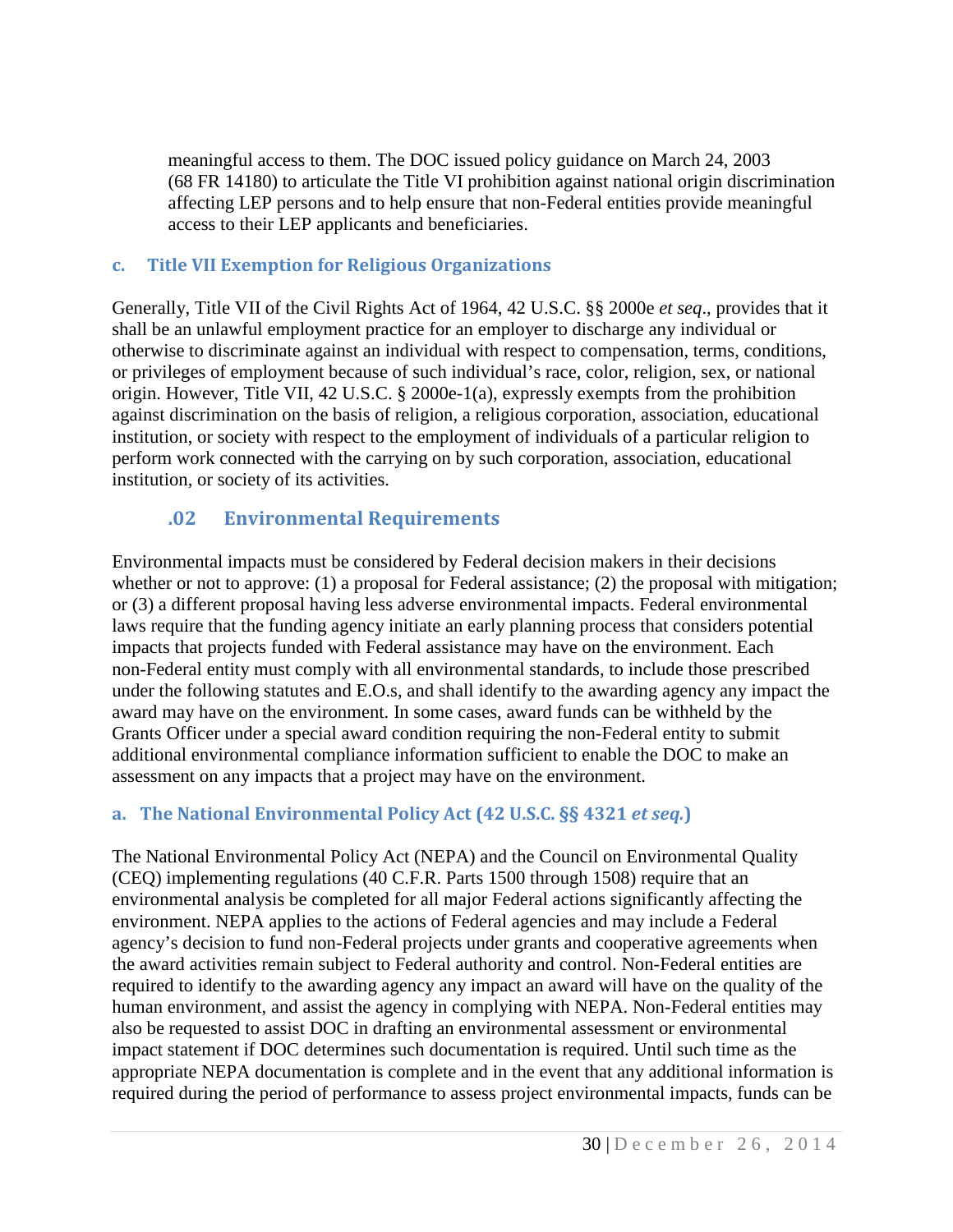meaningful access to them. The DOC issued policy guidance on March 24, 2003 (68 FR 14180) to articulate the Title VI prohibition against national origin discrimination affecting LEP persons and to help ensure that non-Federal entities provide meaningful access to their LEP applicants and beneficiaries.

#### c. Title VII Exemption for Religious Organizations

Generally, Title VII of the Civil Rights Act of 1964, 42 U.S.C. §§ 2000e *et seq*., provides that it shall be an unlawful employment practice for an employer to discharge any individual or otherwise to discriminate against an individual with respect to compensation, terms, conditions, or privileges of employment because of such individual's race, color, religion, sex, or national origin. However, Title VII, 42 U.S.C. § 2000e-1(a), expressly exempts from the prohibition against discrimination on the basis of religion, a religious corporation, association, educational institution, or society with respect to the employment of individuals of a particular religion to perform work connected with the carrying on by such corporation, association, educational institution, or society of its activities.

### .02 Environmental Requirements

Environmental impacts must be considered by Federal decision makers in their decisions whether or not to approve: (1) a proposal for Federal assistance; (2) the proposal with mitigation; or (3) a different proposal having less adverse environmental impacts. Federal environmental laws require that the funding agency initiate an early planning process that considers potential impacts that projects funded with Federal assistance may have on the environment. Each non-Federal entity must comply with all environmental standards, to include those prescribed under the following statutes and E.O.s, and shall identify to the awarding agency any impact the award may have on the environment. In some cases, award funds can be withheld by the Grants Officer under a special award condition requiring the non-Federal entity to submit additional environmental compliance information sufficient to enable the DOC to make an assessment on any impacts that a project may have on the environment.

#### a. The National Environmental Policy Act (42 U.S.C. §§ 4321 *et seq.*)

The National Environmental Policy Act (NEPA) and the Council on Environmental Quality (CEQ) implementing regulations (40 C.F.R. Parts 1500 through 1508) require that an environmental analysis be completed for all major Federal actions significantly affecting the environment. NEPA applies to the actions of Federal agencies and may include a Federal agency's decision to fund non-Federal projects under grants and cooperative agreements when the award activities remain subject to Federal authority and control. Non-Federal entities are required to identify to the awarding agency any impact an award will have on the quality of the human environment, and assist the agency in complying with NEPA. Non-Federal entities may also be requested to assist DOC in drafting an environmental assessment or environmental impact statement if DOC determines such documentation is required. Until such time as the appropriate NEPA documentation is complete and in the event that any additional information is required during the period of performance to assess project environmental impacts, funds can be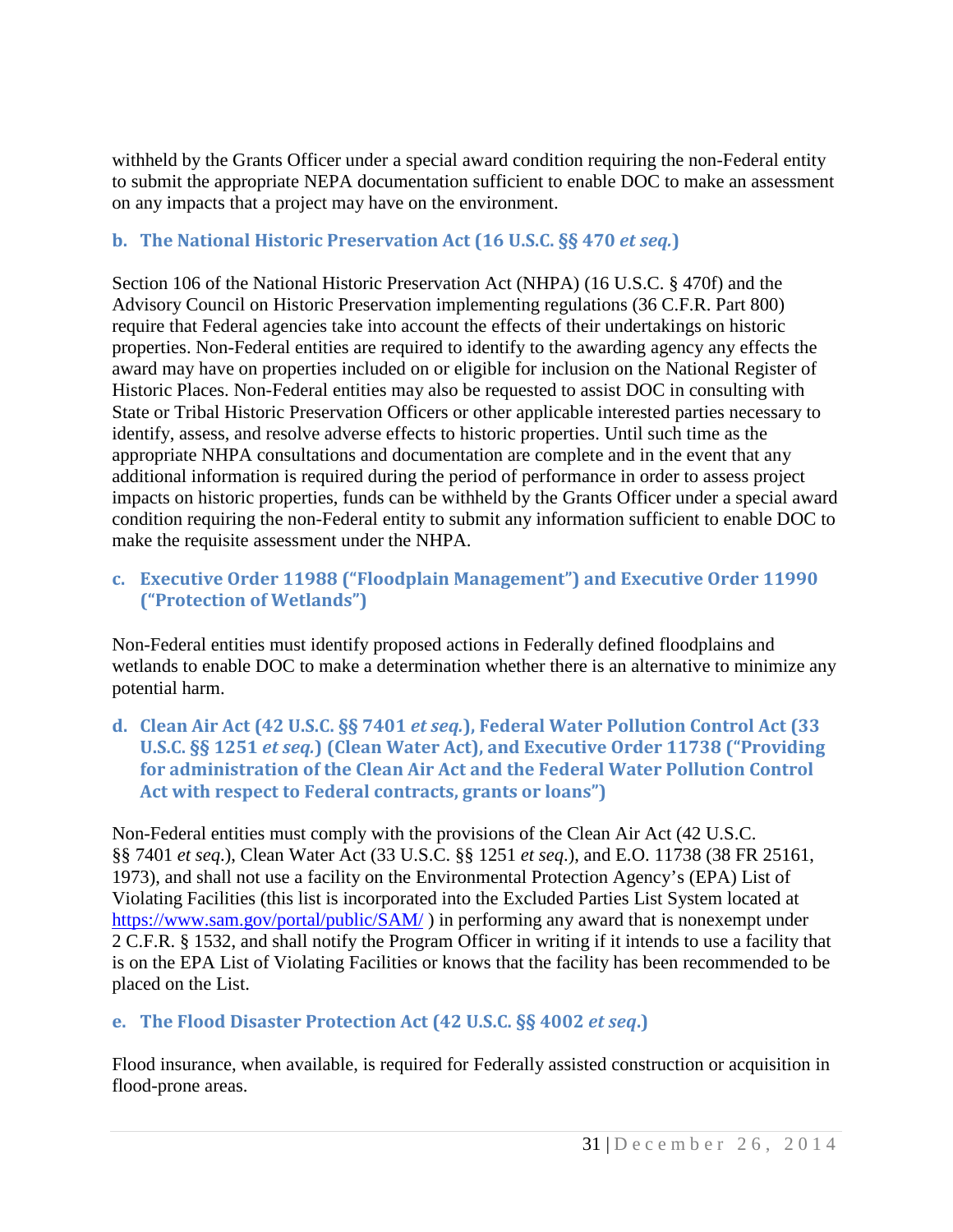withheld by the Grants Officer under a special award condition requiring the non-Federal entity to submit the appropriate NEPA documentation sufficient to enable DOC to make an assessment on any impacts that a project may have on the environment.

### b. The National Historic Preservation Act (16 U.S.C. §§ 470 *et seq.*)

Section 106 of the National Historic Preservation Act (NHPA) (16 U.S.C. § 470f) and the Advisory Council on Historic Preservation implementing regulations (36 C.F.R. Part 800) require that Federal agencies take into account the effects of their undertakings on historic properties. Non-Federal entities are required to identify to the awarding agency any effects the award may have on properties included on or eligible for inclusion on the National Register of Historic Places. Non-Federal entities may also be requested to assist DOC in consulting with State or Tribal Historic Preservation Officers or other applicable interested parties necessary to identify, assess, and resolve adverse effects to historic properties. Until such time as the appropriate NHPA consultations and documentation are complete and in the event that any additional information is required during the period of performance in order to assess project impacts on historic properties, funds can be withheld by the Grants Officer under a special award condition requiring the non-Federal entity to submit any information sufficient to enable DOC to make the requisite assessment under the NHPA.

### c. Executive Order 11988 ("Floodplain Management") and Executive Order 11990 ("Protection of Wetlands")

Non-Federal entities must identify proposed actions in Federally defined floodplains and wetlands to enable DOC to make a determination whether there is an alternative to minimize any potential harm.

### d. Clean Air Act (42 U.S.C. §§ 7401 *et seq.*), Federal Water Pollution Control Act (33 U.S.C. §§ 1251 *et seq.*) (Clean Water Act), and Executive Order 11738 ("Providing for administration of the Clean Air Act and the Federal Water Pollution Control Act with respect to Federal contracts, grants or loans")

Non-Federal entities must comply with the provisions of the Clean Air Act (42 U.S.C. §§ 7401 *et seq*.), Clean Water Act (33 U.S.C. §§ 1251 *et seq*.), and E.O. 11738 (38 FR 25161, 1973), and shall not use a facility on the Environmental Protection Agency's (EPA) List of Violating Facilities (this list is incorporated into the Excluded Parties List System located at https://www.sam.gov/portal/public/SAM/ ) in performing any award that is nonexempt under 2 C.F.R. § 1532, and shall notify the Program Officer in writing if it intends to use a facility that is on the EPA List of Violating Facilities or knows that the facility has been recommended to be placed on the List.

### e. The Flood Disaster Protection Act (42 U.S.C. §§ 4002 *et seq*.)

Flood insurance, when available, is required for Federally assisted construction or acquisition in flood-prone areas.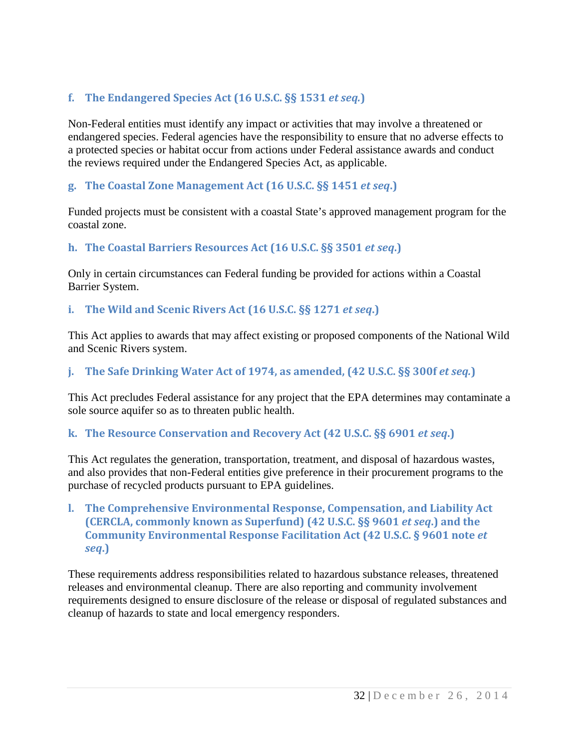#### f. The Endangered Species Act (16 U.S.C. §§ 1531 *et seq.*)

Non-Federal entities must identify any impact or activities that may involve a threatened or endangered species. Federal agencies have the responsibility to ensure that no adverse effects to a protected species or habitat occur from actions under Federal assistance awards and conduct the reviews required under the Endangered Species Act, as applicable.

#### g. The Coastal Zone Management Act (16 U.S.C. §§ 1451 *et seq*.)

Funded projects must be consistent with a coastal State's approved management program for the coastal zone.

#### h. The Coastal Barriers Resources Act (16 U.S.C. §§ 3501 *et seq*.)

Only in certain circumstances can Federal funding be provided for actions within a Coastal Barrier System.

#### i. The Wild and Scenic Rivers Act (16 U.S.C. §§ 1271 *et seq*.)

This Act applies to awards that may affect existing or proposed components of the National Wild and Scenic Rivers system.

#### j. The Safe Drinking Water Act of 1974, as amended, (42 U.S.C. §§ 300f *et seq.*)

This Act precludes Federal assistance for any project that the EPA determines may contaminate a sole source aquifer so as to threaten public health.

#### k. The Resource Conservation and Recovery Act (42 U.S.C. §§ 6901 *et seq*.)

This Act regulates the generation, transportation, treatment, and disposal of hazardous wastes, and also provides that non-Federal entities give preference in their procurement programs to the purchase of recycled products pursuant to EPA guidelines.

#### l. The Comprehensive Environmental Response, Compensation, and Liability Act (CERCLA, commonly known as Superfund) (42 U.S.C. §§ 9601 *et seq*.) and the Community Environmental Response Facilitation Act (42 U.S.C. § 9601 note *et seq*.)

These requirements address responsibilities related to hazardous substance releases, threatened releases and environmental cleanup. There are also reporting and community involvement requirements designed to ensure disclosure of the release or disposal of regulated substances and cleanup of hazards to state and local emergency responders.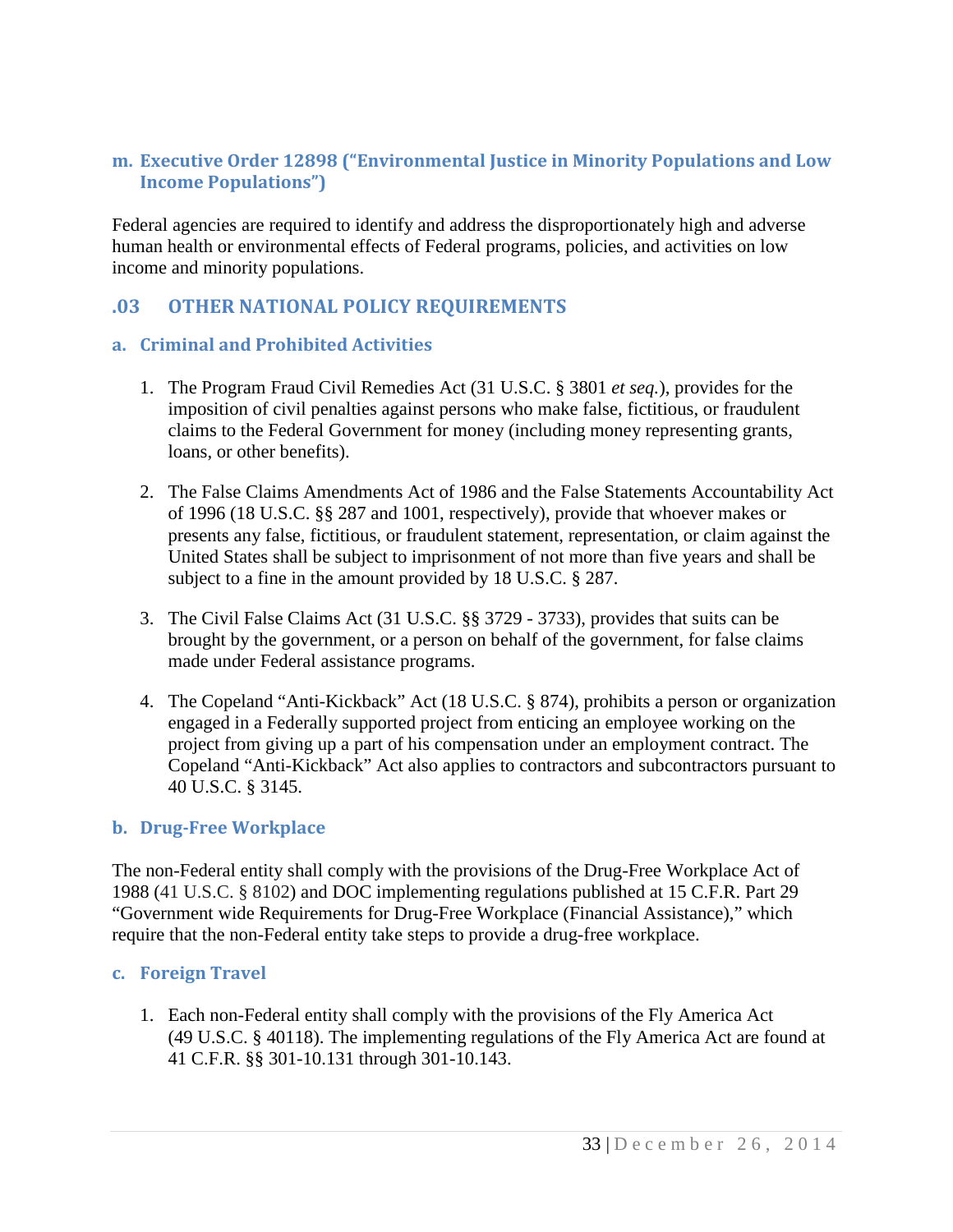### m. Executive Order 12898 ("Environmental Justice in Minority Populations and Low Income Populations")

Federal agencies are required to identify and address the disproportionately high and adverse human health or environmental effects of Federal programs, policies, and activities on low income and minority populations.

## .03 OTHER NATIONAL POLICY REQUIREMENTS

### a. Criminal and Prohibited Activities

1. The Program Fraud Civil Remedies Act (31 U.S.C. § 3801 *et seq.*), provides for the imposition of civil penalties against persons who make false, fictitious, or fraudulent claims to the Federal Government for money (including money representing grants, loans, or other benefits).

2. The False Claims Amendments Act of 1986 and the False Statements Accountability Act of 1996 (18 U.S.C. §§ 287 and 1001, respectively), provide that whoever makes or presents any false, fictitious, or fraudulent statement, representation, or claim against the United States shall be subject to imprisonment of not more than five years and shall be subject to a fine in the amount provided by 18 U.S.C. § 287.

3. The Civil False Claims Act (31 U.S.C. §§ 3729 - 3733), provides that suits can be brought by the government, or a person on behalf of the government, for false claims made under Federal assistance programs.

4. The Copeland "Anti-Kickback" Act (18 U.S.C. § 874), prohibits a person or organization engaged in a Federally supported project from enticing an employee working on the project from giving up a part of his compensation under an employment contract. The Copeland "Anti-Kickback" Act also applies to contractors and subcontractors pursuant to 40 U.S.C. § 3145.

### b. Drug-Free Workplace

The non-Federal entity shall comply with the provisions of the Drug-Free Workplace Act of 1988 (41 U.S.C. § 8102) and DOC implementing regulations published at 15 C.F.R. Part 29 "Government wide Requirements for Drug-Free Workplace (Financial Assistance)," which require that the non-Federal entity take steps to provide a drug-free workplace.

### c. Foreign Travel

1. Each non-Federal entity shall comply with the provisions of the Fly America Act (49 U.S.C. § 40118). The implementing regulations of the Fly America Act are found at 41 C.F.R. §§ 301-10.131 through 301-10.143.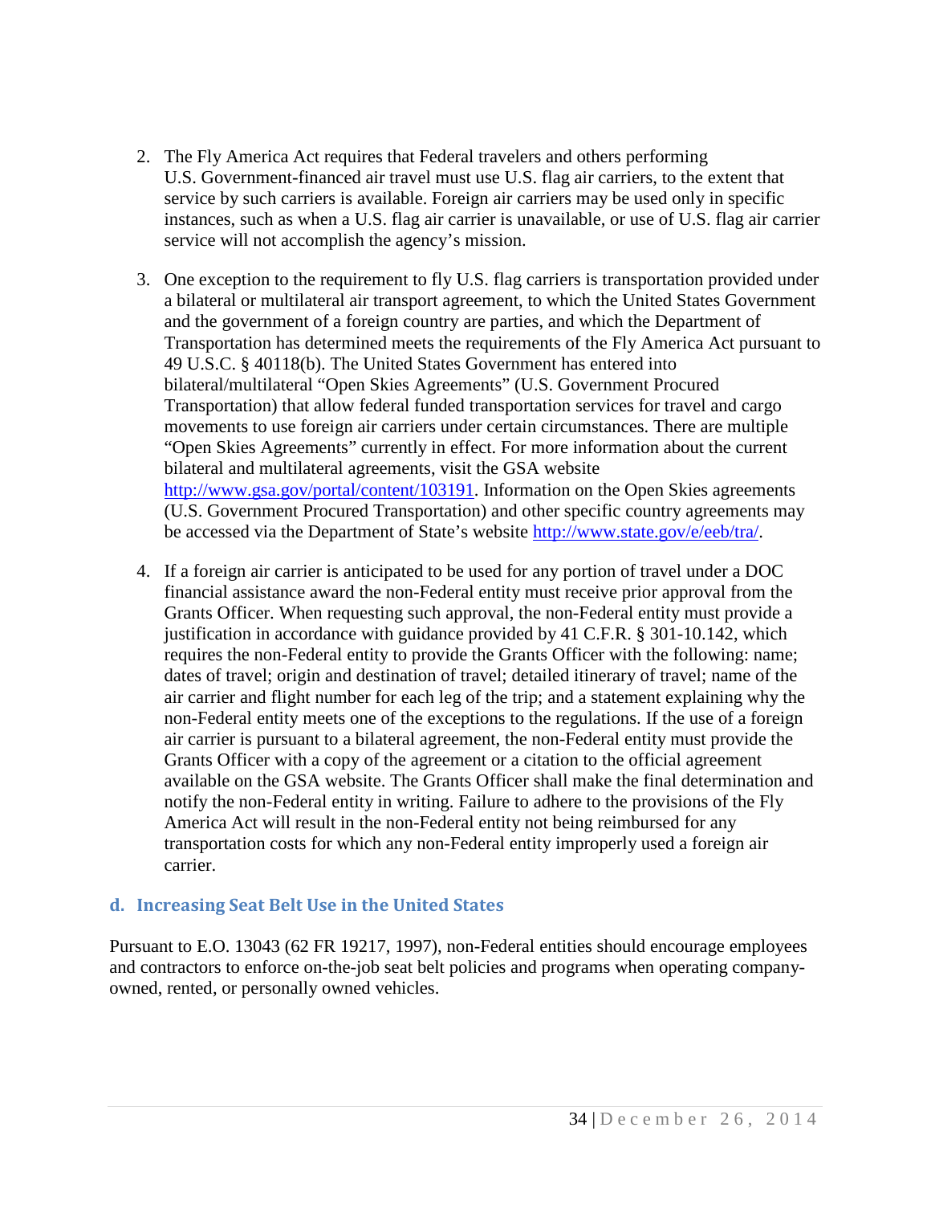2. The Fly America Act requires that Federal travelers and others performing U.S. Government-financed air travel must use U.S. flag air carriers, to the extent that service by such carriers is available. Foreign air carriers may be used only in specific instances, such as when a U.S. flag air carrier is unavailable, or use of U.S. flag air carrier service will not accomplish the agency's mission.

3. One exception to the requirement to fly U.S. flag carriers is transportation provided under a bilateral or multilateral air transport agreement, to which the United States Government and the government of a foreign country are parties, and which the Department of Transportation has determined meets the requirements of the Fly America Act pursuant to 49 U.S.C. § 40118(b). The United States Government has entered into bilateral/multilateral "Open Skies Agreements" (U.S. Government Procured Transportation) that allow federal funded transportation services for travel and cargo movements to use foreign air carriers under certain circumstances. There are multiple "Open Skies Agreements" currently in effect. For more information about the current bilateral and multilateral agreements, visit the GSA website [http://www.gsa.gov/portal/content/103191](http://www.gsa.gov/portal/content/103191). Information on the Open Skies agreements (U.S. Government Procured Transportation) and other specific country agreements may be accessed via the Department of State's website [http://www.state.gov/e/eeb/tra/](http://www.state.gov/e/eeb/tra/).

4. If a foreign air carrier is anticipated to be used for any portion of travel under a DOC financial assistance award the non-Federal entity must receive prior approval from the Grants Officer. When requesting such approval, the non-Federal entity must provide a justification in accordance with guidance provided by 41 C.F.R. § 301-10.142, which requires the non-Federal entity to provide the Grants Officer with the following: name; dates of travel; origin and destination of travel; detailed itinerary of travel; name of the air carrier and flight number for each leg of the trip; and a statement explaining why the non-Federal entity meets one of the exceptions to the regulations. If the use of a foreign air carrier is pursuant to a bilateral agreement, the non-Federal entity must provide the Grants Officer with a copy of the agreement or a citation to the official agreement available on the GSA website. The Grants Officer shall make the final determination and notify the non-Federal entity in writing. Failure to adhere to the provisions of the Fly America Act will result in the non-Federal entity not being reimbursed for any transportation costs for which any non-Federal entity improperly used a foreign air carrier.

### d. Increasing Seat Belt Use in the United States

Pursuant to E.O. 13043 (62 FR 19217, 1997), non-Federal entities should encourage employees and contractors to enforce on-the-job seat belt policies and programs when operating company-owned, rented, or personally owned vehicles.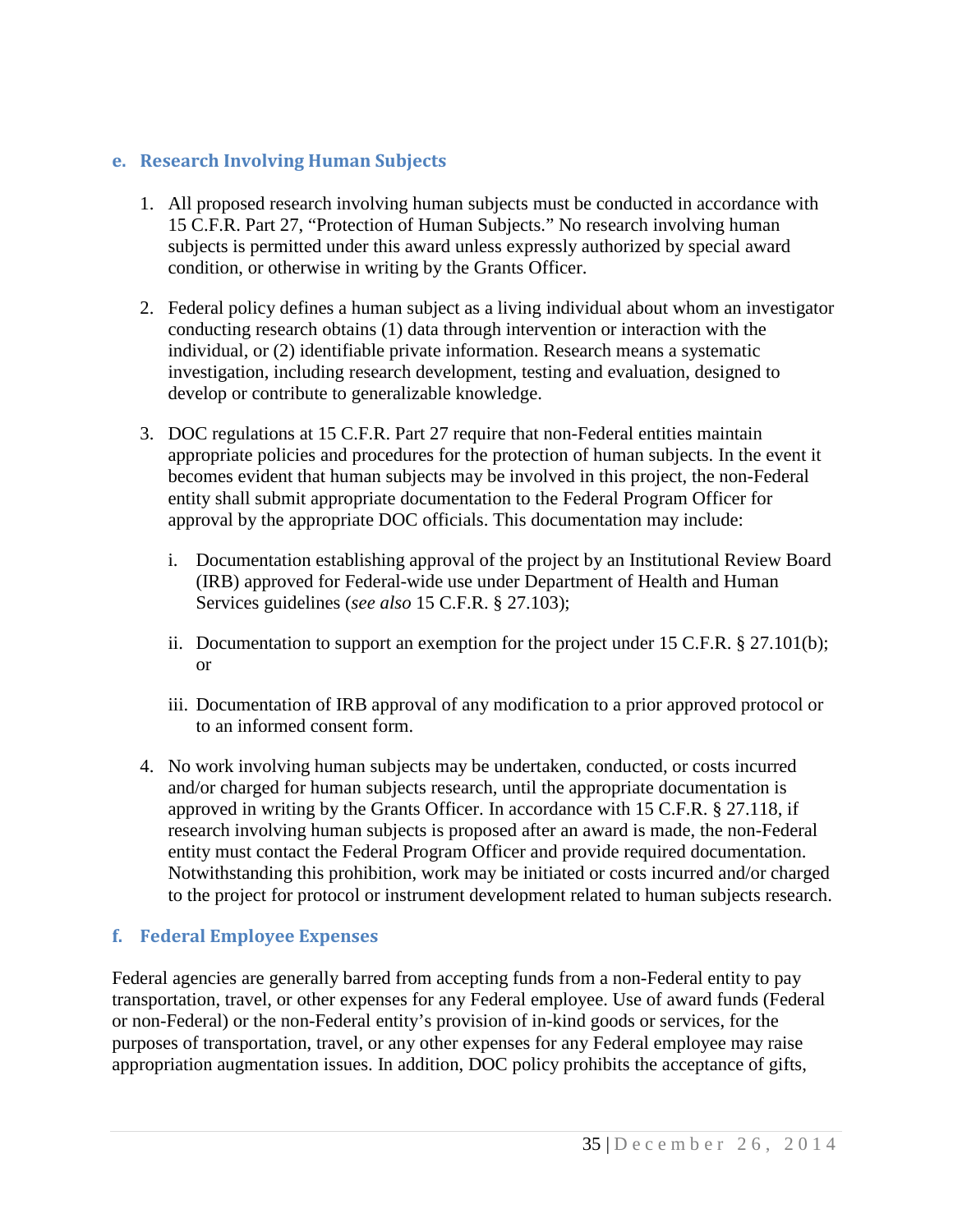### e. Research Involving Human Subjects

1. All proposed research involving human subjects must be conducted in accordance with 15 C.F.R. Part 27, "Protection of Human Subjects." No research involving human subjects is permitted under this award unless expressly authorized by special award condition, or otherwise in writing by the Grants Officer.

2. Federal policy defines a human subject as a living individual about whom an investigator conducting research obtains (1) data through intervention or interaction with the individual, or (2) identifiable private information. Research means a systematic investigation, including research development, testing and evaluation, designed to develop or contribute to generalizable knowledge.

3. DOC regulations at 15 C.F.R. Part 27 require that non-Federal entities maintain appropriate policies and procedures for the protection of human subjects. In the event it becomes evident that human subjects may be involved in this project, the non-Federal entity shall submit appropriate documentation to the Federal Program Officer for approval by the appropriate DOC officials. This documentation may include:

   i. Documentation establishing approval of the project by an Institutional Review Board (IRB) approved for Federal-wide use under Department of Health and Human Services guidelines (*see also* 15 C.F.R. § 27.103);

   ii. Documentation to support an exemption for the project under 15 C.F.R. § 27.101(b); or

   iii. Documentation of IRB approval of any modification to a prior approved protocol or to an informed consent form.

4. No work involving human subjects may be undertaken, conducted, or costs incurred and/or charged for human subjects research, until the appropriate documentation is approved in writing by the Grants Officer. In accordance with 15 C.F.R. § 27.118, if research involving human subjects is proposed after an award is made, the non-Federal entity must contact the Federal Program Officer and provide required documentation. Notwithstanding this prohibition, work may be initiated or costs incurred and/or charged to the project for protocol or instrument development related to human subjects research.

### f. Federal Employee Expenses

Federal agencies are generally barred from accepting funds from a non-Federal entity to pay transportation, travel, or other expenses for any Federal employee. Use of award funds (Federal or non-Federal) or the non-Federal entity's provision of in-kind goods or services, for the purposes of transportation, travel, or any other expenses for any Federal employee may raise appropriation augmentation issues. In addition, DOC policy prohibits the acceptance of gifts,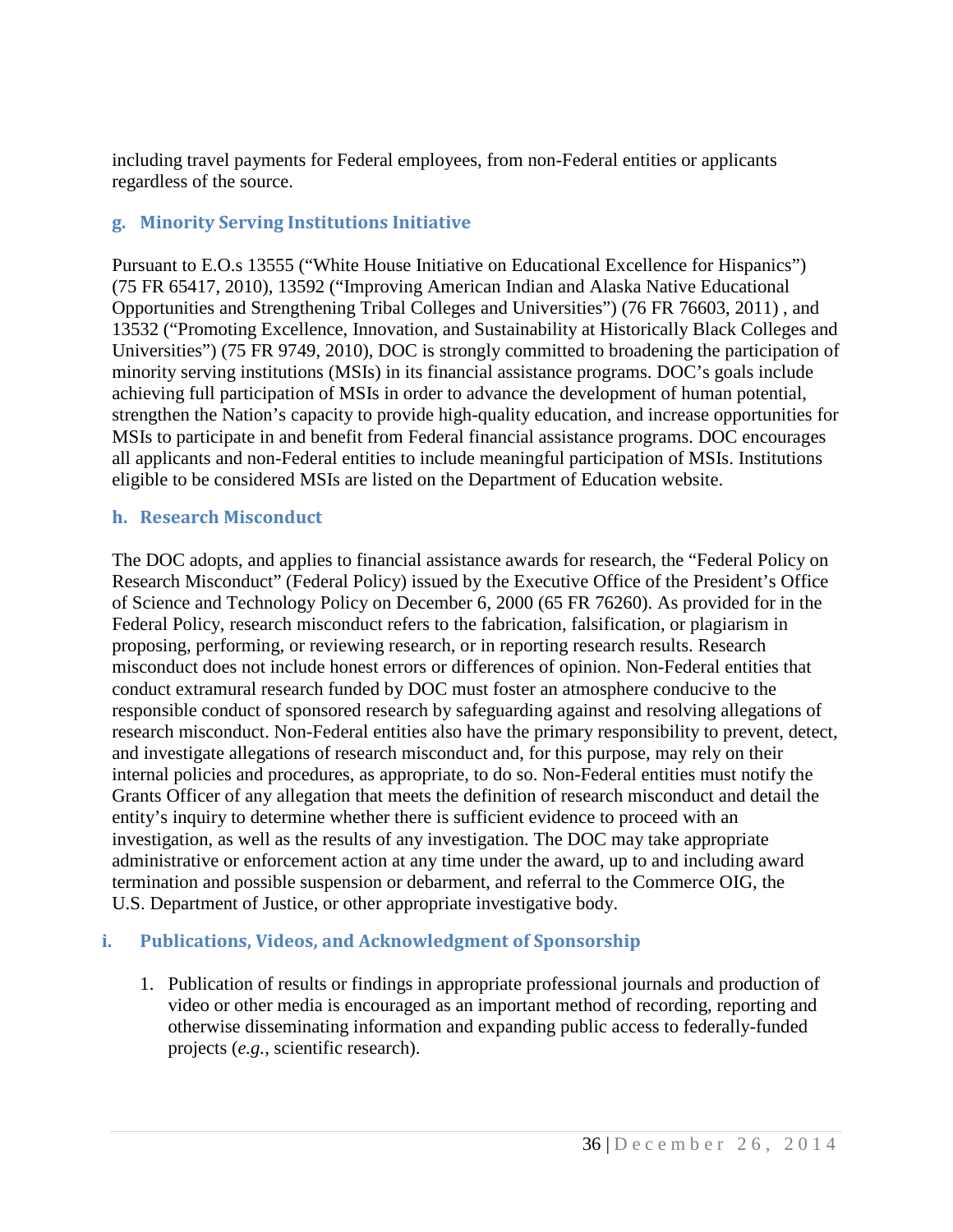including travel payments for Federal employees, from non-Federal entities or applicants regardless of the source.

### g. Minority Serving Institutions Initiative

Pursuant to E.O.s 13555 ("White House Initiative on Educational Excellence for Hispanics") (75 FR 65417, 2010), 13592 ("Improving American Indian and Alaska Native Educational Opportunities and Strengthening Tribal Colleges and Universities") (76 FR 76603, 2011) , and 13532 ("Promoting Excellence, Innovation, and Sustainability at Historically Black Colleges and Universities") (75 FR 9749, 2010), DOC is strongly committed to broadening the participation of minority serving institutions (MSIs) in its financial assistance programs. DOC's goals include achieving full participation of MSIs in order to advance the development of human potential, strengthen the Nation's capacity to provide high-quality education, and increase opportunities for MSIs to participate in and benefit from Federal financial assistance programs. DOC encourages all applicants and non-Federal entities to include meaningful participation of MSIs. Institutions eligible to be considered MSIs are listed on the Department of Education website.

### h. Research Misconduct

The DOC adopts, and applies to financial assistance awards for research, the "Federal Policy on Research Misconduct" (Federal Policy) issued by the Executive Office of the President's Office of Science and Technology Policy on December 6, 2000 (65 FR 76260). As provided for in the Federal Policy, research misconduct refers to the fabrication, falsification, or plagiarism in proposing, performing, or reviewing research, or in reporting research results. Research misconduct does not include honest errors or differences of opinion. Non-Federal entities that conduct extramural research funded by DOC must foster an atmosphere conducive to the responsible conduct of sponsored research by safeguarding against and resolving allegations of research misconduct. Non-Federal entities also have the primary responsibility to prevent, detect, and investigate allegations of research misconduct and, for this purpose, may rely on their internal policies and procedures, as appropriate, to do so. Non-Federal entities must notify the Grants Officer of any allegation that meets the definition of research misconduct and detail the entity's inquiry to determine whether there is sufficient evidence to proceed with an investigation, as well as the results of any investigation. The DOC may take appropriate administrative or enforcement action at any time under the award, up to and including award termination and possible suspension or debarment, and referral to the Commerce OIG, the U.S. Department of Justice, or other appropriate investigative body.

### i. Publications, Videos, and Acknowledgment of Sponsorship

1. Publication of results or findings in appropriate professional journals and production of video or other media is encouraged as an important method of recording, reporting and otherwise disseminating information and expanding public access to federally-funded projects (*e.g.*, scientific research).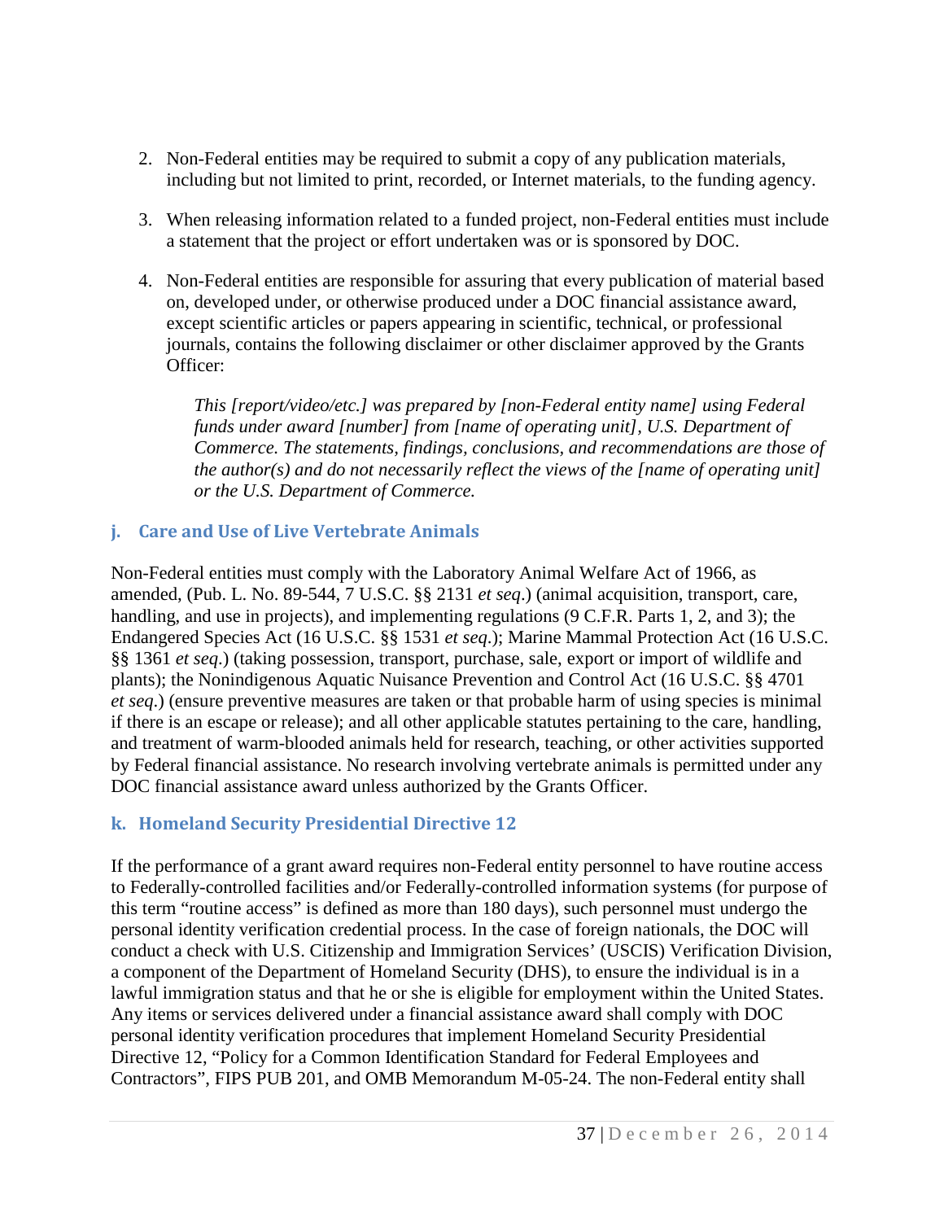2. Non-Federal entities may be required to submit a copy of any publication materials, including but not limited to print, recorded, or Internet materials, to the funding agency.

3. When releasing information related to a funded project, non-Federal entities must include a statement that the project or effort undertaken was or is sponsored by DOC.

4. Non-Federal entities are responsible for assuring that every publication of material based on, developed under, or otherwise produced under a DOC financial assistance award, except scientific articles or papers appearing in scientific, technical, or professional journals, contains the following disclaimer or other disclaimer approved by the Grants Officer:

   *This [report/video/etc.] was prepared by [non-Federal entity name] using Federal funds under award [number] from [name of operating unit], U.S. Department of Commerce. The statements, findings, conclusions, and recommendations are those of the author(s) and do not necessarily reflect the views of the [name of operating unit] or the U.S. Department of Commerce.*

### j. Care and Use of Live Vertebrate Animals

Non-Federal entities must comply with the Laboratory Animal Welfare Act of 1966, as amended, (Pub. L. No. 89-544, 7 U.S.C. §§ 2131 *et seq*.) (animal acquisition, transport, care, handling, and use in projects), and implementing regulations (9 C.F.R. Parts 1, 2, and 3); the Endangered Species Act (16 U.S.C. §§ 1531 *et seq*.); Marine Mammal Protection Act (16 U.S.C. §§ 1361 *et seq*.) (taking possession, transport, purchase, sale, export or import of wildlife and plants); the Nonindigenous Aquatic Nuisance Prevention and Control Act (16 U.S.C. §§ 4701 *et seq*.) (ensure preventive measures are taken or that probable harm of using species is minimal if there is an escape or release); and all other applicable statutes pertaining to the care, handling, and treatment of warm-blooded animals held for research, teaching, or other activities supported by Federal financial assistance. No research involving vertebrate animals is permitted under any DOC financial assistance award unless authorized by the Grants Officer.

### k. Homeland Security Presidential Directive 12

If the performance of a grant award requires non-Federal entity personnel to have routine access to Federally-controlled facilities and/or Federally-controlled information systems (for purpose of this term "routine access" is defined as more than 180 days), such personnel must undergo the personal identity verification credential process. In the case of foreign nationals, the DOC will conduct a check with U.S. Citizenship and Immigration Services' (USCIS) Verification Division, a component of the Department of Homeland Security (DHS), to ensure the individual is in a lawful immigration status and that he or she is eligible for employment within the United States. Any items or services delivered under a financial assistance award shall comply with DOC personal identity verification procedures that implement Homeland Security Presidential Directive 12, "Policy for a Common Identification Standard for Federal Employees and Contractors", FIPS PUB 201, and OMB Memorandum M-05-24. The non-Federal entity shall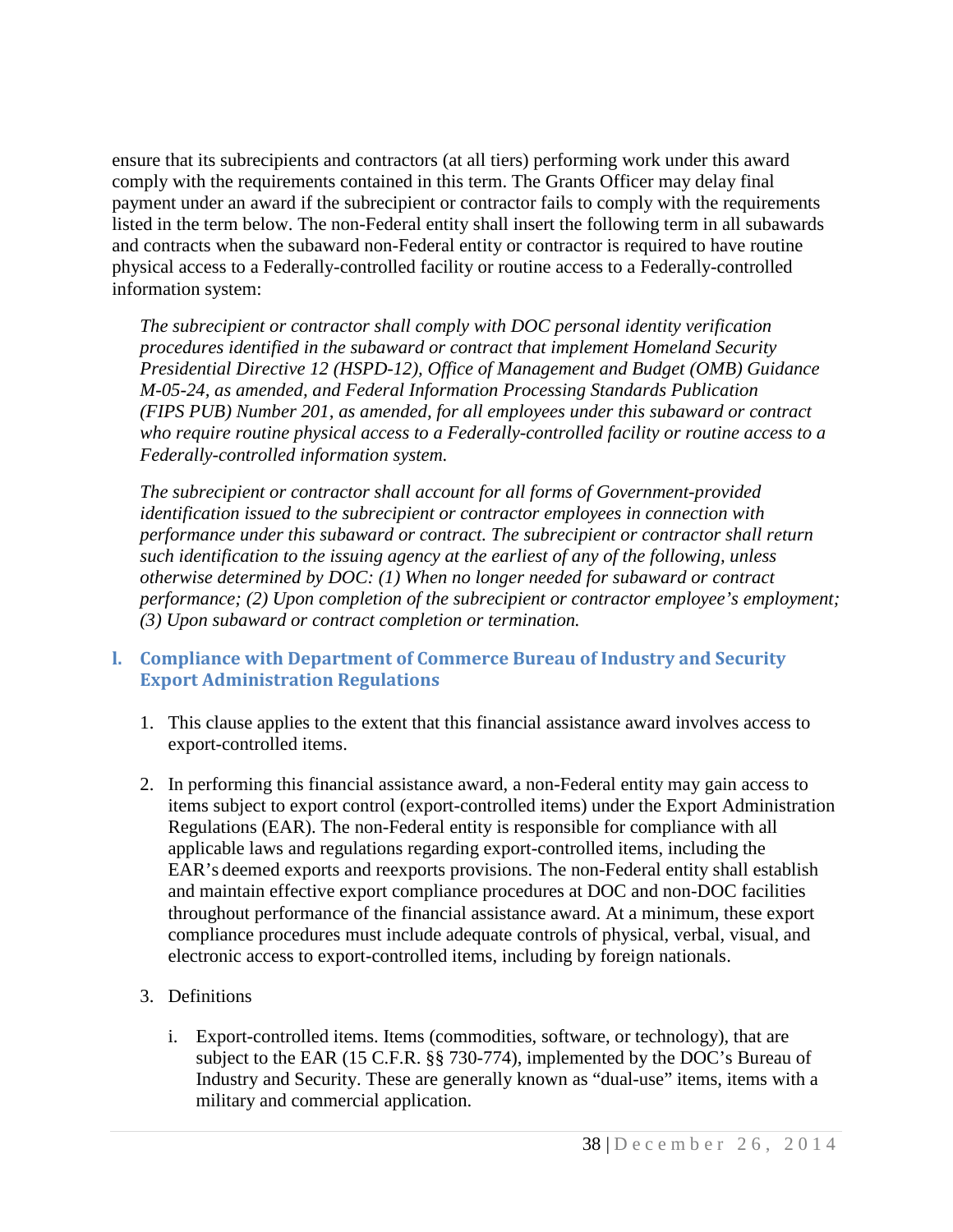ensure that its subrecipients and contractors (at all tiers) performing work under this award comply with the requirements contained in this term. The Grants Officer may delay final payment under an award if the subrecipient or contractor fails to comply with the requirements listed in the term below. The non-Federal entity shall insert the following term in all subawards and contracts when the subaward non-Federal entity or contractor is required to have routine physical access to a Federally-controlled facility or routine access to a Federally-controlled information system:

> *The subrecipient or contractor shall comply with DOC personal identity verification procedures identified in the subaward or contract that implement Homeland Security Presidential Directive 12 (HSPD-12), Office of Management and Budget (OMB) Guidance M-05-24, as amended, and Federal Information Processing Standards Publication (FIPS PUB) Number 201, as amended, for all employees under this subaward or contract who require routine physical access to a Federally-controlled facility or routine access to a Federally-controlled information system.*
>
> *The subrecipient or contractor shall account for all forms of Government-provided identification issued to the subrecipient or contractor employees in connection with performance under this subaward or contract. The subrecipient or contractor shall return such identification to the issuing agency at the earliest of any of the following, unless otherwise determined by DOC: (1) When no longer needed for subaward or contract performance; (2) Upon completion of the subrecipient or contractor employee's employment; (3) Upon subaward or contract completion or termination.*

### l. Compliance with Department of Commerce Bureau of Industry and Security Export Administration Regulations

1. This clause applies to the extent that this financial assistance award involves access to export-controlled items.

2. In performing this financial assistance award, a non-Federal entity may gain access to items subject to export control (export-controlled items) under the Export Administration Regulations (EAR). The non-Federal entity is responsible for compliance with all applicable laws and regulations regarding export-controlled items, including the EAR's deemed exports and reexports provisions. The non-Federal entity shall establish and maintain effective export compliance procedures at DOC and non-DOC facilities throughout performance of the financial assistance award. At a minimum, these export compliance procedures must include adequate controls of physical, verbal, visual, and electronic access to export-controlled items, including by foreign nationals.

3. Definitions

   i. Export-controlled items. Items (commodities, software, or technology), that are subject to the EAR (15 C.F.R. §§ 730-774), implemented by the DOC's Bureau of Industry and Security. These are generally known as "dual-use" items, items with a military and commercial application.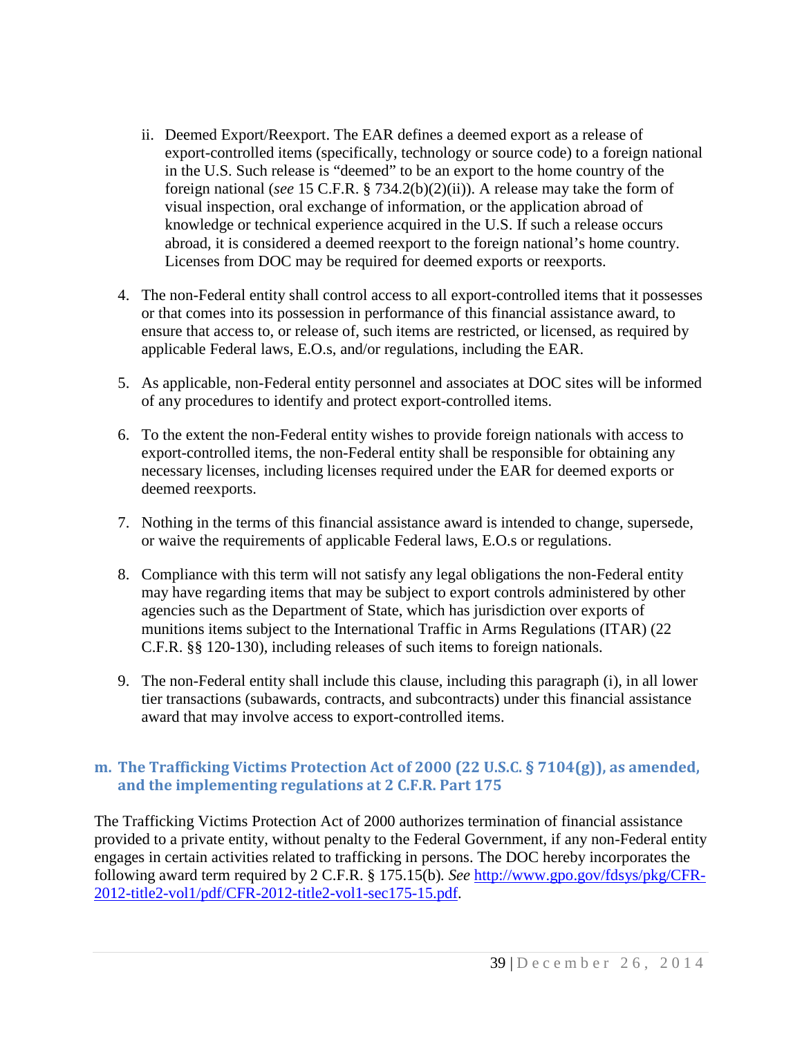ii. Deemed Export/Reexport. The EAR defines a deemed export as a release of export-controlled items (specifically, technology or source code) to a foreign national in the U.S. Such release is "deemed" to be an export to the home country of the foreign national (*see* 15 C.F.R. § 734.2(b)(2)(ii)). A release may take the form of visual inspection, oral exchange of information, or the application abroad of knowledge or technical experience acquired in the U.S. If such a release occurs abroad, it is considered a deemed reexport to the foreign national's home country. Licenses from DOC may be required for deemed exports or reexports.

4. The non-Federal entity shall control access to all export-controlled items that it possesses or that comes into its possession in performance of this financial assistance award, to ensure that access to, or release of, such items are restricted, or licensed, as required by applicable Federal laws, E.O.s, and/or regulations, including the EAR.

5. As applicable, non-Federal entity personnel and associates at DOC sites will be informed of any procedures to identify and protect export-controlled items.

6. To the extent the non-Federal entity wishes to provide foreign nationals with access to export-controlled items, the non-Federal entity shall be responsible for obtaining any necessary licenses, including licenses required under the EAR for deemed exports or deemed reexports.

7. Nothing in the terms of this financial assistance award is intended to change, supersede, or waive the requirements of applicable Federal laws, E.O.s or regulations.

8. Compliance with this term will not satisfy any legal obligations the non-Federal entity may have regarding items that may be subject to export controls administered by other agencies such as the Department of State, which has jurisdiction over exports of munitions items subject to the International Traffic in Arms Regulations (ITAR) (22 C.F.R. §§ 120-130), including releases of such items to foreign nationals.

9. The non-Federal entity shall include this clause, including this paragraph (i), in all lower tier transactions (subawards, contracts, and subcontracts) under this financial assistance award that may involve access to export-controlled items.

### m. The Trafficking Victims Protection Act of 2000 (22 U.S.C. § 7104(g)), as amended, and the implementing regulations at 2 C.F.R. Part 175

The Trafficking Victims Protection Act of 2000 authorizes termination of financial assistance provided to a private entity, without penalty to the Federal Government, if any non-Federal entity engages in certain activities related to trafficking in persons. The DOC hereby incorporates the following award term required by 2 C.F.R. § 175.15(b). *See* [http://www.gpo.gov/fdsys/pkg/CFR-2012-title2-vol1/pdf/CFR-2012-title2-vol1-sec175-15.pdf](http://www.gpo.gov/fdsys/pkg/CFR-2012-title2-vol1/pdf/CFR-2012-title2-vol1-sec175-15.pdf).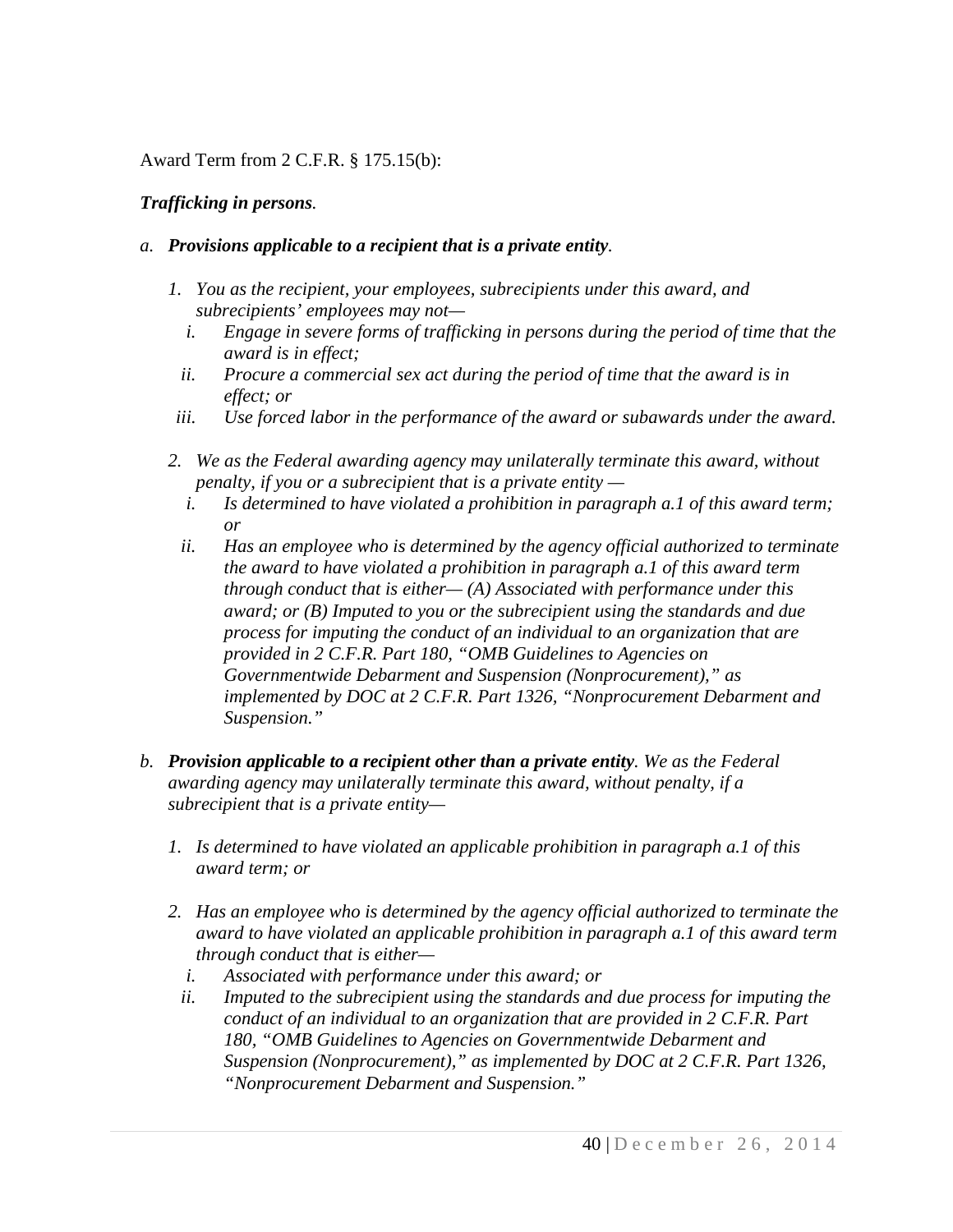Award Term from 2 C.F.R. § 175.15(b):

***Trafficking in persons****.*

*a.* ***Provisions applicable to a recipient that is a private entity****.*

   *1. You as the recipient, your employees, subrecipients under this award, and subrecipients' employees may not—*
      *i. Engage in severe forms of trafficking in persons during the period of time that the award is in effect;*
      *ii. Procure a commercial sex act during the period of time that the award is in effect; or*
      *iii. Use forced labor in the performance of the award or subawards under the award.*

   *2. We as the Federal awarding agency may unilaterally terminate this award, without penalty, if you or a subrecipient that is a private entity —*
      *i. Is determined to have violated a prohibition in paragraph a.1 of this award term; or*
      *ii. Has an employee who is determined by the agency official authorized to terminate the award to have violated a prohibition in paragraph a.1 of this award term through conduct that is either— (A) Associated with performance under this award; or (B) Imputed to you or the subrecipient using the standards and due process for imputing the conduct of an individual to an organization that are provided in 2 C.F.R. Part 180, "OMB Guidelines to Agencies on Governmentwide Debarment and Suspension (Nonprocurement)," as implemented by DOC at 2 C.F.R. Part 1326, "Nonprocurement Debarment and Suspension."*

*b.* ***Provision applicable to a recipient other than a private entity****. We as the Federal awarding agency may unilaterally terminate this award, without penalty, if a subrecipient that is a private entity—*

   *1. Is determined to have violated an applicable prohibition in paragraph a.1 of this award term; or*

   *2. Has an employee who is determined by the agency official authorized to terminate the award to have violated an applicable prohibition in paragraph a.1 of this award term through conduct that is either—*
      *i. Associated with performance under this award; or*
      *ii. Imputed to the subrecipient using the standards and due process for imputing the conduct of an individual to an organization that are provided in 2 C.F.R. Part 180, "OMB Guidelines to Agencies on Governmentwide Debarment and Suspension (Nonprocurement)," as implemented by DOC at 2 C.F.R. Part 1326, "Nonprocurement Debarment and Suspension."*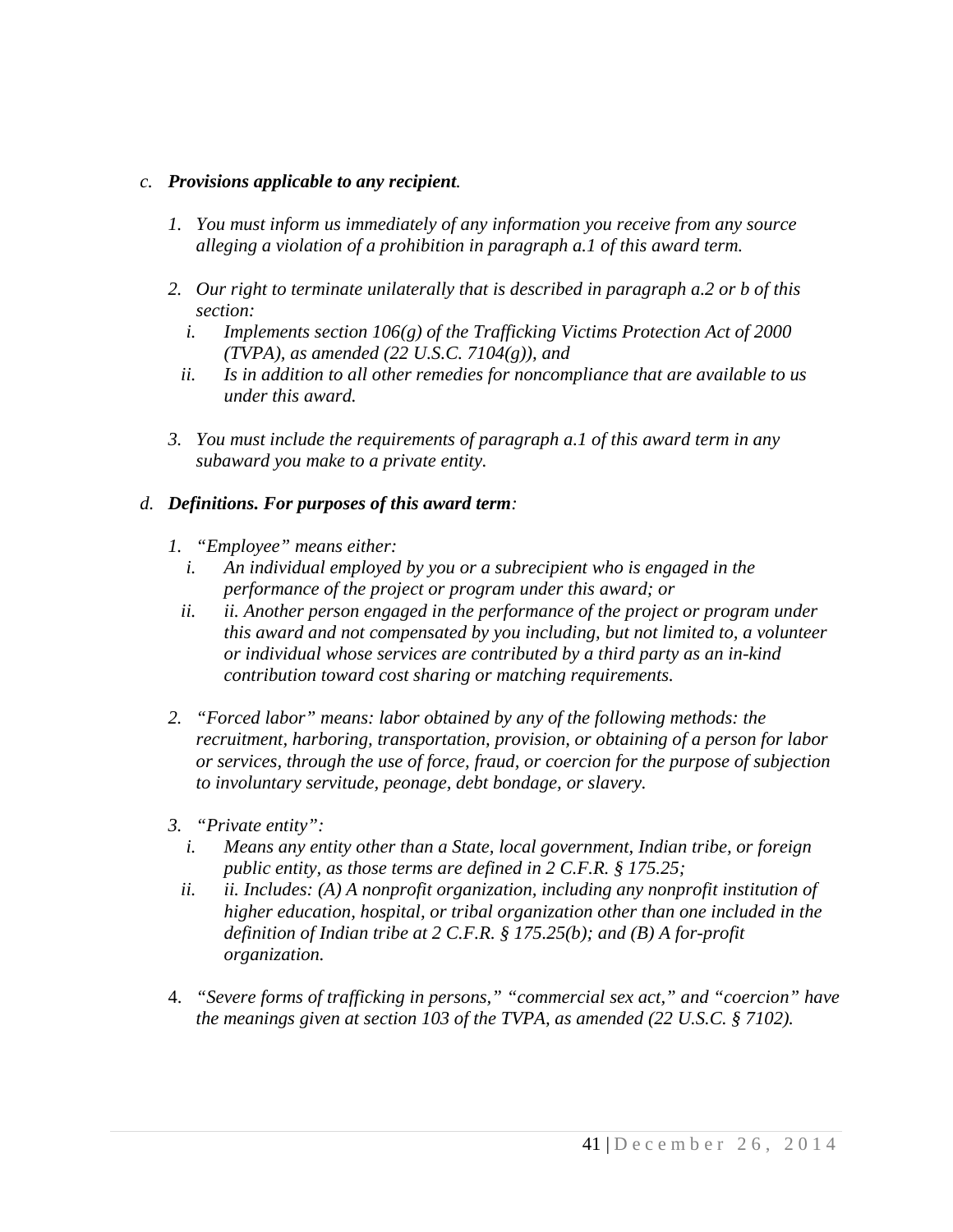c. ***Provisions applicable to any recipient***.

   1. *You must inform us immediately of any information you receive from any source alleging a violation of a prohibition in paragraph a.1 of this award term.*

   2. *Our right to terminate unilaterally that is described in paragraph a.2 or b of this section:*
      i. *Implements section 106(g) of the Trafficking Victims Protection Act of 2000 (TVPA), as amended (22 U.S.C. 7104(g)), and*
      ii. *Is in addition to all other remedies for noncompliance that are available to us under this award.*

   3. *You must include the requirements of paragraph a.1 of this award term in any subaward you make to a private entity.*

d. ***Definitions. For purposes of this award term***:

   1. *"Employee" means either:*
      i. *An individual employed by you or a subrecipient who is engaged in the performance of the project or program under this award; or*
      ii. *ii. Another person engaged in the performance of the project or program under this award and not compensated by you including, but not limited to, a volunteer or individual whose services are contributed by a third party as an in-kind contribution toward cost sharing or matching requirements.*

   2. *"Forced labor" means: labor obtained by any of the following methods: the recruitment, harboring, transportation, provision, or obtaining of a person for labor or services, through the use of force, fraud, or coercion for the purpose of subjection to involuntary servitude, peonage, debt bondage, or slavery.*

   3. *"Private entity":*
      i. *Means any entity other than a State, local government, Indian tribe, or foreign public entity, as those terms are defined in 2 C.F.R. § 175.25;*
      ii. *ii. Includes: (A) A nonprofit organization, including any nonprofit institution of higher education, hospital, or tribal organization other than one included in the definition of Indian tribe at 2 C.F.R. § 175.25(b); and (B) A for-profit organization.*

   4. *"Severe forms of trafficking in persons," "commercial sex act," and "coercion" have the meanings given at section 103 of the TVPA, as amended (22 U.S.C. § 7102).*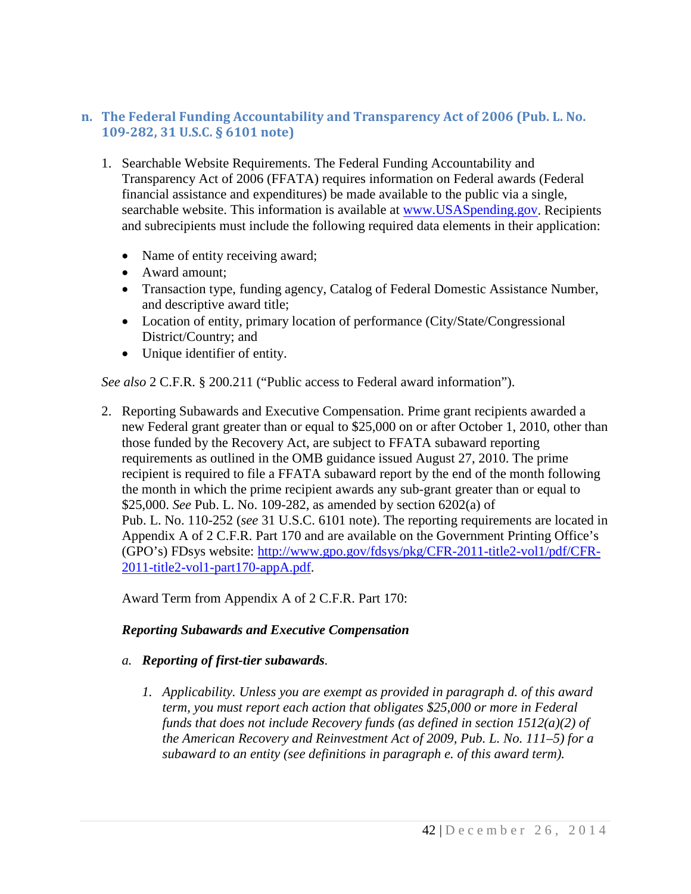## n. The Federal Funding Accountability and Transparency Act of 2006 (Pub. L. No. 109-282, 31 U.S.C. § 6101 note)

1. Searchable Website Requirements. The Federal Funding Accountability and Transparency Act of 2006 (FFATA) requires information on Federal awards (Federal financial assistance and expenditures) be made available to the public via a single, searchable website. This information is available at [www.USASpending.gov](http://www.USASpending.gov). Recipients and subrecipients must include the following required data elements in their application:

   - Name of entity receiving award;
   - Award amount;
   - Transaction type, funding agency, Catalog of Federal Domestic Assistance Number, and descriptive award title;
   - Location of entity, primary location of performance (City/State/Congressional District/Country; and
   - Unique identifier of entity.

*See also* 2 C.F.R. § 200.211 ("Public access to Federal award information").

2. Reporting Subawards and Executive Compensation. Prime grant recipients awarded a new Federal grant greater than or equal to $25,000 on or after October 1, 2010, other than those funded by the Recovery Act, are subject to FFATA subaward reporting requirements as outlined in the OMB guidance issued August 27, 2010. The prime recipient is required to file a FFATA subaward report by the end of the month following the month in which the prime recipient awards any sub-grant greater than or equal to $25,000. *See* Pub. L. No. 109-282, as amended by section 6202(a) of Pub. L. No. 110-252 (*see* 31 U.S.C. 6101 note). The reporting requirements are located in Appendix A of 2 C.F.R. Part 170 and are available on the Government Printing Office's (GPO's) FDsys website: [http://www.gpo.gov/fdsys/pkg/CFR-2011-title2-vol1/pdf/CFR-2011-title2-vol1-part170-appA.pdf](http://www.gpo.gov/fdsys/pkg/CFR-2011-title2-vol1/pdf/CFR-2011-title2-vol1-part170-appA.pdf).

   Award Term from Appendix A of 2 C.F.R. Part 170:

   ***Reporting Subawards and Executive Compensation***

   *a.* ***Reporting of first-tier subawards****.*

   1. *Applicability. Unless you are exempt as provided in paragraph d. of this award term, you must report each action that obligates $25,000 or more in Federal funds that does not include Recovery funds (as defined in section 1512(a)(2) of the American Recovery and Reinvestment Act of 2009, Pub. L. No. 111–5) for a subaward to an entity (see definitions in paragraph e. of this award term).*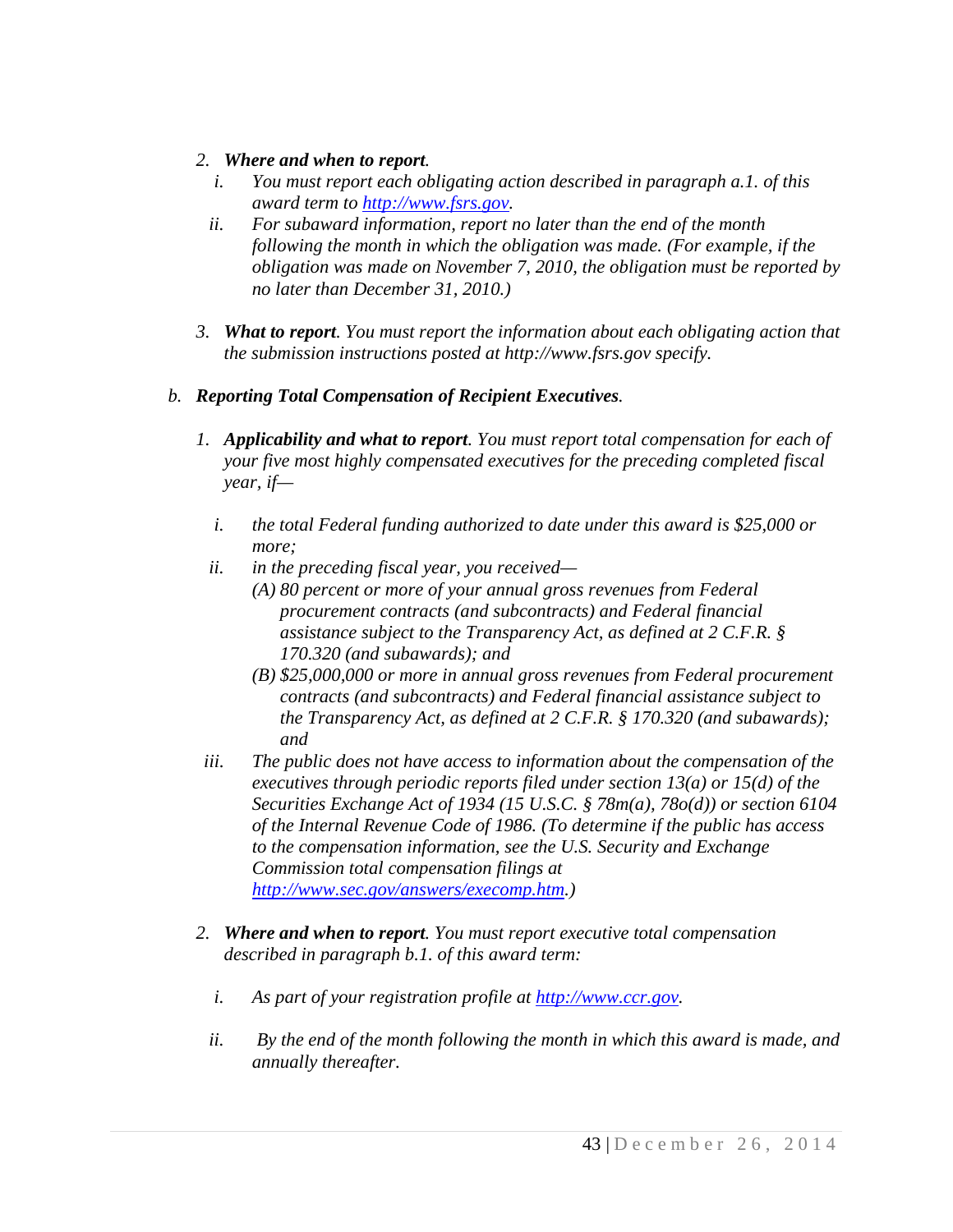2. ***Where and when to report****.*
   1. *You must report each obligating action described in paragraph a.1. of this award term to [http://www.fsrs.gov](http://www.fsrs.gov).*
   2. *For subaward information, report no later than the end of the month following the month in which the obligation was made. (For example, if the obligation was made on November 7, 2010, the obligation must be reported by no later than December 31, 2010.)*

3. ***What to report****. You must report the information about each obligating action that the submission instructions posted at http://www.fsrs.gov specify.*

b. ***Reporting Total Compensation of Recipient Executives****.*

1. ***Applicability and what to report****. You must report total compensation for each of your five most highly compensated executives for the preceding completed fiscal year, if—*
   1. *the total Federal funding authorized to date under this award is $25,000 or more;*
   2. *in the preceding fiscal year, you received—*
      - *(A) 80 percent or more of your annual gross revenues from Federal procurement contracts (and subcontracts) and Federal financial assistance subject to the Transparency Act, as defined at 2 C.F.R. § 170.320 (and subawards); and*
      - *(B) $25,000,000 or more in annual gross revenues from Federal procurement contracts (and subcontracts) and Federal financial assistance subject to the Transparency Act, as defined at 2 C.F.R. § 170.320 (and subawards); and*
   3. *The public does not have access to information about the compensation of the executives through periodic reports filed under section 13(a) or 15(d) of the Securities Exchange Act of 1934 (15 U.S.C. § 78m(a), 78o(d)) or section 6104 of the Internal Revenue Code of 1986. (To determine if the public has access to the compensation information, see the U.S. Security and Exchange Commission total compensation filings at [http://www.sec.gov/answers/execomp.htm](http://www.sec.gov/answers/execomp.htm).)*

2. ***Where and when to report****. You must report executive total compensation described in paragraph b.1. of this award term:*
   1. *As part of your registration profile at [http://www.ccr.gov](http://www.ccr.gov).*
   2. *By the end of the month following the month in which this award is made, and annually thereafter.*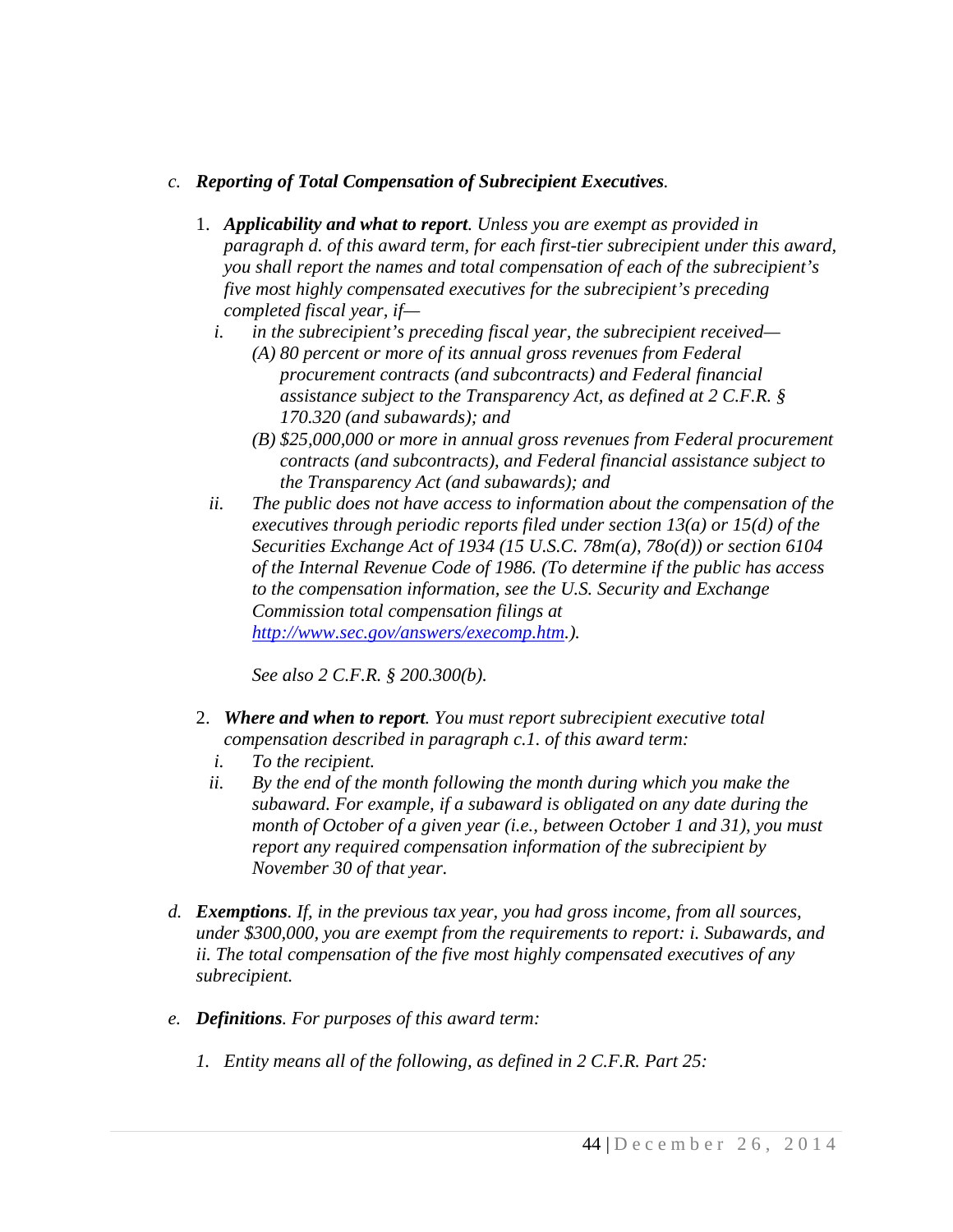*c.* ***Reporting of Total Compensation of Subrecipient Executives.***

1. ***Applicability and what to report****. Unless you are exempt as provided in paragraph d. of this award term, for each first-tier subrecipient under this award, you shall report the names and total compensation of each of the subrecipient's five most highly compensated executives for the subrecipient's preceding completed fiscal year, if—*
   - *i.* *in the subrecipient's preceding fiscal year, the subrecipient received—*
     - *(A) 80 percent or more of its annual gross revenues from Federal procurement contracts (and subcontracts) and Federal financial assistance subject to the Transparency Act, as defined at 2 C.F.R. § 170.320 (and subawards); and*
     - *(B) $25,000,000 or more in annual gross revenues from Federal procurement contracts (and subcontracts), and Federal financial assistance subject to the Transparency Act (and subawards); and*
   - *ii.* *The public does not have access to information about the compensation of the executives through periodic reports filed under section 13(a) or 15(d) of the Securities Exchange Act of 1934 (15 U.S.C. 78m(a), 78o(d)) or section 6104 of the Internal Revenue Code of 1986. (To determine if the public has access to the compensation information, see the U.S. Security and Exchange Commission total compensation filings at [http://www.sec.gov/answers/execomp.htm](http://www.sec.gov/answers/execomp.htm).).*

     *See also 2 C.F.R. § 200.300(b).*

2. ***Where and when to report****. You must report subrecipient executive total compensation described in paragraph c.1. of this award term:*
   - *i.* *To the recipient.*
   - *ii.* *By the end of the month following the month during which you make the subaward. For example, if a subaward is obligated on any date during the month of October of a given year (i.e., between October 1 and 31), you must report any required compensation information of the subrecipient by November 30 of that year.*

*d.* ***Exemptions****. If, in the previous tax year, you had gross income, from all sources, under $300,000, you are exempt from the requirements to report: i. Subawards, and ii. The total compensation of the five most highly compensated executives of any subrecipient.*

*e.* ***Definitions****. For purposes of this award term:*

1. *Entity means all of the following, as defined in 2 C.F.R. Part 25:*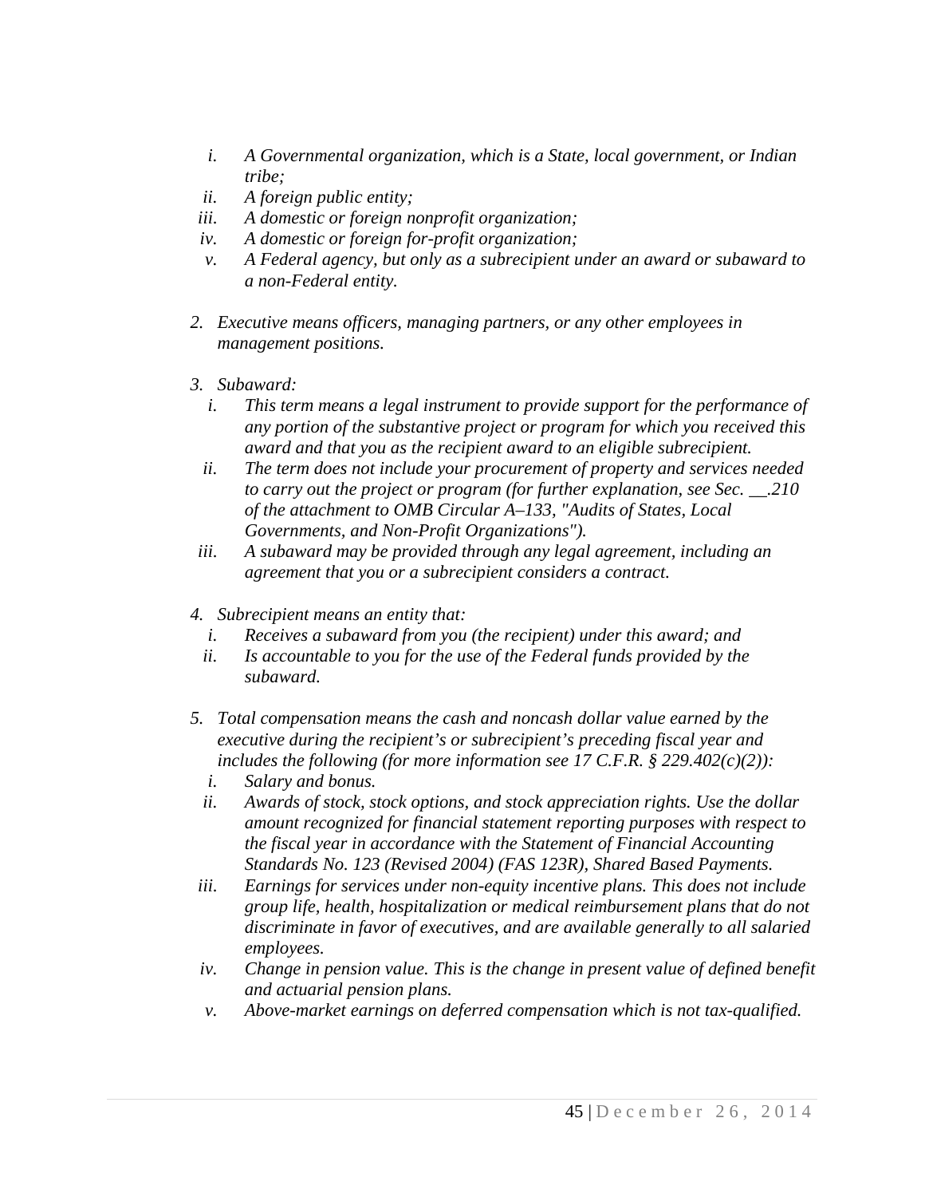*i. A Governmental organization, which is a State, local government, or Indian tribe;*
*ii. A foreign public entity;*
*iii. A domestic or foreign nonprofit organization;*
*iv. A domestic or foreign for-profit organization;*
*v. A Federal agency, but only as a subrecipient under an award or subaward to a non-Federal entity.*

2. *Executive means officers, managing partners, or any other employees in management positions.*

3. *Subaward:*
   *i. This term means a legal instrument to provide support for the performance of any portion of the substantive project or program for which you received this award and that you as the recipient award to an eligible subrecipient.*
   *ii. The term does not include your procurement of property and services needed to carry out the project or program (for further explanation, see Sec. __.210 of the attachment to OMB Circular A–133, "Audits of States, Local Governments, and Non-Profit Organizations").*
   *iii. A subaward may be provided through any legal agreement, including an agreement that you or a subrecipient considers a contract.*

4. *Subrecipient means an entity that:*
   *i. Receives a subaward from you (the recipient) under this award; and*
   *ii. Is accountable to you for the use of the Federal funds provided by the subaward.*

5. *Total compensation means the cash and noncash dollar value earned by the executive during the recipient's or subrecipient's preceding fiscal year and includes the following (for more information see 17 C.F.R. § 229.402(c)(2)):*
   *i. Salary and bonus.*
   *ii. Awards of stock, stock options, and stock appreciation rights. Use the dollar amount recognized for financial statement reporting purposes with respect to the fiscal year in accordance with the Statement of Financial Accounting Standards No. 123 (Revised 2004) (FAS 123R), Shared Based Payments.*
   *iii. Earnings for services under non-equity incentive plans. This does not include group life, health, hospitalization or medical reimbursement plans that do not discriminate in favor of executives, and are available generally to all salaried employees.*
   *iv. Change in pension value. This is the change in present value of defined benefit and actuarial pension plans.*
   *v. Above-market earnings on deferred compensation which is not tax-qualified.*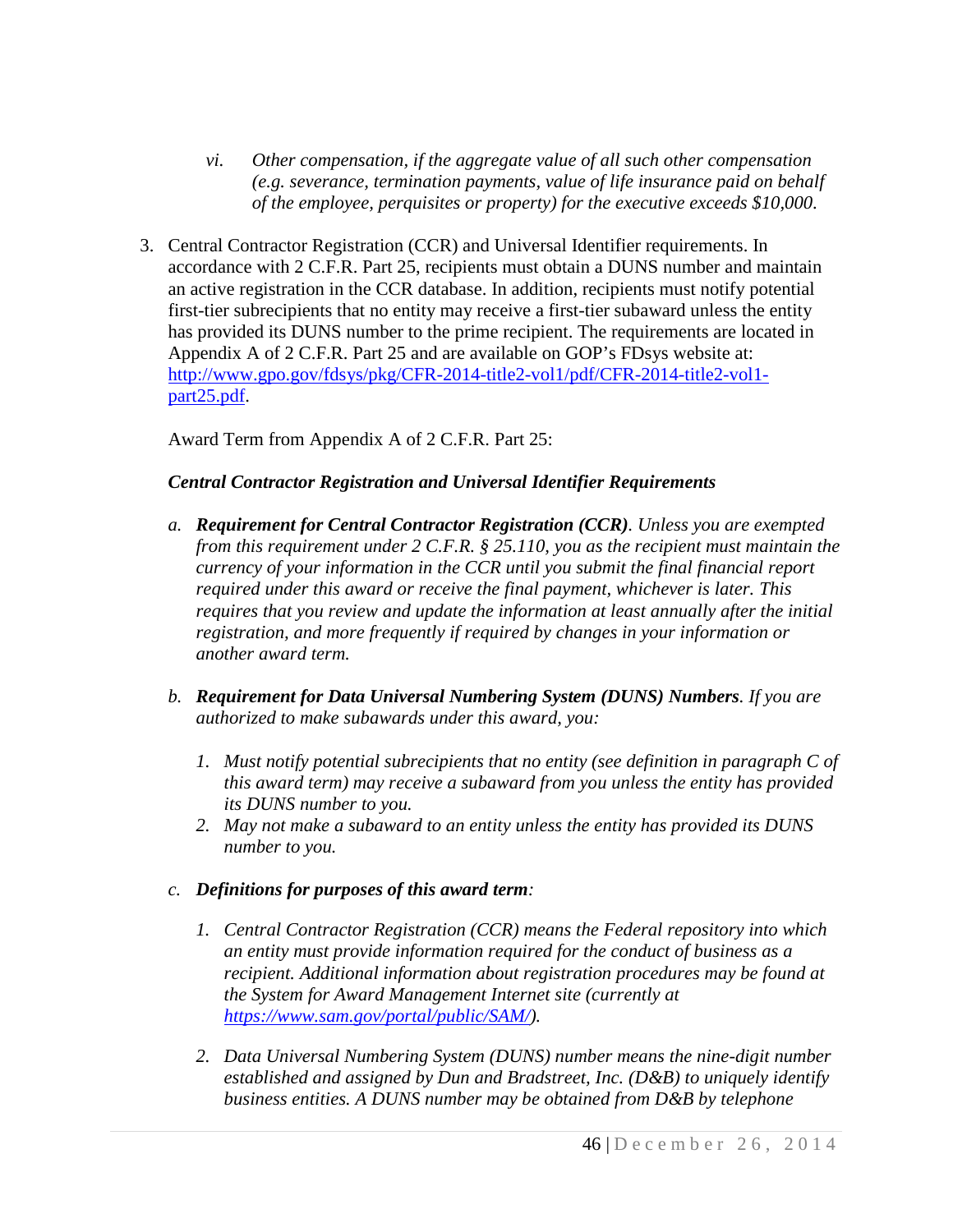vi. *Other compensation, if the aggregate value of all such other compensation (e.g. severance, termination payments, value of life insurance paid on behalf of the employee, perquisites or property) for the executive exceeds $10,000.*

3. Central Contractor Registration (CCR) and Universal Identifier requirements. In accordance with 2 C.F.R. Part 25, recipients must obtain a DUNS number and maintain an active registration in the CCR database. In addition, recipients must notify potential first-tier subrecipients that no entity may receive a first-tier subaward unless the entity has provided its DUNS number to the prime recipient. The requirements are located in Appendix A of 2 C.F.R. Part 25 and are available on GOP's FDsys website at: [http://www.gpo.gov/fdsys/pkg/CFR-2014-title2-vol1/pdf/CFR-2014-title2-vol1-part25.pdf](http://www.gpo.gov/fdsys/pkg/CFR-2014-title2-vol1/pdf/CFR-2014-title2-vol1-part25.pdf).

   Award Term from Appendix A of 2 C.F.R. Part 25:

   ***Central Contractor Registration and Universal Identifier Requirements***

   a. ***Requirement for Central Contractor Registration (CCR)****. Unless you are exempted from this requirement under 2 C.F.R. § 25.110, you as the recipient must maintain the currency of your information in the CCR until you submit the final financial report required under this award or receive the final payment, whichever is later. This requires that you review and update the information at least annually after the initial registration, and more frequently if required by changes in your information or another award term.*

   b. ***Requirement for Data Universal Numbering System (DUNS) Numbers****. If you are authorized to make subawards under this award, you:*

      1. *Must notify potential subrecipients that no entity (see definition in paragraph C of this award term) may receive a subaward from you unless the entity has provided its DUNS number to you.*
      2. *May not make a subaward to an entity unless the entity has provided its DUNS number to you.*

   c. ***Definitions for purposes of this award term****:*

      1. *Central Contractor Registration (CCR) means the Federal repository into which an entity must provide information required for the conduct of business as a recipient. Additional information about registration procedures may be found at the System for Award Management Internet site (currently at [https://www.sam.gov/portal/public/SAM/](https://www.sam.gov/portal/public/SAM/)).*

      2. *Data Universal Numbering System (DUNS) number means the nine-digit number established and assigned by Dun and Bradstreet, Inc. (D&B) to uniquely identify business entities. A DUNS number may be obtained from D&B by telephone*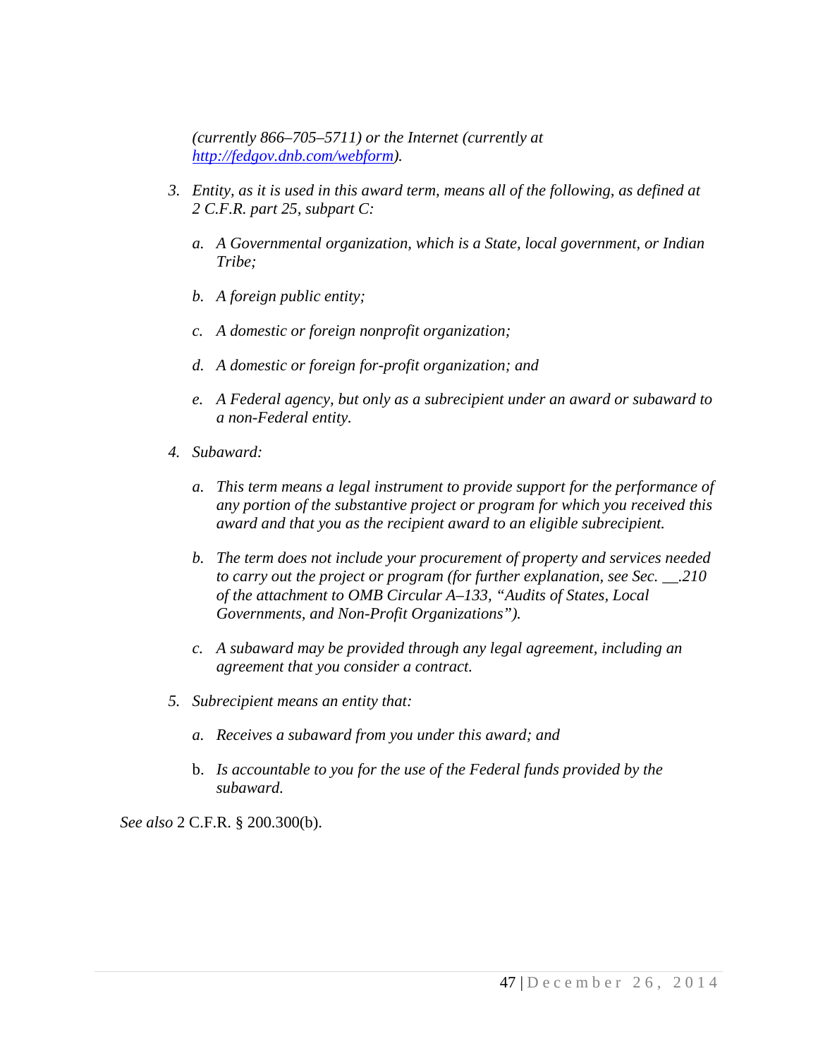*(currently 866–705–5711) or the Internet (currently at [http://fedgov.dnb.com/webform](http://fedgov.dnb.com/webform)).*

3. *Entity, as it is used in this award term, means all of the following, as defined at 2 C.F.R. part 25, subpart C:*

   a. *A Governmental organization, which is a State, local government, or Indian Tribe;*

   b. *A foreign public entity;*

   c. *A domestic or foreign nonprofit organization;*

   d. *A domestic or foreign for-profit organization; and*

   e. *A Federal agency, but only as a subrecipient under an award or subaward to a non-Federal entity.*

4. *Subaward:*

   a. *This term means a legal instrument to provide support for the performance of any portion of the substantive project or program for which you received this award and that you as the recipient award to an eligible subrecipient.*

   b. *The term does not include your procurement of property and services needed to carry out the project or program (for further explanation, see Sec. \_\_.210 of the attachment to OMB Circular A–133, "Audits of States, Local Governments, and Non-Profit Organizations").*

   c. *A subaward may be provided through any legal agreement, including an agreement that you consider a contract.*

5. *Subrecipient means an entity that:*

   a. *Receives a subaward from you under this award; and*

   b. *Is accountable to you for the use of the Federal funds provided by the subaward.*

*See also* 2 C.F.R. § 200.300(b).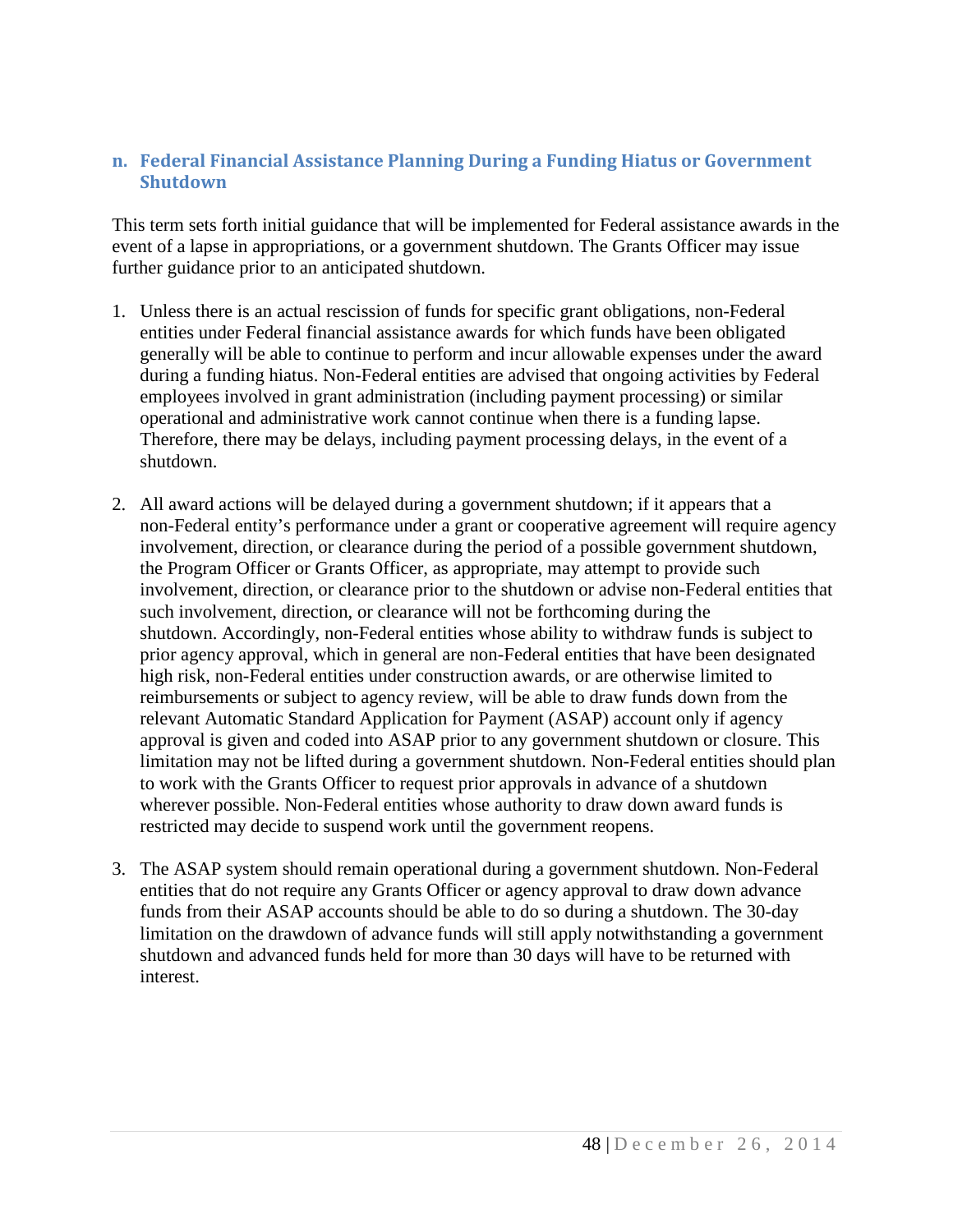## n. Federal Financial Assistance Planning During a Funding Hiatus or Government Shutdown

This term sets forth initial guidance that will be implemented for Federal assistance awards in the event of a lapse in appropriations, or a government shutdown. The Grants Officer may issue further guidance prior to an anticipated shutdown.

1. Unless there is an actual rescission of funds for specific grant obligations, non-Federal entities under Federal financial assistance awards for which funds have been obligated generally will be able to continue to perform and incur allowable expenses under the award during a funding hiatus. Non-Federal entities are advised that ongoing activities by Federal employees involved in grant administration (including payment processing) or similar operational and administrative work cannot continue when there is a funding lapse. Therefore, there may be delays, including payment processing delays, in the event of a shutdown.

2. All award actions will be delayed during a government shutdown; if it appears that a non-Federal entity's performance under a grant or cooperative agreement will require agency involvement, direction, or clearance during the period of a possible government shutdown, the Program Officer or Grants Officer, as appropriate, may attempt to provide such involvement, direction, or clearance prior to the shutdown or advise non-Federal entities that such involvement, direction, or clearance will not be forthcoming during the shutdown. Accordingly, non-Federal entities whose ability to withdraw funds is subject to prior agency approval, which in general are non-Federal entities that have been designated high risk, non-Federal entities under construction awards, or are otherwise limited to reimbursements or subject to agency review, will be able to draw funds down from the relevant Automatic Standard Application for Payment (ASAP) account only if agency approval is given and coded into ASAP prior to any government shutdown or closure. This limitation may not be lifted during a government shutdown. Non-Federal entities should plan to work with the Grants Officer to request prior approvals in advance of a shutdown wherever possible. Non-Federal entities whose authority to draw down award funds is restricted may decide to suspend work until the government reopens.

3. The ASAP system should remain operational during a government shutdown. Non-Federal entities that do not require any Grants Officer or agency approval to draw down advance funds from their ASAP accounts should be able to do so during a shutdown. The 30-day limitation on the drawdown of advance funds will still apply notwithstanding a government shutdown and advanced funds held for more than 30 days will have to be returned with interest.